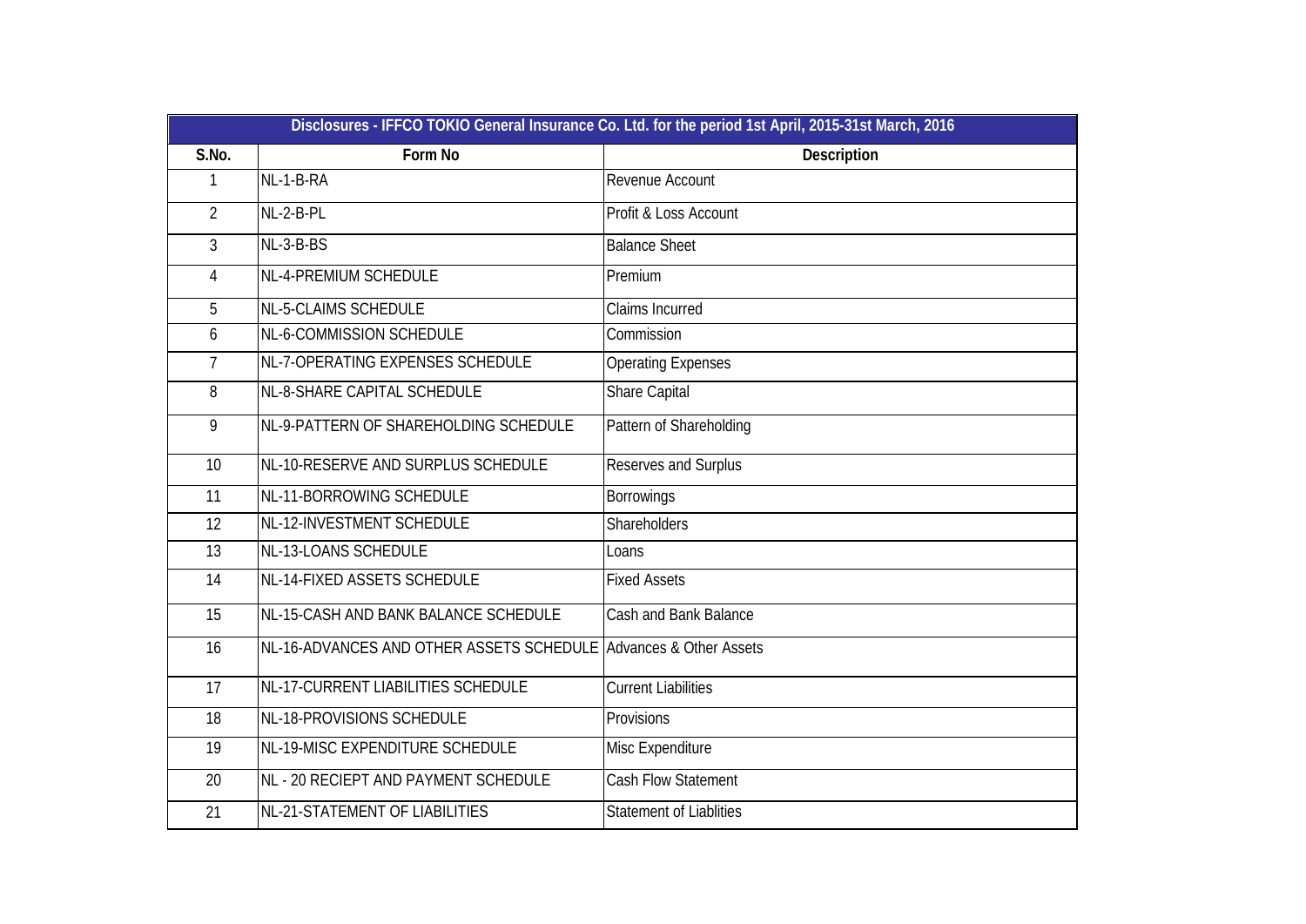| Disclosures - IFFCO TOKIO General Insurance Co. Ltd. for the period 1st April, 2015-31st March, 2016 | | |
|---|---|---|
| S.No. | Form No | Description |
| 1 | NL-1-B-RA | Revenue Account |
| 2 | NL-2-B-PL | Profit & Loss Account |
| 3 | NL-3-B-BS | Balance Sheet |
| 4 | NL-4-PREMIUM SCHEDULE | Premium |
| 5 | NL-5-CLAIMS SCHEDULE | Claims Incurred |
| 6 | NL-6-COMMISSION SCHEDULE | Commission |
| 7 | NL-7-OPERATING EXPENSES SCHEDULE | Operating Expenses |
| 8 | NL-8-SHARE CAPITAL SCHEDULE | Share Capital |
| 9 | NL-9-PATTERN OF SHAREHOLDING SCHEDULE | Pattern of Shareholding |
| 10 | NL-10-RESERVE AND SURPLUS SCHEDULE | Reserves and Surplus |
| 11 | NL-11-BORROWING SCHEDULE | Borrowings |
| 12 | NL-12-INVESTMENT SCHEDULE | Shareholders |
| 13 | NL-13-LOANS SCHEDULE | Loans |
| 14 | NL-14-FIXED ASSETS SCHEDULE | Fixed Assets |
| 15 | NL-15-CASH AND BANK BALANCE SCHEDULE | Cash and Bank Balance |
| 16 | NL-16-ADVANCES AND OTHER ASSETS SCHEDULE | Advances & Other Assets |
| 17 | NL-17-CURRENT LIABILITIES SCHEDULE | Current Liabilities |
| 18 | NL-18-PROVISIONS SCHEDULE | Provisions |
| 19 | NL-19-MISC EXPENDITURE SCHEDULE | Misc Expenditure |
| 20 | NL - 20 RECIEPT AND PAYMENT SCHEDULE | Cash Flow Statement |
| 21 | NL-21-STATEMENT OF LIABILITIES | Statement of Liablities |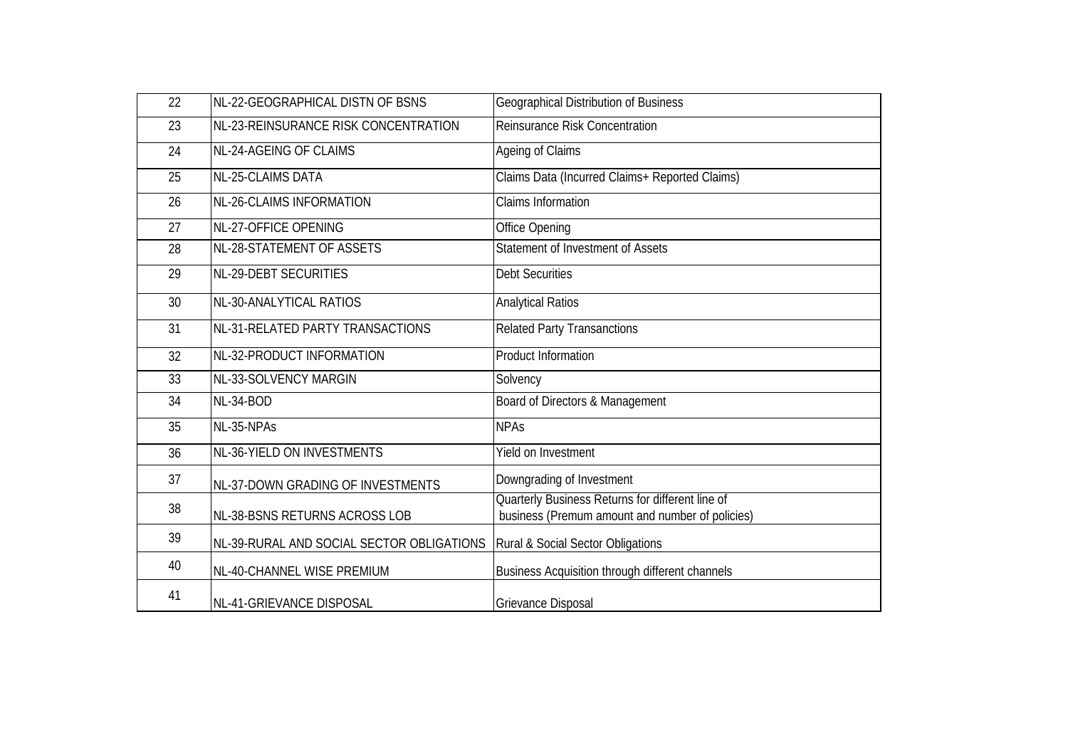| 22 | NL-22-GEOGRAPHICAL DISTN OF BSNS | Geographical Distribution of Business |
|---|---|---|
| 23 | NL-23-REINSURANCE RISK CONCENTRATION | Reinsurance Risk Concentration |
| 24 | NL-24-AGEING OF CLAIMS | Ageing of Claims |
| 25 | NL-25-CLAIMS DATA | Claims Data (Incurred Claims+ Reported Claims) |
| 26 | NL-26-CLAIMS INFORMATION | Claims Information |
| 27 | NL-27-OFFICE OPENING | Office Opening |
| 28 | NL-28-STATEMENT OF ASSETS | Statement of Investment of Assets |
| 29 | NL-29-DEBT SECURITIES | Debt Securities |
| 30 | NL-30-ANALYTICAL RATIOS | Analytical Ratios |
| 31 | NL-31-RELATED PARTY TRANSACTIONS | Related Party Transanctions |
| 32 | NL-32-PRODUCT INFORMATION | Product Information |
| 33 | NL-33-SOLVENCY MARGIN | Solvency |
| 34 | NL-34-BOD | Board of Directors & Management |
| 35 | NL-35-NPAs | NPAs |
| 36 | NL-36-YIELD ON INVESTMENTS | Yield on Investment |
| 37 | NL-37-DOWN GRADING OF INVESTMENTS | Downgrading of Investment |
| 38 | NL-38-BSNS RETURNS ACROSS LOB | Quarterly Business Returns for different line of business (Premum amount and number of policies) |
| 39 | NL-39-RURAL AND SOCIAL SECTOR OBLIGATIONS | Rural & Social Sector Obligations |
| 40 | NL-40-CHANNEL WISE PREMIUM | Business Acquisition through different channels |
| 41 | NL-41-GRIEVANCE DISPOSAL | Grievance Disposal |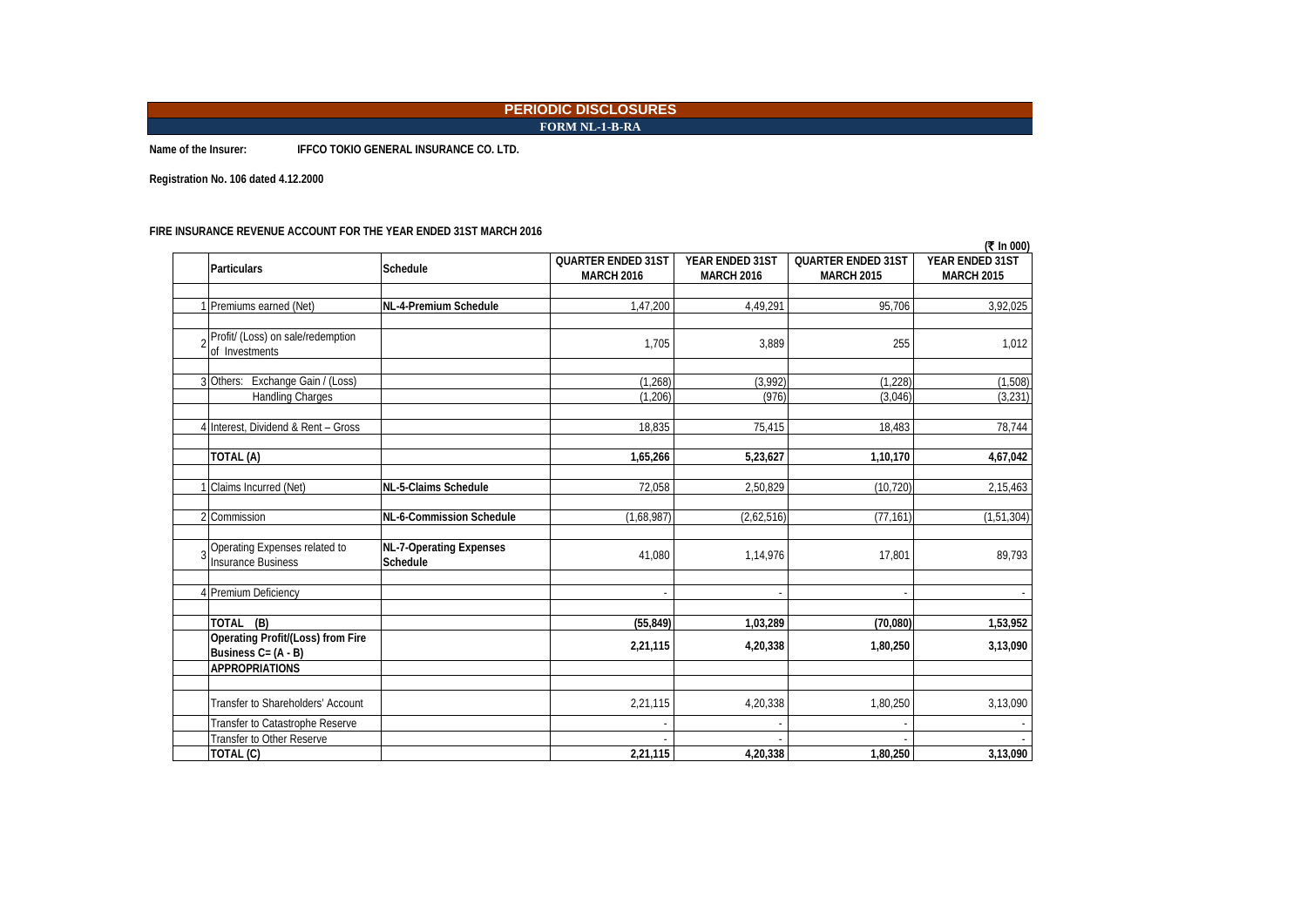# PERIODIC DISCLOSURES

## FORM NL-1-B-RA

**Name of the Insurer:** IFFCO TOKIO GENERAL INSURANCE CO. LTD.

**Registration No. 106 dated 4.12.2000**

**FIRE INSURANCE REVENUE ACCOUNT FOR THE YEAR ENDED 31ST MARCH 2016**

(₹ In 000)

| | Particulars | Schedule | QUARTER ENDED 31ST MARCH 2016 | YEAR ENDED 31ST MARCH 2016 | QUARTER ENDED 31ST MARCH 2015 | YEAR ENDED 31ST MARCH 2015 |
|---|---|---|---|---|---|---|
| 1 | Premiums earned (Net) | NL-4-Premium Schedule | 1,47,200 | 4,49,291 | 95,706 | 3,92,025 |
| 2 | Profit/ (Loss) on sale/redemption of Investments | | 1,705 | 3,889 | 255 | 1,012 |
| 3 | Others: Exchange Gain / (Loss) | | (1,268) | (3,992) | (1,228) | (1,508) |
| | Handling Charges | | (1,206) | (976) | (3,046) | (3,231) |
| 4 | Interest, Dividend & Rent – Gross | | 18,835 | 75,415 | 18,483 | 78,744 |
| | **TOTAL (A)** | | **1,65,266** | **5,23,627** | **1,10,170** | **4,67,042** |
| 1 | Claims Incurred (Net) | NL-5-Claims Schedule | 72,058 | 2,50,829 | (10,720) | 2,15,463 |
| 2 | Commission | NL-6-Commission Schedule | (1,68,987) | (2,62,516) | (77,161) | (1,51,304) |
| 3 | Operating Expenses related to Insurance Business | NL-7-Operating Expenses Schedule | 41,080 | 1,14,976 | 17,801 | 89,793 |
| 4 | Premium Deficiency | | - | - | - | - |
| | **TOTAL (B)** | | **(55,849)** | **1,03,289** | **(70,080)** | **1,53,952** |
| | **Operating Profit/(Loss) from Fire Business C= (A - B)** | | **2,21,115** | **4,20,338** | **1,80,250** | **3,13,090** |
| | **APPROPRIATIONS** | | | | | |
| | Transfer to Shareholders' Account | | 2,21,115 | 4,20,338 | 1,80,250 | 3,13,090 |
| | Transfer to Catastrophe Reserve | | - | - | - | - |
| | Transfer to Other Reserve | | - | - | - | - |
| | **TOTAL (C)** | | **2,21,115** | **4,20,338** | **1,80,250** | **3,13,090** |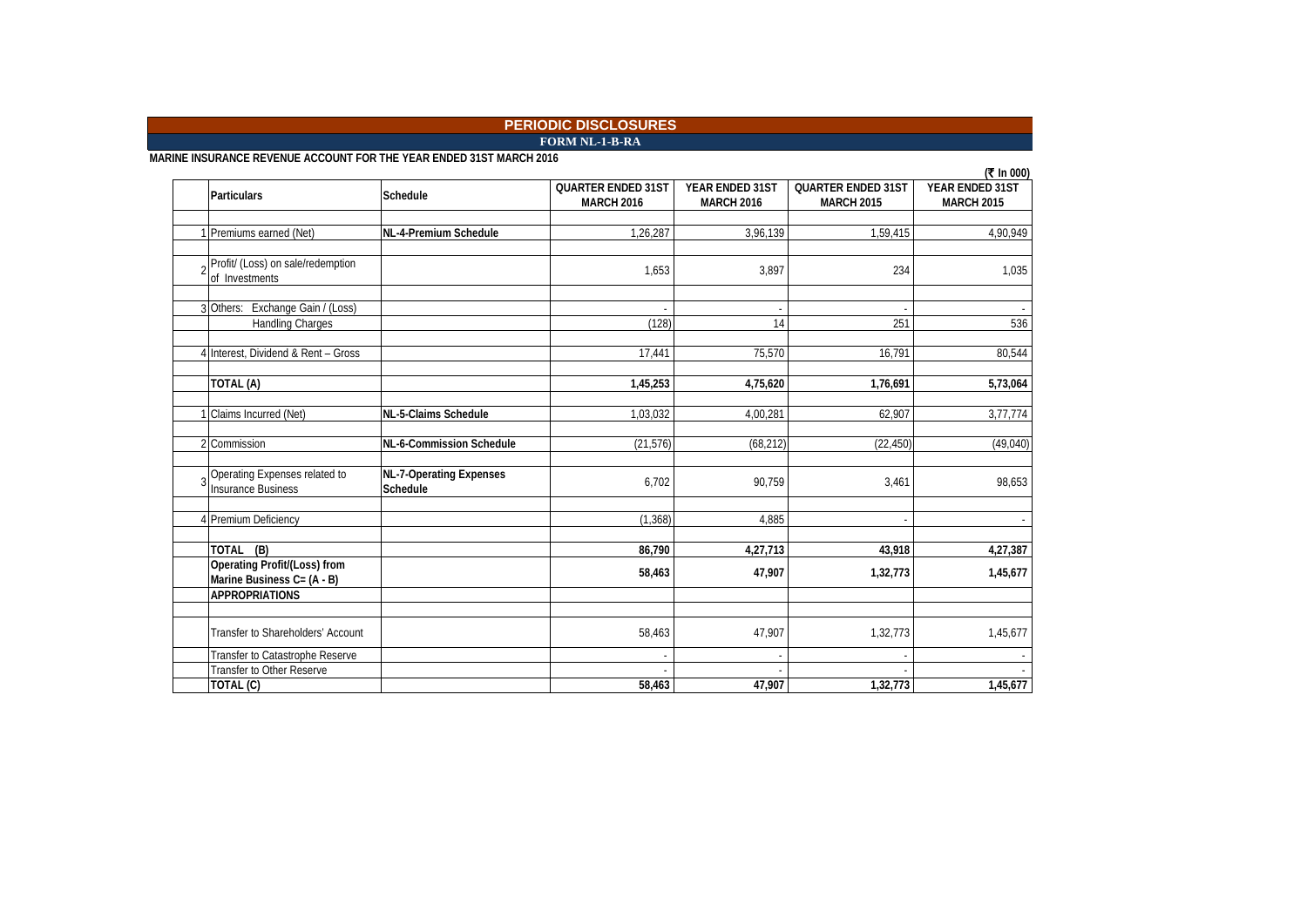# PERIODIC DISCLOSURES

## FORM NL-1-B-RA

**MARINE INSURANCE REVENUE ACCOUNT FOR THE YEAR ENDED 31ST MARCH 2016**

(₹ In 000)

| | Particulars | Schedule | QUARTER ENDED 31ST MARCH 2016 | YEAR ENDED 31ST MARCH 2016 | QUARTER ENDED 31ST MARCH 2015 | YEAR ENDED 31ST MARCH 2015 |
|---|---|---|---|---|---|---|
| 1 | Premiums earned (Net) | NL-4-Premium Schedule | 1,26,287 | 3,96,139 | 1,59,415 | 4,90,949 |
| 2 | Profit/ (Loss) on sale/redemption of Investments | | 1,653 | 3,897 | 234 | 1,035 |
| 3 | Others: Exchange Gain / (Loss) | | - | - | - | - |
| | Handling Charges | | (128) | 14 | 251 | 536 |
| 4 | Interest, Dividend & Rent – Gross | | 17,441 | 75,570 | 16,791 | 80,544 |
| | **TOTAL (A)** | | **1,45,253** | **4,75,620** | **1,76,691** | **5,73,064** |
| 1 | Claims Incurred (Net) | NL-5-Claims Schedule | 1,03,032 | 4,00,281 | 62,907 | 3,77,774 |
| 2 | Commission | NL-6-Commission Schedule | (21,576) | (68,212) | (22,450) | (49,040) |
| 3 | Operating Expenses related to Insurance Business | NL-7-Operating Expenses Schedule | 6,702 | 90,759 | 3,461 | 98,653 |
| 4 | Premium Deficiency | | (1,368) | 4,885 | - | - |
| | **TOTAL (B)** | | **86,790** | **4,27,713** | **43,918** | **4,27,387** |
| | **Operating Profit/(Loss) from Marine Business C= (A - B)** | | **58,463** | **47,907** | **1,32,773** | **1,45,677** |
| | **APPROPRIATIONS** | | | | | |
| | Transfer to Shareholders' Account | | 58,463 | 47,907 | 1,32,773 | 1,45,677 |
| | Transfer to Catastrophe Reserve | | - | - | - | - |
| | Transfer to Other Reserve | | - | - | - | - |
| | **TOTAL (C)** | | **58,463** | **47,907** | **1,32,773** | **1,45,677** |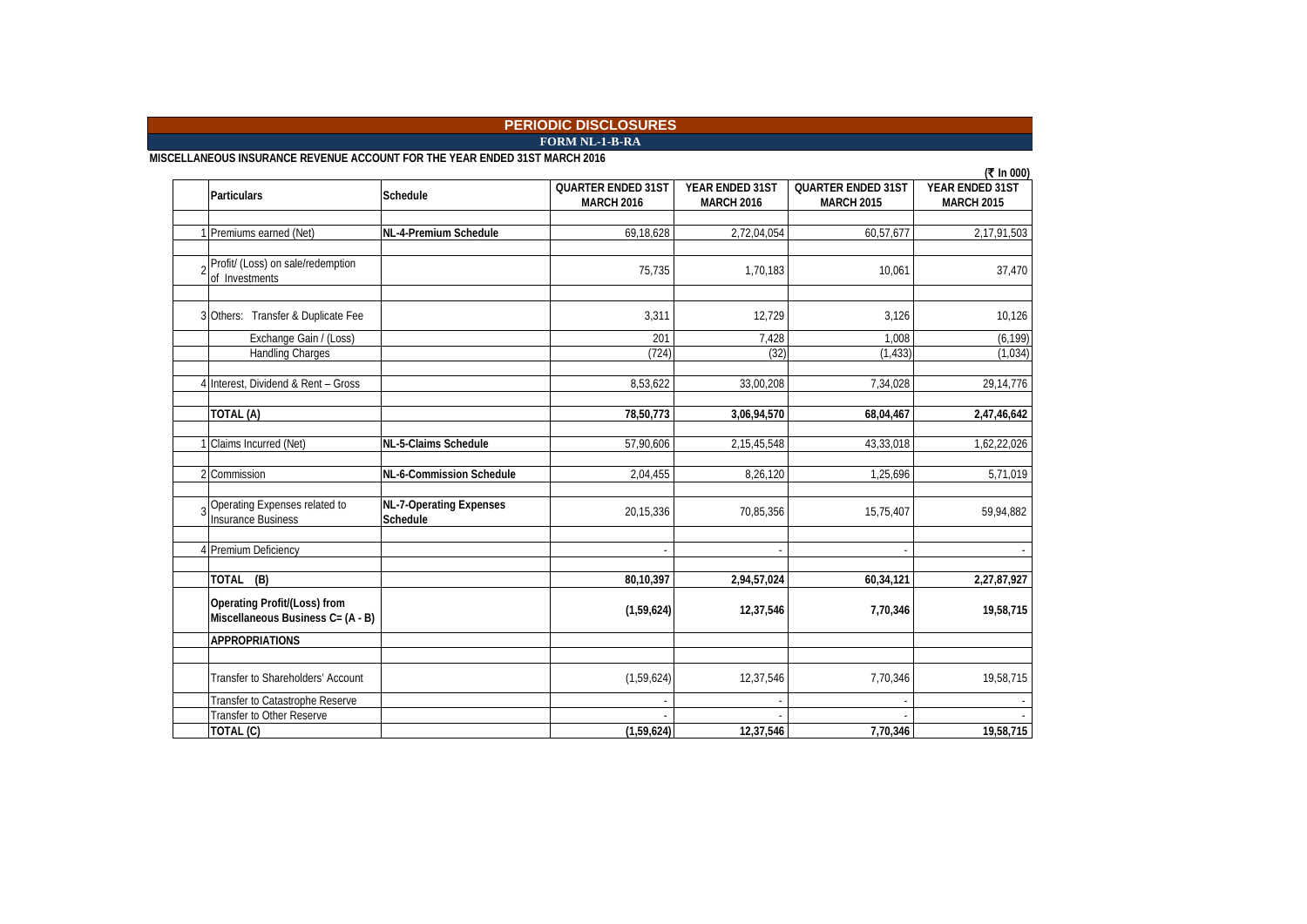# PERIODIC DISCLOSURES

## FORM NL-1-B-RA

**MISCELLANEOUS INSURANCE REVENUE ACCOUNT FOR THE YEAR ENDED 31ST MARCH 2016**

(₹ In 000)

| | Particulars | Schedule | QUARTER ENDED 31ST MARCH 2016 | YEAR ENDED 31ST MARCH 2016 | QUARTER ENDED 31ST MARCH 2015 | YEAR ENDED 31ST MARCH 2015 |
|---|---|---|---|---|---|---|
| 1 | Premiums earned (Net) | **NL-4-Premium Schedule** | 69,18,628 | 2,72,04,054 | 60,57,677 | 2,17,91,503 |
| 2 | Profit/ (Loss) on sale/redemption of Investments | | 75,735 | 1,70,183 | 10,061 | 37,470 |
| 3 | Others: Transfer & Duplicate Fee | | 3,311 | 12,729 | 3,126 | 10,126 |
| | Exchange Gain / (Loss) | | 201 | 7,428 | 1,008 | (6,199) |
| | Handling Charges | | (724) | (32) | (1,433) | (1,034) |
| 4 | Interest, Dividend & Rent – Gross | | 8,53,622 | 33,00,208 | 7,34,028 | 29,14,776 |
| | **TOTAL (A)** | | **78,50,773** | **3,06,94,570** | **68,04,467** | **2,47,46,642** |
| 1 | Claims Incurred (Net) | **NL-5-Claims Schedule** | 57,90,606 | 2,15,45,548 | 43,33,018 | 1,62,22,026 |
| 2 | Commission | **NL-6-Commission Schedule** | 2,04,455 | 8,26,120 | 1,25,696 | 5,71,019 |
| 3 | Operating Expenses related to Insurance Business | **NL-7-Operating Expenses Schedule** | 20,15,336 | 70,85,356 | 15,75,407 | 59,94,882 |
| 4 | Premium Deficiency | | - | - | - | - |
| | **TOTAL (B)** | | **80,10,397** | **2,94,57,024** | **60,34,121** | **2,27,87,927** |
| | **Operating Profit/(Loss) from Miscellaneous Business C= (A - B)** | | **(1,59,624)** | **12,37,546** | **7,70,346** | **19,58,715** |
| | **APPROPRIATIONS** | | | | | |
| | Transfer to Shareholders' Account | | (1,59,624) | 12,37,546 | 7,70,346 | 19,58,715 |
| | Transfer to Catastrophe Reserve | | - | - | - | - |
| | Transfer to Other Reserve | | - | - | - | - |
| | **TOTAL (C)** | | **(1,59,624)** | **12,37,546** | **7,70,346** | **19,58,715** |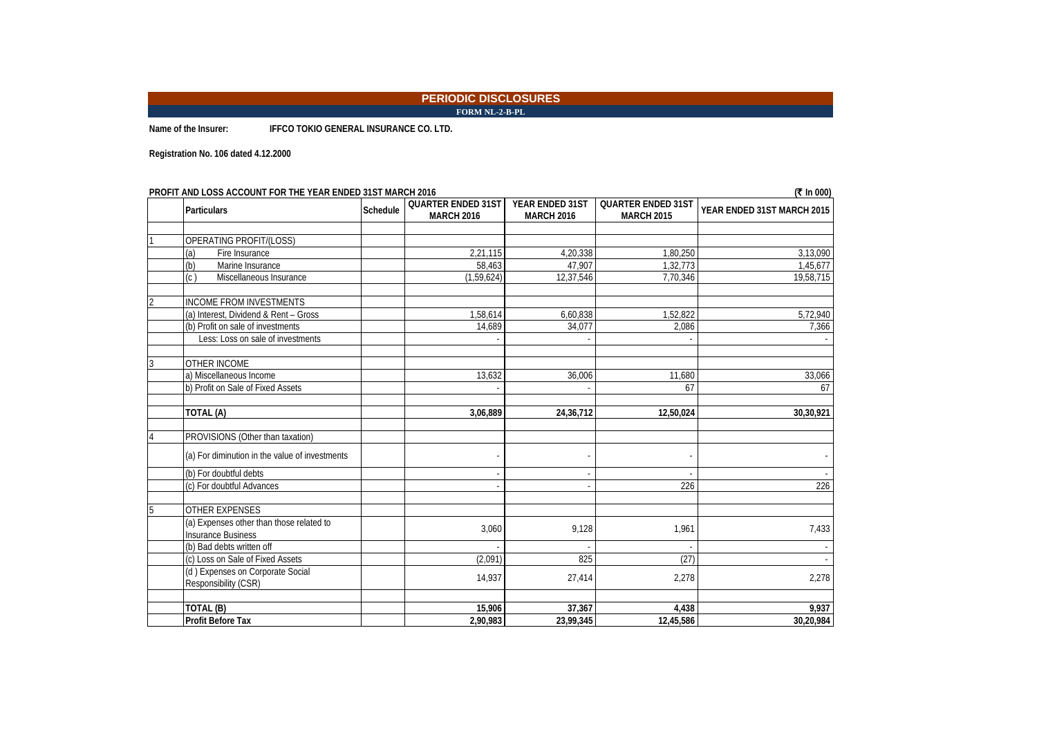# PERIODIC DISCLOSURES

**FORM NL-2-B-PL**

**Name of the Insurer:** **IFFCO TOKIO GENERAL INSURANCE CO. LTD.**

**Registration No. 106 dated 4.12.2000**

**PROFIT AND LOSS ACCOUNT FOR THE YEAR ENDED 31ST MARCH 2016** **(₹ In 000)**

| | Particulars | Schedule | QUARTER ENDED 31ST MARCH 2016 | YEAR ENDED 31ST MARCH 2016 | QUARTER ENDED 31ST MARCH 2015 | YEAR ENDED 31ST MARCH 2015 |
|---|---|---|---|---|---|---|
| | | | | | | |
| 1 | OPERATING PROFIT/(LOSS) | | | | | |
| | (a) Fire Insurance | | 2,21,115 | 4,20,338 | 1,80,250 | 3,13,090 |
| | (b) Marine Insurance | | 58,463 | 47,907 | 1,32,773 | 1,45,677 |
| | (c ) Miscellaneous Insurance | | (1,59,624) | 12,37,546 | 7,70,346 | 19,58,715 |
| | | | | | | |
| 2 | INCOME FROM INVESTMENTS | | | | | |
| | (a) Interest, Dividend & Rent – Gross | | 1,58,614 | 6,60,838 | 1,52,822 | 5,72,940 |
| | (b) Profit on sale of investments | | 14,689 | 34,077 | 2,086 | 7,366 |
| | Less: Loss on sale of investments | | - | - | - | - |
| | | | | | | |
| 3 | OTHER INCOME | | | | | |
| | a) Miscellaneous Income | | 13,632 | 36,006 | 11,680 | 33,066 |
| | b) Profit on Sale of Fixed Assets | | - | - | 67 | 67 |
| | | | | | | |
| | **TOTAL (A)** | | **3,06,889** | **24,36,712** | **12,50,024** | **30,30,921** |
| | | | | | | |
| 4 | PROVISIONS (Other than taxation) | | | | | |
| | (a) For diminution in the value of investments | | - | - | - | - |
| | (b) For doubtful debts | | - | - | - | - |
| | (c) For doubtful Advances | | - | - | 226 | 226 |
| | | | | | | |
| 5 | OTHER EXPENSES | | | | | |
| | (a) Expenses other than those related to Insurance Business | | 3,060 | 9,128 | 1,961 | 7,433 |
| | (b) Bad debts written off | | - | - | - | - |
| | (c) Loss on Sale of Fixed Assets | | (2,091) | 825 | (27) | - |
| | (d ) Expenses on Corporate Social Responsibility (CSR) | | 14,937 | 27,414 | 2,278 | 2,278 |
| | | | | | | |
| | **TOTAL (B)** | | **15,906** | **37,367** | **4,438** | **9,937** |
| | **Profit Before Tax** | | **2,90,983** | **23,99,345** | **12,45,586** | **30,20,984** |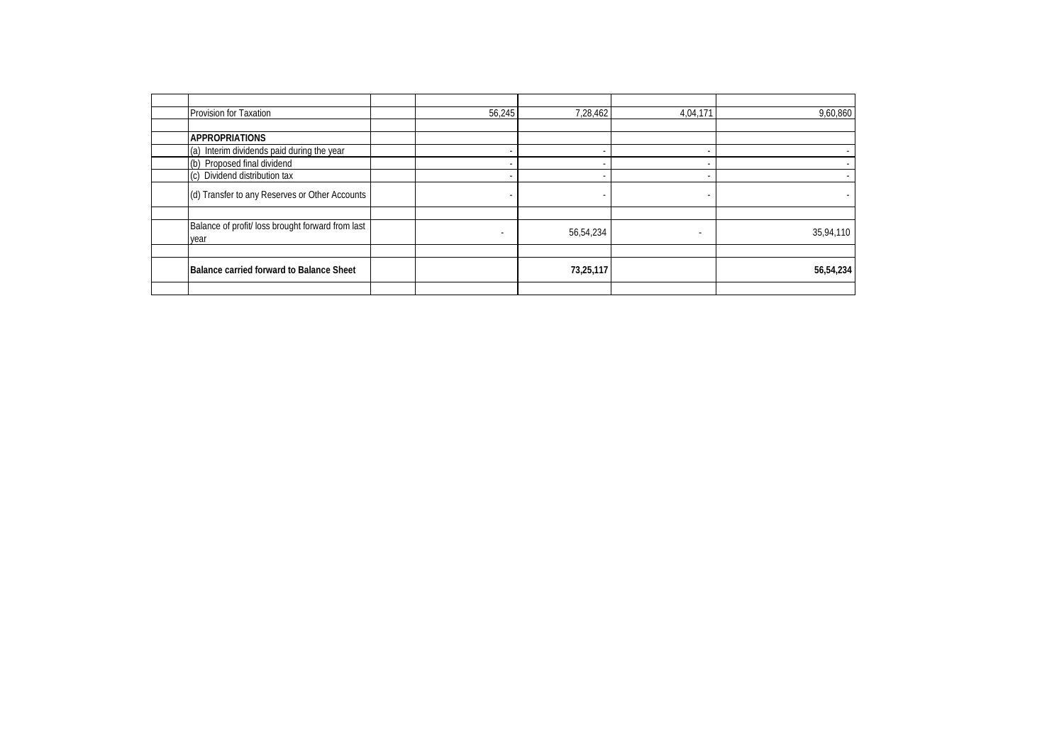| | | | | | | |
|---|---|---|---|---|---|---|
| | | | | | | |
| | Provision for Taxation | | 56,245 | 7,28,462 | 4,04,171 | 9,60,860 |
| | | | | | | |
| | **APPROPRIATIONS** | | | | | |
| | (a) Interim dividends paid during the year | | - | - | - | - |
| | (b) Proposed final dividend | | - | - | - | - |
| | (c) Dividend distribution tax | | - | - | - | - |
| | (d) Transfer to any Reserves or Other Accounts | | - | - | - | - |
| | | | | | | |
| | Balance of profit/ loss brought forward from last year | | - | 56,54,234 | - | 35,94,110 |
| | | | | | | |
| | **Balance carried forward to Balance Sheet** | | | **73,25,117** | | **56,54,234** |
| | | | | | | |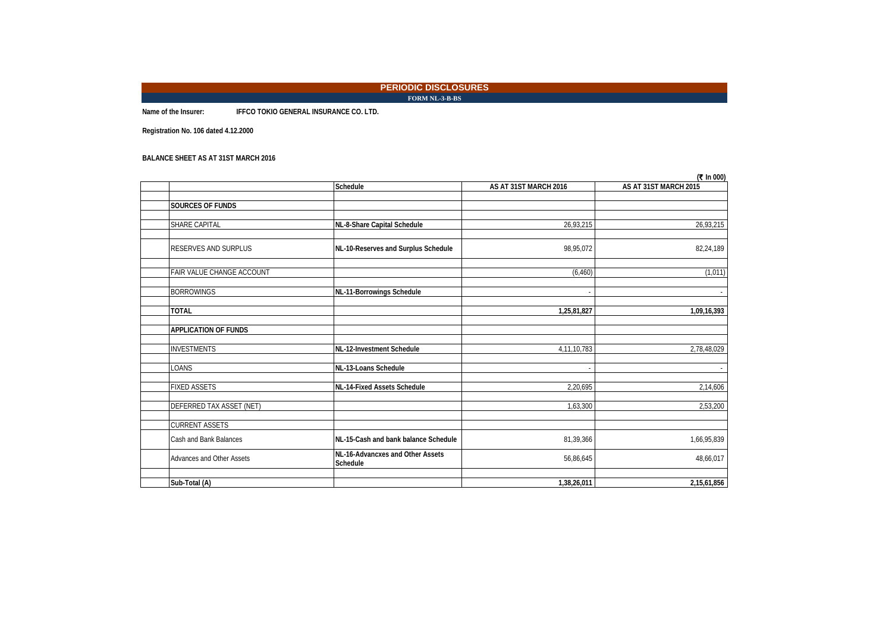# PERIODIC DISCLOSURES

**FORM NL-3-B-BS**

**Name of the Insurer:** IFFCO TOKIO GENERAL INSURANCE CO. LTD.

**Registration No. 106 dated 4.12.2000**

**BALANCE SHEET AS AT 31ST MARCH 2016**

(₹ In 000)

| | Schedule | AS AT 31ST MARCH 2016 | AS AT 31ST MARCH 2015 |
|---|---|---|---|
| **SOURCES OF FUNDS** | | | |
| SHARE CAPITAL | NL-8-Share Capital Schedule | 26,93,215 | 26,93,215 |
| RESERVES AND SURPLUS | NL-10-Reserves and Surplus Schedule | 98,95,072 | 82,24,189 |
| FAIR VALUE CHANGE ACCOUNT | | (6,460) | (1,011) |
| BORROWINGS | NL-11-Borrowings Schedule | - | - |
| **TOTAL** | | **1,25,81,827** | **1,09,16,393** |
| **APPLICATION OF FUNDS** | | | |
| INVESTMENTS | NL-12-Investment Schedule | 4,11,10,783 | 2,78,48,029 |
| LOANS | NL-13-Loans Schedule | - | - |
| FIXED ASSETS | NL-14-Fixed Assets Schedule | 2,20,695 | 2,14,606 |
| DEFERRED TAX ASSET (NET) | | 1,63,300 | 2,53,200 |
| CURRENT ASSETS | | | |
| Cash and Bank Balances | NL-15-Cash and bank balance Schedule | 81,39,366 | 1,66,95,839 |
| Advances and Other Assets | NL-16-Advancxes and Other Assets Schedule | 56,86,645 | 48,66,017 |
| **Sub-Total (A)** | | **1,38,26,011** | **2,15,61,856** |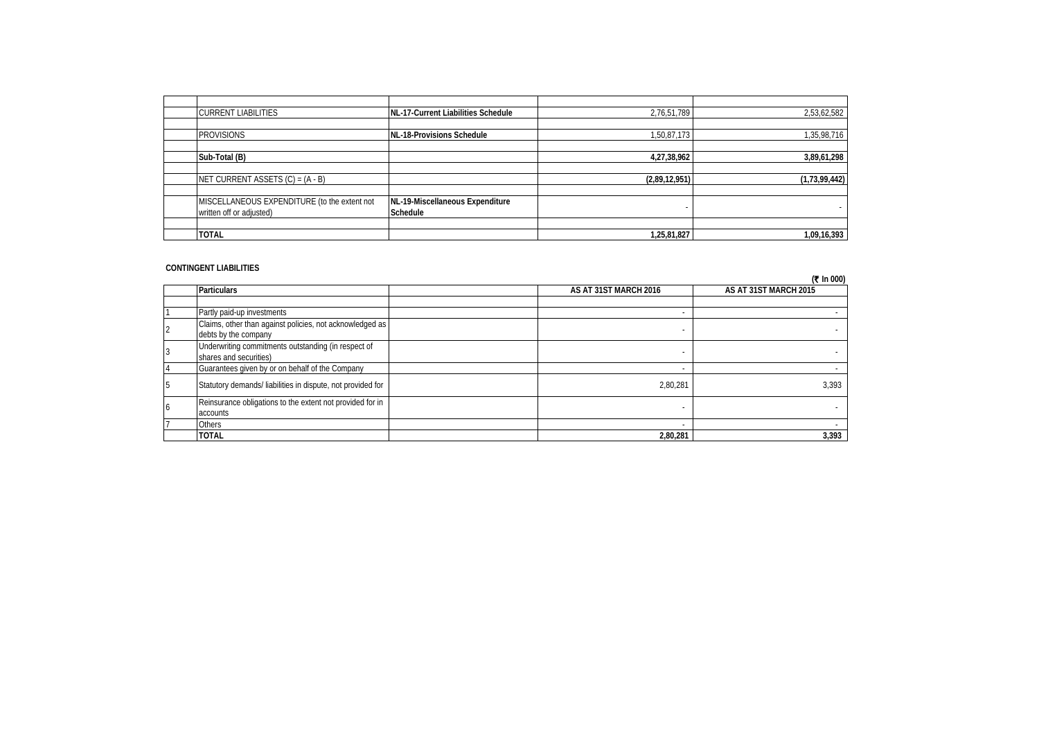| | | | | |
|---|---|---|---|---|
| | | | | |
| | CURRENT LIABILITIES | **NL-17-Current Liabilities Schedule** | 2,76,51,789 | 2,53,62,582 |
| | | | | |
| | PROVISIONS | **NL-18-Provisions Schedule** | 1,50,87,173 | 1,35,98,716 |
| | | | | |
| | **Sub-Total (B)** | | **4,27,38,962** | **3,89,61,298** |
| | | | | |
| | NET CURRENT ASSETS (C) = (A - B) | | **(2,89,12,951)** | **(1,73,99,442)** |
| | | | | |
| | MISCELLANEOUS EXPENDITURE (to the extent not written off or adjusted) | **NL-19-Miscellaneous Expenditure Schedule** | - | - |
| | | | | |
| | **TOTAL** | | **1,25,81,827** | **1,09,16,393** |

**CONTINGENT LIABILITIES**

**(₹ In 000)**

| | **Particulars** | | **AS AT 31ST MARCH 2016** | **AS AT 31ST MARCH 2015** |
|---|---|---|---|---|
| | | | | |
| 1 | Partly paid-up investments | | - | - |
| 2 | Claims, other than against policies, not acknowledged as debts by the company | | - | - |
| 3 | Underwriting commitments outstanding (in respect of shares and securities) | | - | - |
| 4 | Guarantees given by or on behalf of the Company | | - | - |
| 5 | Statutory demands/ liabilities in dispute, not provided for | | 2,80,281 | 3,393 |
| 6 | Reinsurance obligations to the extent not provided for in accounts | | - | - |
| 7 | Others | | - | - |
| | **TOTAL** | | **2,80,281** | **3,393** |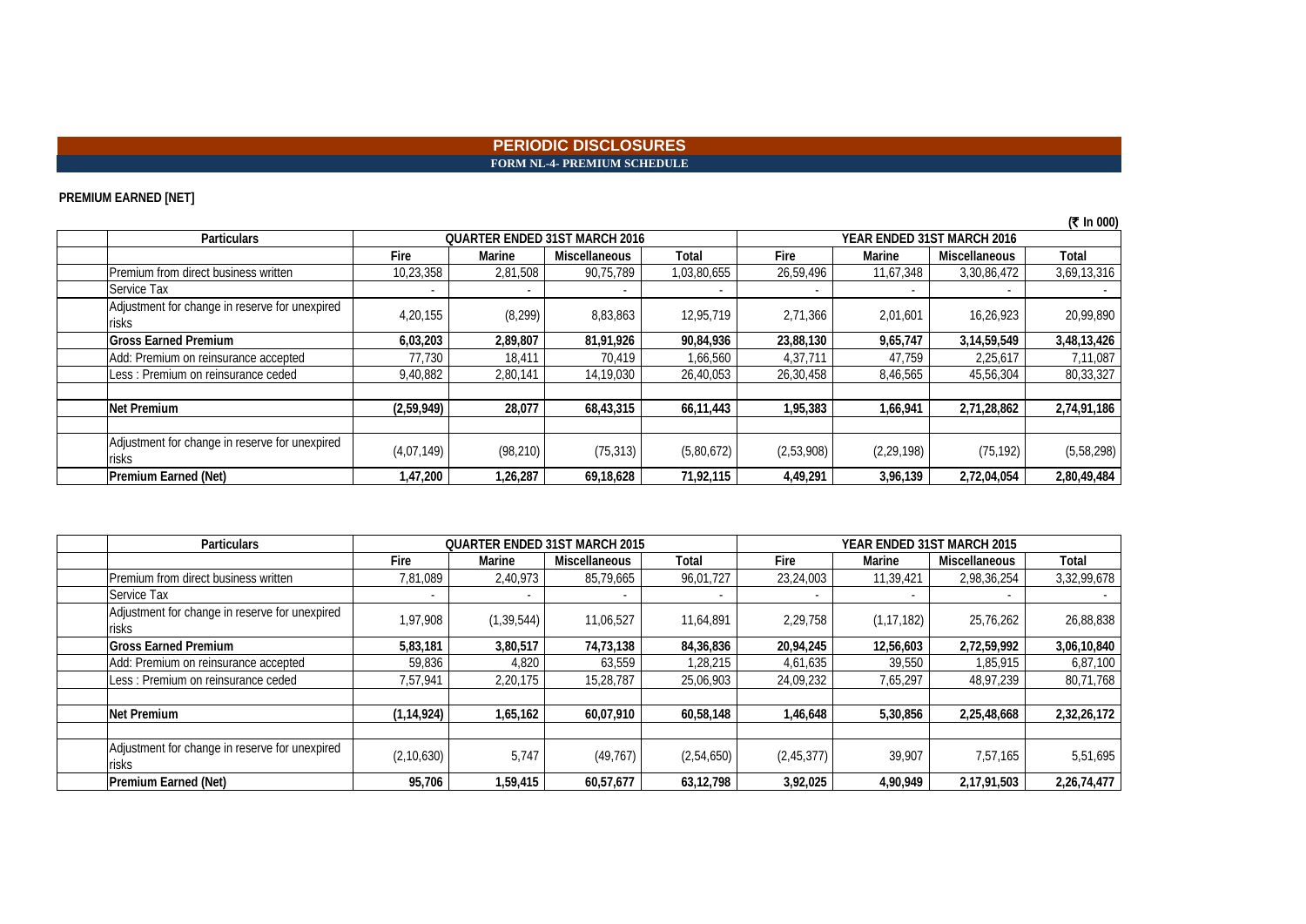# PERIODIC DISCLOSURES

## FORM NL-4- PREMIUM SCHEDULE

**PREMIUM EARNED [NET]**

(₹ In 000)

| Particulars | QUARTER ENDED 31ST MARCH 2016 | | | | YEAR ENDED 31ST MARCH 2016 | | | |
|---|---|---|---|---|---|---|---|---|
| | Fire | Marine | Miscellaneous | Total | Fire | Marine | Miscellaneous | Total |
| Premium from direct business written | 10,23,358 | 2,81,508 | 90,75,789 | 1,03,80,655 | 26,59,496 | 11,67,348 | 3,30,86,472 | 3,69,13,316 |
| Service Tax | - | - | - | - | - | - | - | - |
| Adjustment for change in reserve for unexpired risks | 4,20,155 | (8,299) | 8,83,863 | 12,95,719 | 2,71,366 | 2,01,601 | 16,26,923 | 20,99,890 |
| **Gross Earned Premium** | **6,03,203** | **2,89,807** | **81,91,926** | **90,84,936** | **23,88,130** | **9,65,747** | **3,14,59,549** | **3,48,13,426** |
| Add: Premium on reinsurance accepted | 77,730 | 18,411 | 70,419 | 1,66,560 | 4,37,711 | 47,759 | 2,25,617 | 7,11,087 |
| Less : Premium on reinsurance ceded | 9,40,882 | 2,80,141 | 14,19,030 | 26,40,053 | 26,30,458 | 8,46,565 | 45,56,304 | 80,33,327 |
| | | | | | | | | |
| **Net Premium** | **(2,59,949)** | **28,077** | **68,43,315** | **66,11,443** | **1,95,383** | **1,66,941** | **2,71,28,862** | **2,74,91,186** |
| | | | | | | | | |
| Adjustment for change in reserve for unexpired risks | (4,07,149) | (98,210) | (75,313) | (5,80,672) | (2,53,908) | (2,29,198) | (75,192) | (5,58,298) |
| **Premium Earned (Net)** | **1,47,200** | **1,26,287** | **69,18,628** | **71,92,115** | **4,49,291** | **3,96,139** | **2,72,04,054** | **2,80,49,484** |

| Particulars | QUARTER ENDED 31ST MARCH 2015 | | | | YEAR ENDED 31ST MARCH 2015 | | | |
|---|---|---|---|---|---|---|---|---|
| | Fire | Marine | Miscellaneous | Total | Fire | Marine | Miscellaneous | Total |
| Premium from direct business written | 7,81,089 | 2,40,973 | 85,79,665 | 96,01,727 | 23,24,003 | 11,39,421 | 2,98,36,254 | 3,32,99,678 |
| Service Tax | - | - | - | - | - | - | - | - |
| Adjustment for change in reserve for unexpired risks | 1,97,908 | (1,39,544) | 11,06,527 | 11,64,891 | 2,29,758 | (1,17,182) | 25,76,262 | 26,88,838 |
| **Gross Earned Premium** | **5,83,181** | **3,80,517** | **74,73,138** | **84,36,836** | **20,94,245** | **12,56,603** | **2,72,59,992** | **3,06,10,840** |
| Add: Premium on reinsurance accepted | 59,836 | 4,820 | 63,559 | 1,28,215 | 4,61,635 | 39,550 | 1,85,915 | 6,87,100 |
| Less : Premium on reinsurance ceded | 7,57,941 | 2,20,175 | 15,28,787 | 25,06,903 | 24,09,232 | 7,65,297 | 48,97,239 | 80,71,768 |
| | | | | | | | | |
| **Net Premium** | **(1,14,924)** | **1,65,162** | **60,07,910** | **60,58,148** | **1,46,648** | **5,30,856** | **2,25,48,668** | **2,32,26,172** |
| | | | | | | | | |
| Adjustment for change in reserve for unexpired risks | (2,10,630) | 5,747 | (49,767) | (2,54,650) | (2,45,377) | 39,907 | 7,57,165 | 5,51,695 |
| **Premium Earned (Net)** | **95,706** | **1,59,415** | **60,57,677** | **63,12,798** | **3,92,025** | **4,90,949** | **2,17,91,503** | **2,26,74,477** |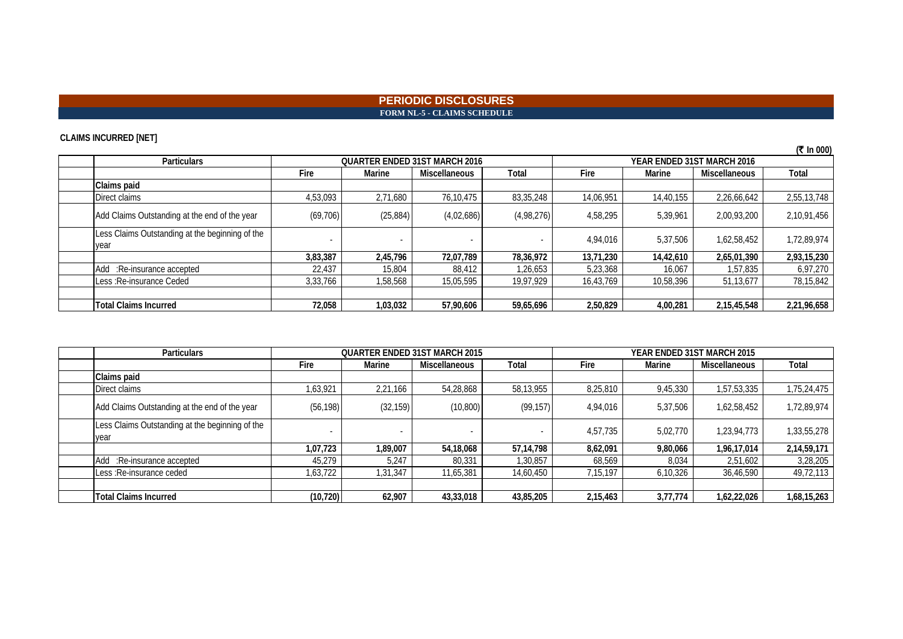# PERIODIC DISCLOSURES

## FORM NL-5 - CLAIMS SCHEDULE

**CLAIMS INCURRED [NET]**

(₹ In 000)

| Particulars | QUARTER ENDED 31ST MARCH 2016 | | | | YEAR ENDED 31ST MARCH 2016 | | | |
|---|---|---|---|---|---|---|---|---|
| | Fire | Marine | Miscellaneous | Total | Fire | Marine | Miscellaneous | Total |
| **Claims paid** | | | | | | | | |
| Direct claims | 4,53,093 | 2,71,680 | 76,10,475 | 83,35,248 | 14,06,951 | 14,40,155 | 2,26,66,642 | 2,55,13,748 |
| Add Claims Outstanding at the end of the year | (69,706) | (25,884) | (4,02,686) | (4,98,276) | 4,58,295 | 5,39,961 | 2,00,93,200 | 2,10,91,456 |
| Less Claims Outstanding at the beginning of the year | - | - | - | - | 4,94,016 | 5,37,506 | 1,62,58,452 | 1,72,89,974 |
| | **3,83,387** | **2,45,796** | **72,07,789** | **78,36,972** | **13,71,230** | **14,42,610** | **2,65,01,390** | **2,93,15,230** |
| Add :Re-insurance accepted | 22,437 | 15,804 | 88,412 | 1,26,653 | 5,23,368 | 16,067 | 1,57,835 | 6,97,270 |
| Less :Re-insurance Ceded | 3,33,766 | 1,58,568 | 15,05,595 | 19,97,929 | 16,43,769 | 10,58,396 | 51,13,677 | 78,15,842 |
| | | | | | | | | |
| **Total Claims Incurred** | **72,058** | **1,03,032** | **57,90,606** | **59,65,696** | **2,50,829** | **4,00,281** | **2,15,45,548** | **2,21,96,658** |

| Particulars | QUARTER ENDED 31ST MARCH 2015 | | | | YEAR ENDED 31ST MARCH 2015 | | | |
|---|---|---|---|---|---|---|---|---|
| | Fire | Marine | Miscellaneous | Total | Fire | Marine | Miscellaneous | Total |
| **Claims paid** | | | | | | | | |
| Direct claims | 1,63,921 | 2,21,166 | 54,28,868 | 58,13,955 | 8,25,810 | 9,45,330 | 1,57,53,335 | 1,75,24,475 |
| Add Claims Outstanding at the end of the year | (56,198) | (32,159) | (10,800) | (99,157) | 4,94,016 | 5,37,506 | 1,62,58,452 | 1,72,89,974 |
| Less Claims Outstanding at the beginning of the year | - | - | - | - | 4,57,735 | 5,02,770 | 1,23,94,773 | 1,33,55,278 |
| | **1,07,723** | **1,89,007** | **54,18,068** | **57,14,798** | **8,62,091** | **9,80,066** | **1,96,17,014** | **2,14,59,171** |
| Add :Re-insurance accepted | 45,279 | 5,247 | 80,331 | 1,30,857 | 68,569 | 8,034 | 2,51,602 | 3,28,205 |
| Less :Re-insurance ceded | 1,63,722 | 1,31,347 | 11,65,381 | 14,60,450 | 7,15,197 | 6,10,326 | 36,46,590 | 49,72,113 |
| | | | | | | | | |
| **Total Claims Incurred** | **(10,720)** | **62,907** | **43,33,018** | **43,85,205** | **2,15,463** | **3,77,774** | **1,62,22,026** | **1,68,15,263** |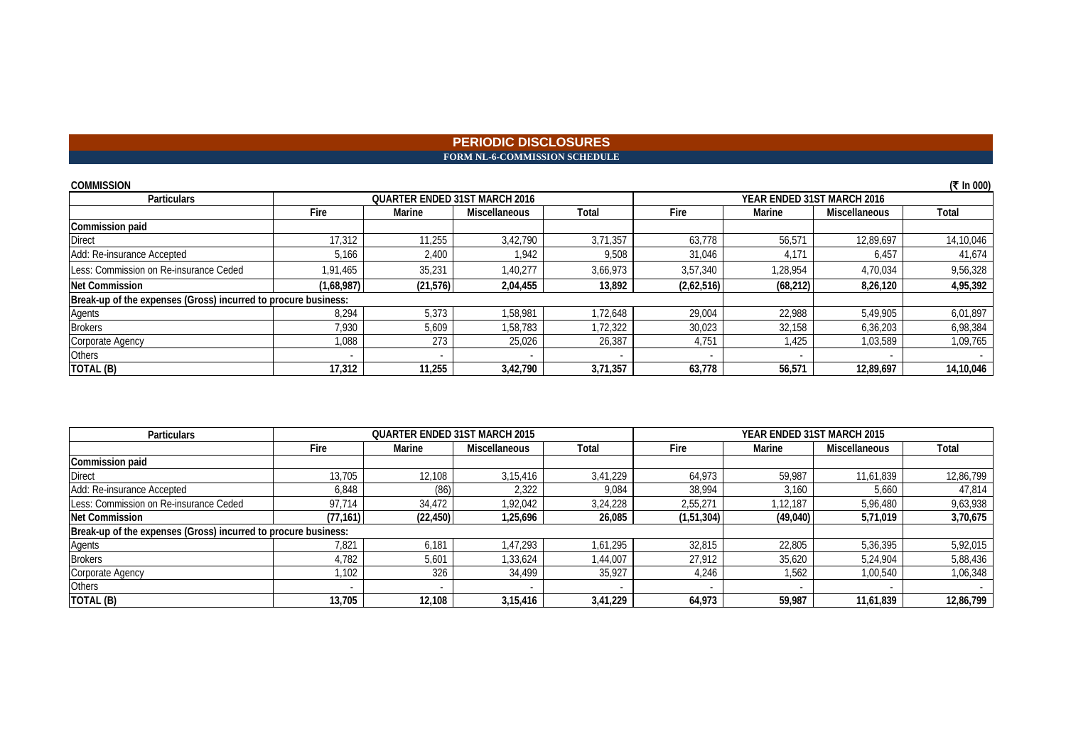# PERIODIC DISCLOSURES

## FORM NL-6-COMMISSION SCHEDULE

**COMMISSION** (₹ In 000)

| Particulars | QUARTER ENDED 31ST MARCH 2016 | | | | YEAR ENDED 31ST MARCH 2016 | | | |
|---|---|---|---|---|---|---|---|---|
| | Fire | Marine | Miscellaneous | Total | Fire | Marine | Miscellaneous | Total |
| **Commission paid** | | | | | | | | |
| Direct | 17,312 | 11,255 | 3,42,790 | 3,71,357 | 63,778 | 56,571 | 12,89,697 | 14,10,046 |
| Add: Re-insurance Accepted | 5,166 | 2,400 | 1,942 | 9,508 | 31,046 | 4,171 | 6,457 | 41,674 |
| Less: Commission on Re-insurance Ceded | 1,91,465 | 35,231 | 1,40,277 | 3,66,973 | 3,57,340 | 1,28,954 | 4,70,034 | 9,56,328 |
| **Net Commission** | **(1,68,987)** | **(21,576)** | **2,04,455** | **13,892** | **(2,62,516)** | **(68,212)** | **8,26,120** | **4,95,392** |
| **Break-up of the expenses (Gross) incurred to procure business:** | | | | | | | | |
| Agents | 8,294 | 5,373 | 1,58,981 | 1,72,648 | 29,004 | 22,988 | 5,49,905 | 6,01,897 |
| Brokers | 7,930 | 5,609 | 1,58,783 | 1,72,322 | 30,023 | 32,158 | 6,36,203 | 6,98,384 |
| Corporate Agency | 1,088 | 273 | 25,026 | 26,387 | 4,751 | 1,425 | 1,03,589 | 1,09,765 |
| Others | - | - | - | - | - | - | - | - |
| **TOTAL (B)** | **17,312** | **11,255** | **3,42,790** | **3,71,357** | **63,778** | **56,571** | **12,89,697** | **14,10,046** |

| Particulars | QUARTER ENDED 31ST MARCH 2015 | | | | YEAR ENDED 31ST MARCH 2015 | | | |
|---|---|---|---|---|---|---|---|---|
| | Fire | Marine | Miscellaneous | Total | Fire | Marine | Miscellaneous | Total |
| **Commission paid** | | | | | | | | |
| Direct | 13,705 | 12,108 | 3,15,416 | 3,41,229 | 64,973 | 59,987 | 11,61,839 | 12,86,799 |
| Add: Re-insurance Accepted | 6,848 | (86) | 2,322 | 9,084 | 38,994 | 3,160 | 5,660 | 47,814 |
| Less: Commission on Re-insurance Ceded | 97,714 | 34,472 | 1,92,042 | 3,24,228 | 2,55,271 | 1,12,187 | 5,96,480 | 9,63,938 |
| **Net Commission** | **(77,161)** | **(22,450)** | **1,25,696** | **26,085** | **(1,51,304)** | **(49,040)** | **5,71,019** | **3,70,675** |
| **Break-up of the expenses (Gross) incurred to procure business:** | | | | | | | | |
| Agents | 7,821 | 6,181 | 1,47,293 | 1,61,295 | 32,815 | 22,805 | 5,36,395 | 5,92,015 |
| Brokers | 4,782 | 5,601 | 1,33,624 | 1,44,007 | 27,912 | 35,620 | 5,24,904 | 5,88,436 |
| Corporate Agency | 1,102 | 326 | 34,499 | 35,927 | 4,246 | 1,562 | 1,00,540 | 1,06,348 |
| Others | - | - | - | - | - | - | - | - |
| **TOTAL (B)** | **13,705** | **12,108** | **3,15,416** | **3,41,229** | **64,973** | **59,987** | **11,61,839** | **12,86,799** |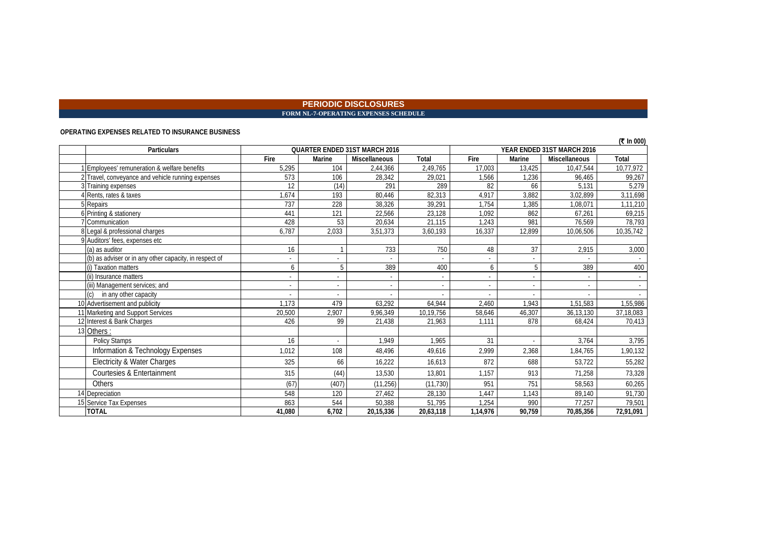# PERIODIC DISCLOSURES

## FORM NL-7-OPERATING EXPENSES SCHEDULE

### OPERATING EXPENSES RELATED TO INSURANCE BUSINESS

(₹ In 000)

| | Particulars | QUARTER ENDED 31ST MARCH 2016 | | | | YEAR ENDED 31ST MARCH 2016 | | | |
|---|---|---|---|---|---|---|---|---|---|
| | | Fire | Marine | Miscellaneous | Total | Fire | Marine | Miscellaneous | Total |
| 1 | Employees' remuneration & welfare benefits | 5,295 | 104 | 2,44,366 | 2,49,765 | 17,003 | 13,425 | 10,47,544 | 10,77,972 |
| 2 | Travel, conveyance and vehicle running expenses | 573 | 106 | 28,342 | 29,021 | 1,566 | 1,236 | 96,465 | 99,267 |
| 3 | Training expenses | 12 | (14) | 291 | 289 | 82 | 66 | 5,131 | 5,279 |
| 4 | Rents, rates & taxes | 1,674 | 193 | 80,446 | 82,313 | 4,917 | 3,882 | 3,02,899 | 3,11,698 |
| 5 | Repairs | 737 | 228 | 38,326 | 39,291 | 1,754 | 1,385 | 1,08,071 | 1,11,210 |
| 6 | Printing & stationery | 441 | 121 | 22,566 | 23,128 | 1,092 | 862 | 67,261 | 69,215 |
| 7 | Communication | 428 | 53 | 20,634 | 21,115 | 1,243 | 981 | 76,569 | 78,793 |
| 8 | Legal & professional charges | 6,787 | 2,033 | 3,51,373 | 3,60,193 | 16,337 | 12,899 | 10,06,506 | 10,35,742 |
| 9 | Auditors' fees, expenses etc | | | | | | | | |
| | (a) as auditor | 16 | 1 | 733 | 750 | 48 | 37 | 2,915 | 3,000 |
| | (b) as adviser or in any other capacity, in respect of | - | - | - | - | - | - | - | - |
| | (i) Taxation matters | 6 | 5 | 389 | 400 | 6 | 5 | 389 | 400 |
| | (ii) Insurance matters | - | - | - | - | - | - | - | - |
| | (iii) Management services; and | - | - | - | - | - | - | - | - |
| | (c) in any other capacity | - | - | - | - | - | - | - | - |
| 10 | Advertisement and publicity | 1,173 | 479 | 63,292 | 64,944 | 2,460 | 1,943 | 1,51,583 | 1,55,986 |
| 11 | Marketing and Support Services | 20,500 | 2,907 | 9,96,349 | 10,19,756 | 58,646 | 46,307 | 36,13,130 | 37,18,083 |
| 12 | Interest & Bank Charges | 426 | 99 | 21,438 | 21,963 | 1,111 | 878 | 68,424 | 70,413 |
| 13 | Others : | | | | | | | | |
| | Policy Stamps | 16 | - | 1,949 | 1,965 | 31 | - | 3,764 | 3,795 |
| | Information & Technology Expenses | 1,012 | 108 | 48,496 | 49,616 | 2,999 | 2,368 | 1,84,765 | 1,90,132 |
| | Electricity & Water Charges | 325 | 66 | 16,222 | 16,613 | 872 | 688 | 53,722 | 55,282 |
| | Courtesies & Entertainment | 315 | (44) | 13,530 | 13,801 | 1,157 | 913 | 71,258 | 73,328 |
| | Others | (67) | (407) | (11,256) | (11,730) | 951 | 751 | 58,563 | 60,265 |
| 14 | Depreciation | 548 | 120 | 27,462 | 28,130 | 1,447 | 1,143 | 89,140 | 91,730 |
| 15 | Service Tax Expenses | 863 | 544 | 50,388 | 51,795 | 1,254 | 990 | 77,257 | 79,501 |
| | **TOTAL** | **41,080** | **6,702** | **20,15,336** | **20,63,118** | **1,14,976** | **90,759** | **70,85,356** | **72,91,091** |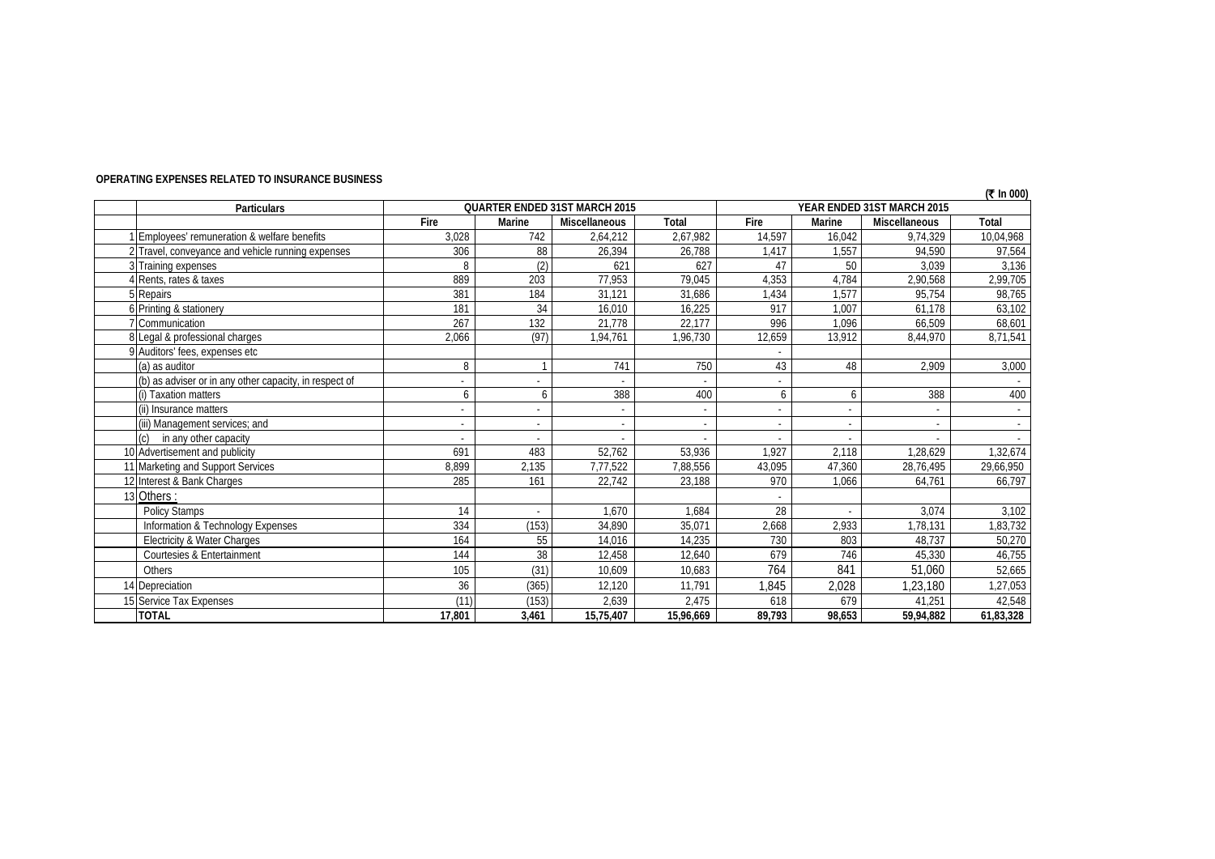**OPERATING EXPENSES RELATED TO INSURANCE BUSINESS**

(₹ In 000)

| | Particulars | QUARTER ENDED 31ST MARCH 2015 | | | | YEAR ENDED 31ST MARCH 2015 | | | |
|---|---|---|---|---|---|---|---|---|---|
| | | Fire | Marine | Miscellaneous | Total | Fire | Marine | Miscellaneous | Total |
| 1 | Employees' remuneration & welfare benefits | 3,028 | 742 | 2,64,212 | 2,67,982 | 14,597 | 16,042 | 9,74,329 | 10,04,968 |
| 2 | Travel, conveyance and vehicle running expenses | 306 | 88 | 26,394 | 26,788 | 1,417 | 1,557 | 94,590 | 97,564 |
| 3 | Training expenses | 8 | (2) | 621 | 627 | 47 | 50 | 3,039 | 3,136 |
| 4 | Rents, rates & taxes | 889 | 203 | 77,953 | 79,045 | 4,353 | 4,784 | 2,90,568 | 2,99,705 |
| 5 | Repairs | 381 | 184 | 31,121 | 31,686 | 1,434 | 1,577 | 95,754 | 98,765 |
| 6 | Printing & stationery | 181 | 34 | 16,010 | 16,225 | 917 | 1,007 | 61,178 | 63,102 |
| 7 | Communication | 267 | 132 | 21,778 | 22,177 | 996 | 1,096 | 66,509 | 68,601 |
| 8 | Legal & professional charges | 2,066 | (97) | 1,94,761 | 1,96,730 | 12,659 | 13,912 | 8,44,970 | 8,71,541 |
| 9 | Auditors' fees, expenses etc | | | | | - | | | |
| | (a) as auditor | 8 | 1 | 741 | 750 | 43 | 48 | 2,909 | 3,000 |
| | (b) as adviser or in any other capacity, in respect of | - | - | - | - | - | | | - |
| | (i) Taxation matters | 6 | 6 | 388 | 400 | 6 | 6 | 388 | 400 |
| | (ii) Insurance matters | - | - | - | - | - | - | - | - |
| | (iii) Management services; and | - | - | - | - | - | - | - | - |
| | (c) in any other capacity | - | - | - | - | - | - | - | - |
| 10 | Advertisement and publicity | 691 | 483 | 52,762 | 53,936 | 1,927 | 2,118 | 1,28,629 | 1,32,674 |
| 11 | Marketing and Support Services | 8,899 | 2,135 | 7,77,522 | 7,88,556 | 43,095 | 47,360 | 28,76,495 | 29,66,950 |
| 12 | Interest & Bank Charges | 285 | 161 | 22,742 | 23,188 | 970 | 1,066 | 64,761 | 66,797 |
| 13 | Others : | | | | | - | | | |
| | Policy Stamps | 14 | - | 1,670 | 1,684 | 28 | - | 3,074 | 3,102 |
| | Information & Technology Expenses | 334 | (153) | 34,890 | 35,071 | 2,668 | 2,933 | 1,78,131 | 1,83,732 |
| | Electricity & Water Charges | 164 | 55 | 14,016 | 14,235 | 730 | 803 | 48,737 | 50,270 |
| | Courtesies & Entertainment | 144 | 38 | 12,458 | 12,640 | 679 | 746 | 45,330 | 46,755 |
| | Others | 105 | (31) | 10,609 | 10,683 | 764 | 841 | 51,060 | 52,665 |
| 14 | Depreciation | 36 | (365) | 12,120 | 11,791 | 1,845 | 2,028 | 1,23,180 | 1,27,053 |
| 15 | Service Tax Expenses | (11) | (153) | 2,639 | 2,475 | 618 | 679 | 41,251 | 42,548 |
| | **TOTAL** | **17,801** | **3,461** | **15,75,407** | **15,96,669** | **89,793** | **98,653** | **59,94,882** | **61,83,328** |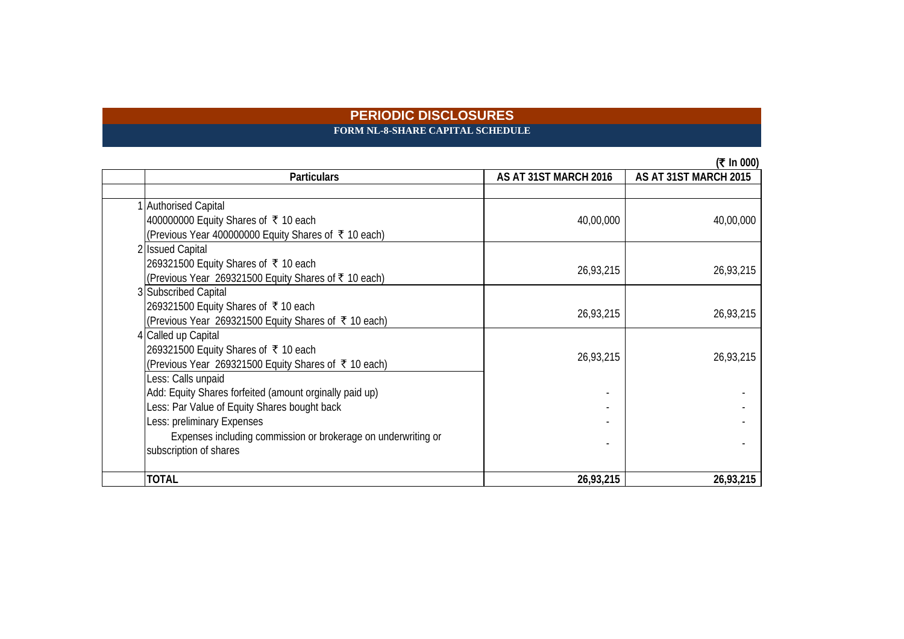# PERIODIC DISCLOSURES

## FORM NL-8-SHARE CAPITAL SCHEDULE

(₹ In 000)

| | Particulars | AS AT 31ST MARCH 2016 | AS AT 31ST MARCH 2015 |
|---|---|---|---|
| 1 | Authorised Capital<br>400000000 Equity Shares of ₹ 10 each<br>(Previous Year 400000000 Equity Shares of ₹ 10 each) | 40,00,000 | 40,00,000 |
| 2 | Issued Capital<br>269321500 Equity Shares of ₹ 10 each<br>(Previous Year 269321500 Equity Shares of ₹ 10 each) | 26,93,215 | 26,93,215 |
| 3 | Subscribed Capital<br>269321500 Equity Shares of ₹ 10 each<br>(Previous Year 269321500 Equity Shares of ₹ 10 each) | 26,93,215 | 26,93,215 |
| 4 | Called up Capital<br>269321500 Equity Shares of ₹ 10 each<br>(Previous Year 269321500 Equity Shares of ₹ 10 each) | 26,93,215 | 26,93,215 |
| | Less: Calls unpaid | | |
| | Add: Equity Shares forfeited (amount orginally paid up) | - | - |
| | Less: Par Value of Equity Shares bought back | - | - |
| | Less: preliminary Expenses | - | - |
| | Expenses including commission or brokerage on underwriting or subscription of shares | - | - |
| | **TOTAL** | **26,93,215** | **26,93,215** |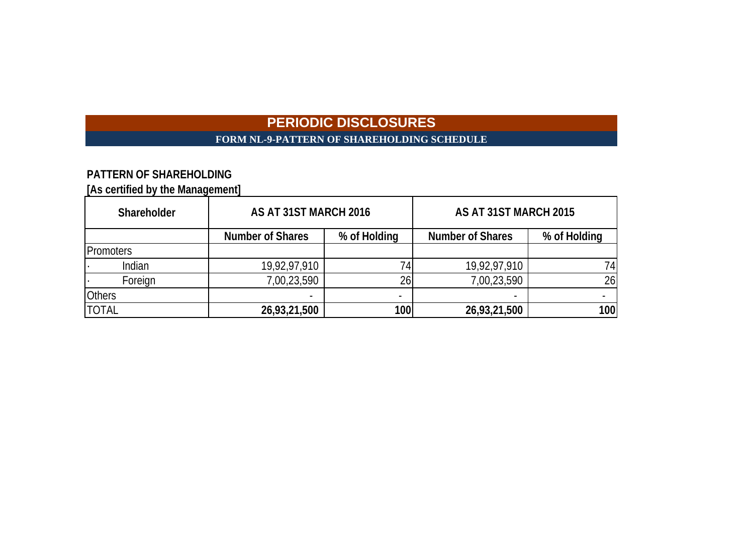# PERIODIC DISCLOSURES

## FORM NL-9-PATTERN OF SHAREHOLDING SCHEDULE

**PATTERN OF SHAREHOLDING**

**[As certified by the Management]**

| Shareholder | AS AT 31ST MARCH 2016 | | AS AT 31ST MARCH 2015 | |
|---|---|---|---|---|
| | Number of Shares | % of Holding | Number of Shares | % of Holding |
| Promoters | | | | |
| · Indian | 19,92,97,910 | 74 | 19,92,97,910 | 74 |
| · Foreign | 7,00,23,590 | 26 | 7,00,23,590 | 26 |
| Others | - | - | - | - |
| TOTAL | **26,93,21,500** | **100** | **26,93,21,500** | **100** |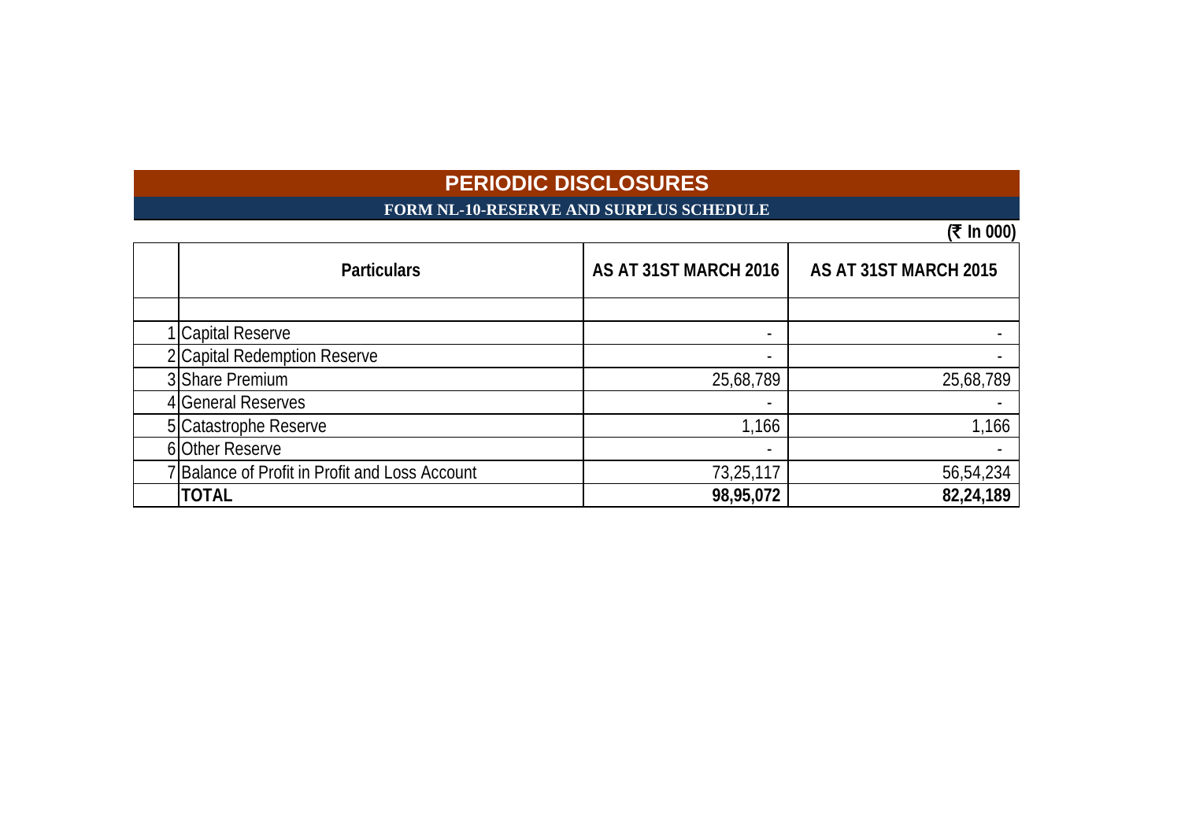# PERIODIC DISCLOSURES

## FORM NL-10-RESERVE AND SURPLUS SCHEDULE

(₹ In 000)

| | Particulars | AS AT 31ST MARCH 2016 | AS AT 31ST MARCH 2015 |
|---|---|---|---|
| | | | |
| 1 | Capital Reserve | - | - |
| 2 | Capital Redemption Reserve | - | - |
| 3 | Share Premium | 25,68,789 | 25,68,789 |
| 4 | General Reserves | - | - |
| 5 | Catastrophe Reserve | 1,166 | 1,166 |
| 6 | Other Reserve | - | - |
| 7 | Balance of Profit in Profit and Loss Account | 73,25,117 | 56,54,234 |
| | **TOTAL** | **98,95,072** | **82,24,189** |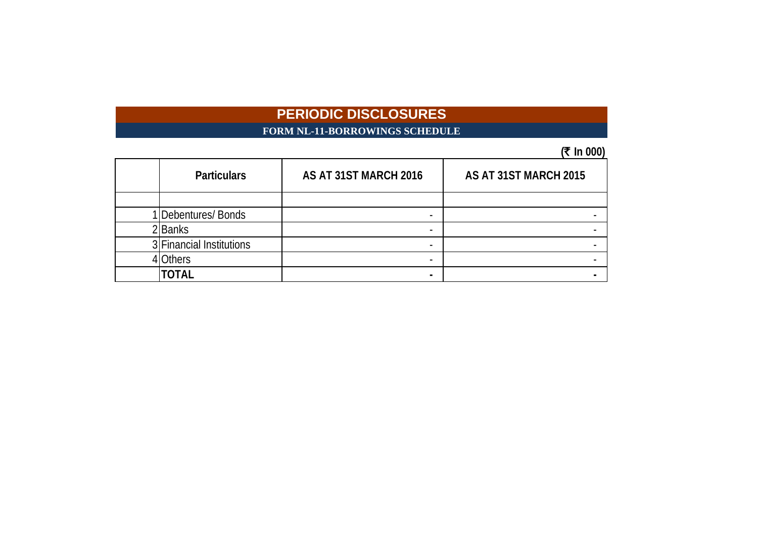# PERIODIC DISCLOSURES

## FORM NL-11-BORROWINGS SCHEDULE

(₹ In 000)

| | Particulars | AS AT 31ST MARCH 2016 | AS AT 31ST MARCH 2015 |
|---|---|---|---|
| | | | |
| 1 | Debentures/ Bonds | - | - |
| 2 | Banks | - | - |
| 3 | Financial Institutions | - | - |
| 4 | Others | - | - |
| | **TOTAL** | **-** | **-** |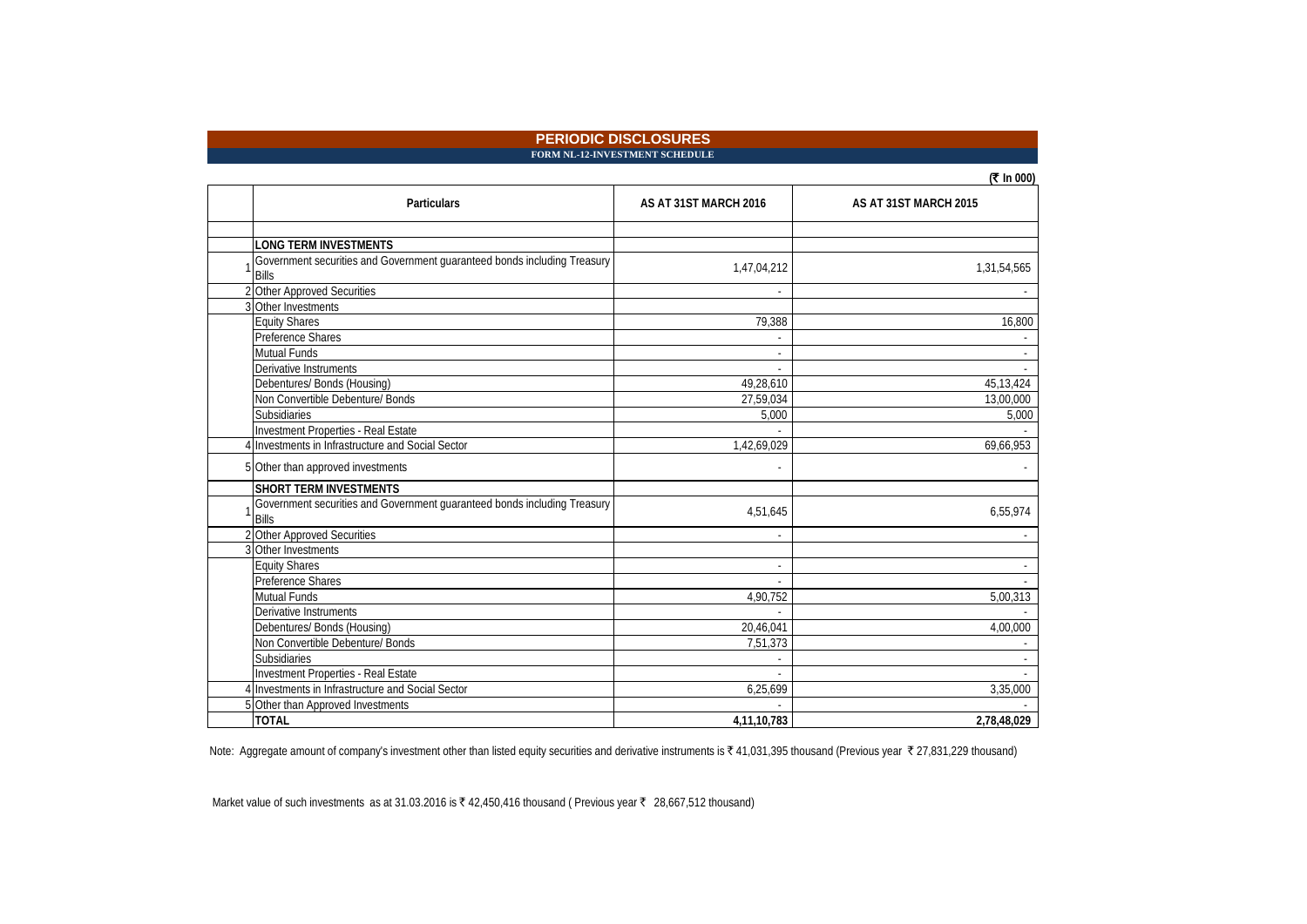# PERIODIC DISCLOSURES

## FORM NL-12-INVESTMENT SCHEDULE

(₹ In 000)

| | Particulars | AS AT 31ST MARCH 2016 | AS AT 31ST MARCH 2015 |
|---|---|---|---|
| | | | |
| | **LONG TERM INVESTMENTS** | | |
| 1 | Government securities and Government guaranteed bonds including Treasury Bills | 1,47,04,212 | 1,31,54,565 |
| 2 | Other Approved Securities | - | - |
| 3 | Other Investments | | |
| | Equity Shares | 79,388 | 16,800 |
| | Preference Shares | - | - |
| | Mutual Funds | - | - |
| | Derivative Instruments | - | - |
| | Debentures/ Bonds (Housing) | 49,28,610 | 45,13,424 |
| | Non Convertible Debenture/ Bonds | 27,59,034 | 13,00,000 |
| | Subsidiaries | 5,000 | 5,000 |
| | Investment Properties - Real Estate | - | - |
| 4 | Investments in Infrastructure and Social Sector | 1,42,69,029 | 69,66,953 |
| 5 | Other than approved investments | - | - |
| | **SHORT TERM INVESTMENTS** | | |
| 1 | Government securities and Government guaranteed bonds including Treasury Bills | 4,51,645 | 6,55,974 |
| 2 | Other Approved Securities | - | - |
| 3 | Other Investments | | |
| | Equity Shares | - | - |
| | Preference Shares | - | - |
| | Mutual Funds | 4,90,752 | 5,00,313 |
| | Derivative Instruments | - | - |
| | Debentures/ Bonds (Housing) | 20,46,041 | 4,00,000 |
| | Non Convertible Debenture/ Bonds | 7,51,373 | - |
| | Subsidiaries | - | - |
| | Investment Properties - Real Estate | - | - |
| 4 | Investments in Infrastructure and Social Sector | 6,25,699 | 3,35,000 |
| 5 | Other than Approved Investments | - | - |
| | **TOTAL** | **4,11,10,783** | **2,78,48,029** |

Note: Aggregate amount of company's investment other than listed equity securities and derivative instruments is ₹ 41,031,395 thousand (Previous year ₹ 27,831,229 thousand)

Market value of such investments as at 31.03.2016 is ₹ 42,450,416 thousand ( Previous year ₹ 28,667,512 thousand)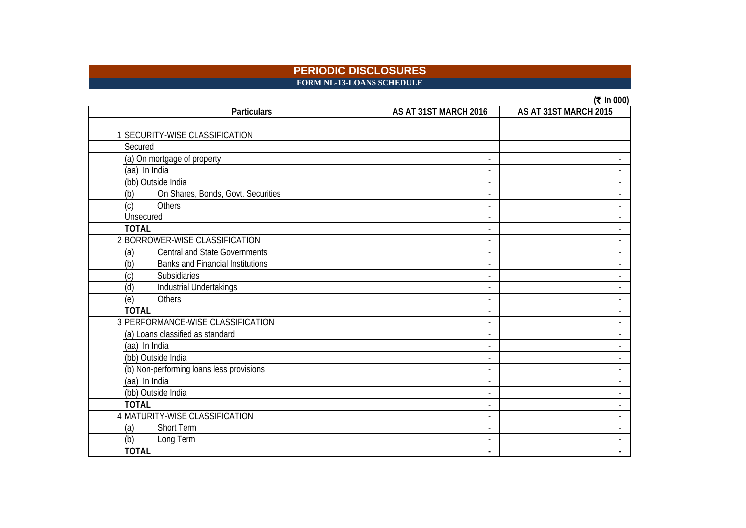# PERIODIC DISCLOSURES

## FORM NL-13-LOANS SCHEDULE

(₹ In 000)

| | Particulars | AS AT 31ST MARCH 2016 | AS AT 31ST MARCH 2015 |
|---|---|---|---|
| | | | |
| 1 | SECURITY-WISE CLASSIFICATION | | |
| | Secured | | |
| | (a) On mortgage of property | - | - |
| | (aa) In India | - | - |
| | (bb) Outside India | - | - |
| | (b) On Shares, Bonds, Govt. Securities | - | - |
| | (c) Others | - | - |
| | Unsecured | - | - |
| | **TOTAL** | - | - |
| 2 | BORROWER-WISE CLASSIFICATION | - | - |
| | (a) Central and State Governments | - | - |
| | (b) Banks and Financial Institutions | - | - |
| | (c) Subsidiaries | - | - |
| | (d) Industrial Undertakings | - | - |
| | (e) Others | - | - |
| | **TOTAL** | - | - |
| 3 | PERFORMANCE-WISE CLASSIFICATION | - | - |
| | (a) Loans classified as standard | - | - |
| | (aa) In India | - | - |
| | (bb) Outside India | - | - |
| | (b) Non-performing loans less provisions | - | - |
| | (aa) In India | - | - |
| | (bb) Outside India | - | - |
| | **TOTAL** | - | - |
| 4 | MATURITY-WISE CLASSIFICATION | - | - |
| | (a) Short Term | - | - |
| | (b) Long Term | - | - |
| | **TOTAL** | **-** | **-** |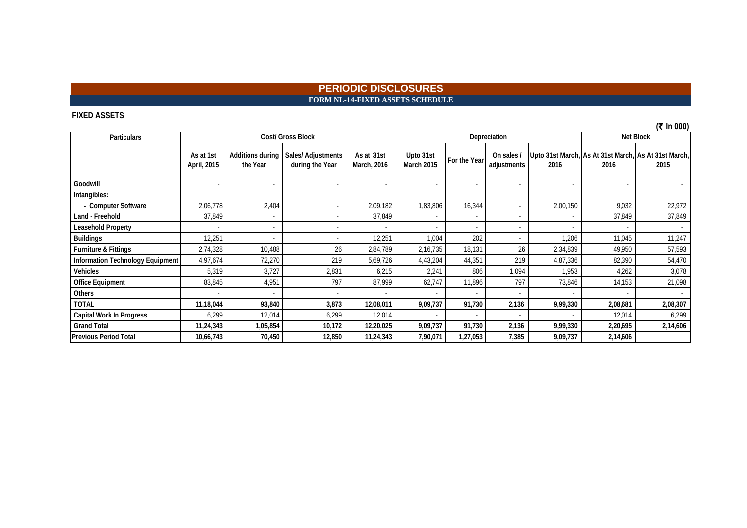# PERIODIC DISCLOSURES

## FORM NL-14-FIXED ASSETS SCHEDULE

**FIXED ASSETS**

(₹ In 000)

| Particulars | Cost/ Gross Block | | | | Depreciation | | | | Net Block | |
|---|---|---|---|---|---|---|---|---|---|---|
| | As at 1st April, 2015 | Additions during the Year | Sales/ Adjustments during the Year | As at 31st March, 2016 | Upto 31st March 2015 | For the Year | On sales / adjustments | Upto 31st March, 2016 | As At 31st March, 2016 | As At 31st March, 2015 |
| Goodwill | - | - | - | - | - | - | - | - | - | - |
| Intangibles: | | | | | | | | | | |
| - Computer Software | 2,06,778 | 2,404 | - | 2,09,182 | 1,83,806 | 16,344 | - | 2,00,150 | 9,032 | 22,972 |
| Land - Freehold | 37,849 | - | - | 37,849 | - | - | - | - | 37,849 | 37,849 |
| Leasehold Property | - | - | - | - | - | - | - | - | - | - |
| Buildings | 12,251 | - | - | 12,251 | 1,004 | 202 | - | 1,206 | 11,045 | 11,247 |
| Furniture & Fittings | 2,74,328 | 10,488 | 26 | 2,84,789 | 2,16,735 | 18,131 | 26 | 2,34,839 | 49,950 | 57,593 |
| Information Technology Equipment | 4,97,674 | 72,270 | 219 | 5,69,726 | 4,43,204 | 44,351 | 219 | 4,87,336 | 82,390 | 54,470 |
| Vehicles | 5,319 | 3,727 | 2,831 | 6,215 | 2,241 | 806 | 1,094 | 1,953 | 4,262 | 3,078 |
| Office Equipment | 83,845 | 4,951 | 797 | 87,999 | 62,747 | 11,896 | 797 | 73,846 | 14,153 | 21,098 |
| Others | - | - | - | - | - | - | - | - | - | - |
| **TOTAL** | **11,18,044** | **93,840** | **3,873** | **12,08,011** | **9,09,737** | **91,730** | **2,136** | **9,99,330** | **2,08,681** | **2,08,307** |
| Capital Work In Progress | 6,299 | 12,014 | 6,299 | 12,014 | - | - | - | - | 12,014 | 6,299 |
| **Grand Total** | **11,24,343** | **1,05,854** | **10,172** | **12,20,025** | **9,09,737** | **91,730** | **2,136** | **9,99,330** | **2,20,695** | **2,14,606** |
| **Previous Period Total** | **10,66,743** | **70,450** | **12,850** | **11,24,343** | **7,90,071** | **1,27,053** | **7,385** | **9,09,737** | **2,14,606** | |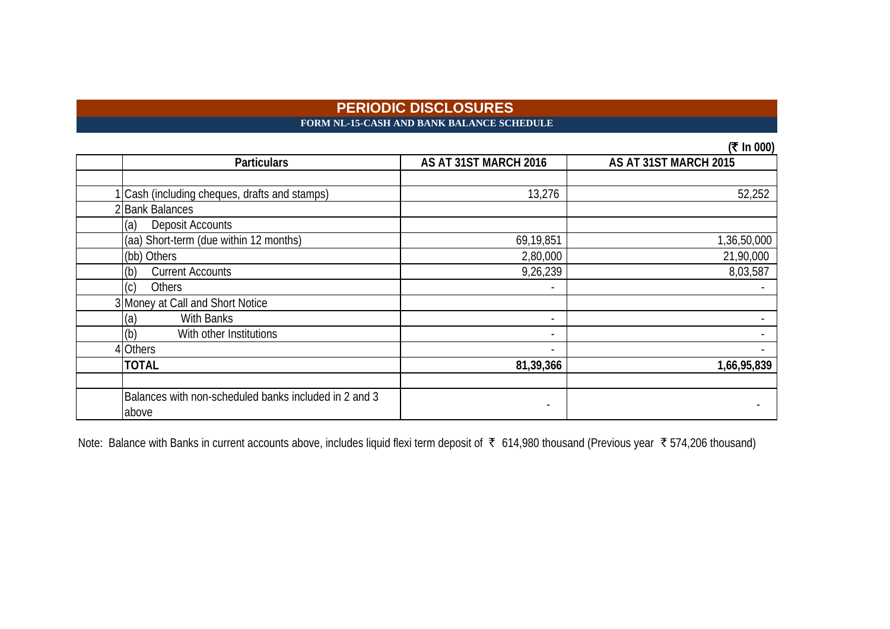# PERIODIC DISCLOSURES

## FORM NL-15-CASH AND BANK BALANCE SCHEDULE

(₹ In 000)

| | Particulars | AS AT 31ST MARCH 2016 | AS AT 31ST MARCH 2015 |
|---|---|---|---|
| | | | |
| 1 | Cash (including cheques, drafts and stamps) | 13,276 | 52,252 |
| 2 | Bank Balances | | |
| | (a) Deposit Accounts | | |
| | (aa) Short-term (due within 12 months) | 69,19,851 | 1,36,50,000 |
| | (bb) Others | 2,80,000 | 21,90,000 |
| | (b) Current Accounts | 9,26,239 | 8,03,587 |
| | (c) Others | - | - |
| 3 | Money at Call and Short Notice | | |
| | (a) With Banks | - | - |
| | (b) With other Institutions | - | - |
| 4 | Others | - | - |
| | **TOTAL** | **81,39,366** | **1,66,95,839** |
| | | | |
| | Balances with non-scheduled banks included in 2 and 3 above | - | - |

Note: Balance with Banks in current accounts above, includes liquid flexi term deposit of ₹ 614,980 thousand (Previous year ₹ 574,206 thousand)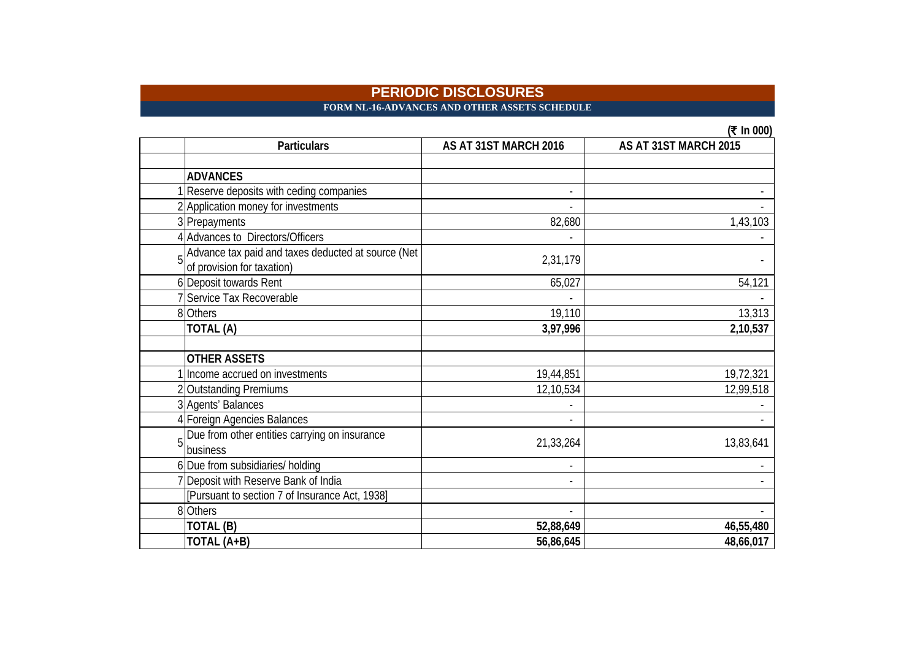# PERIODIC DISCLOSURES

## FORM NL-16-ADVANCES AND OTHER ASSETS SCHEDULE

(₹ In 000)

| | Particulars | AS AT 31ST MARCH 2016 | AS AT 31ST MARCH 2015 |
|---|---|---|---|
| | | | |
| | **ADVANCES** | | |
| 1 | Reserve deposits with ceding companies | - | - |
| 2 | Application money for investments | - | - |
| 3 | Prepayments | 82,680 | 1,43,103 |
| 4 | Advances to Directors/Officers | - | - |
| 5 | Advance tax paid and taxes deducted at source (Net of provision for taxation) | 2,31,179 | - |
| 6 | Deposit towards Rent | 65,027 | 54,121 |
| 7 | Service Tax Recoverable | - | - |
| 8 | Others | 19,110 | 13,313 |
| | **TOTAL (A)** | **3,97,996** | **2,10,537** |
| | | | |
| | **OTHER ASSETS** | | |
| 1 | Income accrued on investments | 19,44,851 | 19,72,321 |
| 2 | Outstanding Premiums | 12,10,534 | 12,99,518 |
| 3 | Agents' Balances | - | - |
| 4 | Foreign Agencies Balances | - | - |
| 5 | Due from other entities carrying on insurance business | 21,33,264 | 13,83,641 |
| 6 | Due from subsidiaries/ holding | - | - |
| 7 | Deposit with Reserve Bank of India | - | - |
| | [Pursuant to section 7 of Insurance Act, 1938] | | |
| 8 | Others | - | - |
| | **TOTAL (B)** | **52,88,649** | **46,55,480** |
| | **TOTAL (A+B)** | **56,86,645** | **48,66,017** |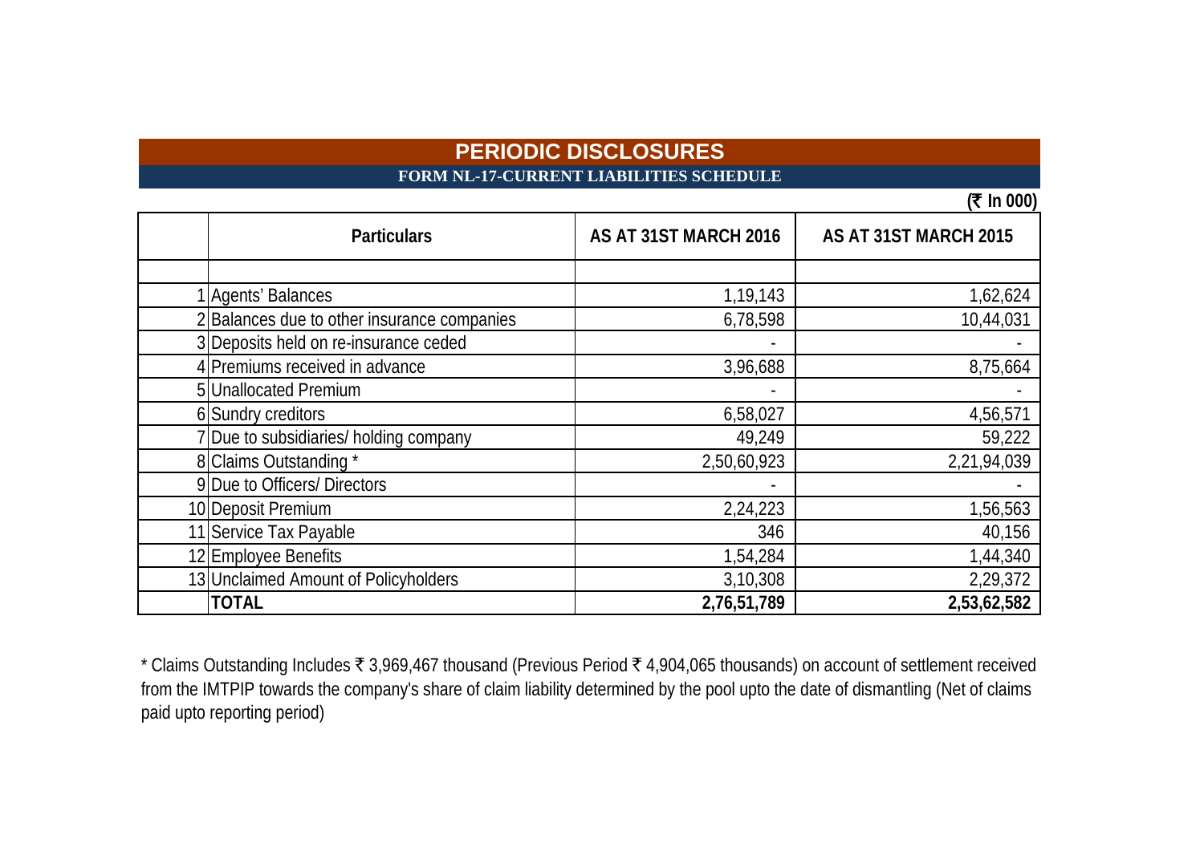# PERIODIC DISCLOSURES

## FORM NL-17-CURRENT LIABILITIES SCHEDULE

(₹ In 000)

| | Particulars | AS AT 31ST MARCH 2016 | AS AT 31ST MARCH 2015 |
|---|---|---|---|
| | | | |
| 1 | Agents' Balances | 1,19,143 | 1,62,624 |
| 2 | Balances due to other insurance companies | 6,78,598 | 10,44,031 |
| 3 | Deposits held on re-insurance ceded | - | - |
| 4 | Premiums received in advance | 3,96,688 | 8,75,664 |
| 5 | Unallocated Premium | - | - |
| 6 | Sundry creditors | 6,58,027 | 4,56,571 |
| 7 | Due to subsidiaries/ holding company | 49,249 | 59,222 |
| 8 | Claims Outstanding * | 2,50,60,923 | 2,21,94,039 |
| 9 | Due to Officers/ Directors | - | - |
| 10 | Deposit Premium | 2,24,223 | 1,56,563 |
| 11 | Service Tax Payable | 346 | 40,156 |
| 12 | Employee Benefits | 1,54,284 | 1,44,340 |
| 13 | Unclaimed Amount of Policyholders | 3,10,308 | 2,29,372 |
| | **TOTAL** | **2,76,51,789** | **2,53,62,582** |

* Claims Outstanding Includes ₹ 3,969,467 thousand (Previous Period ₹ 4,904,065 thousands) on account of settlement received from the IMTPIP towards the company's share of claim liability determined by the pool upto the date of dismantling (Net of claims paid upto reporting period)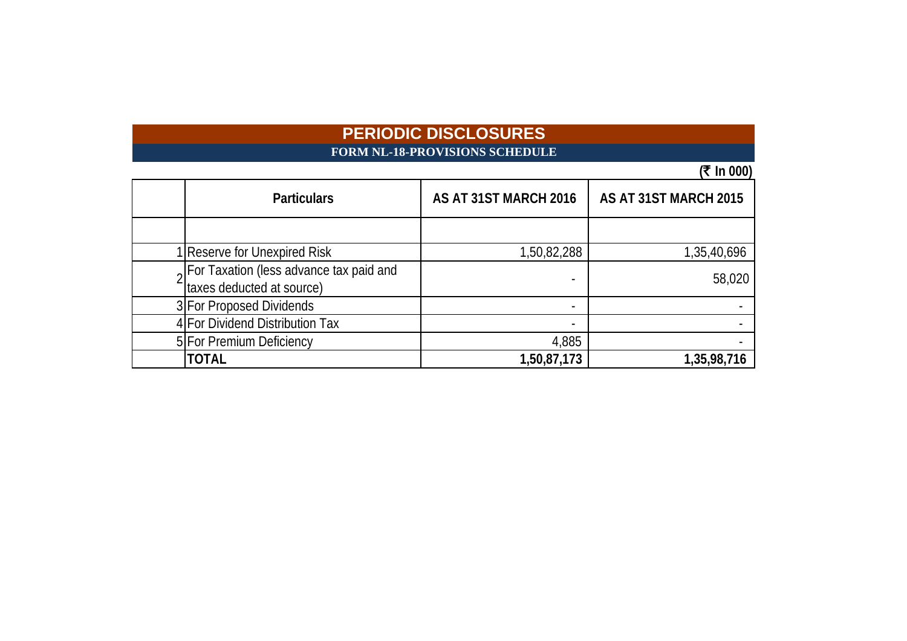# PERIODIC DISCLOSURES

## FORM NL-18-PROVISIONS SCHEDULE

(₹ In 000)

| | Particulars | AS AT 31ST MARCH 2016 | AS AT 31ST MARCH 2015 |
|---|---|---|---|
| | | | |
| 1 | Reserve for Unexpired Risk | 1,50,82,288 | 1,35,40,696 |
| 2 | For Taxation (less advance tax paid and taxes deducted at source) | - | 58,020 |
| 3 | For Proposed Dividends | - | - |
| 4 | For Dividend Distribution Tax | - | - |
| 5 | For Premium Deficiency | 4,885 | - |
| | **TOTAL** | **1,50,87,173** | **1,35,98,716** |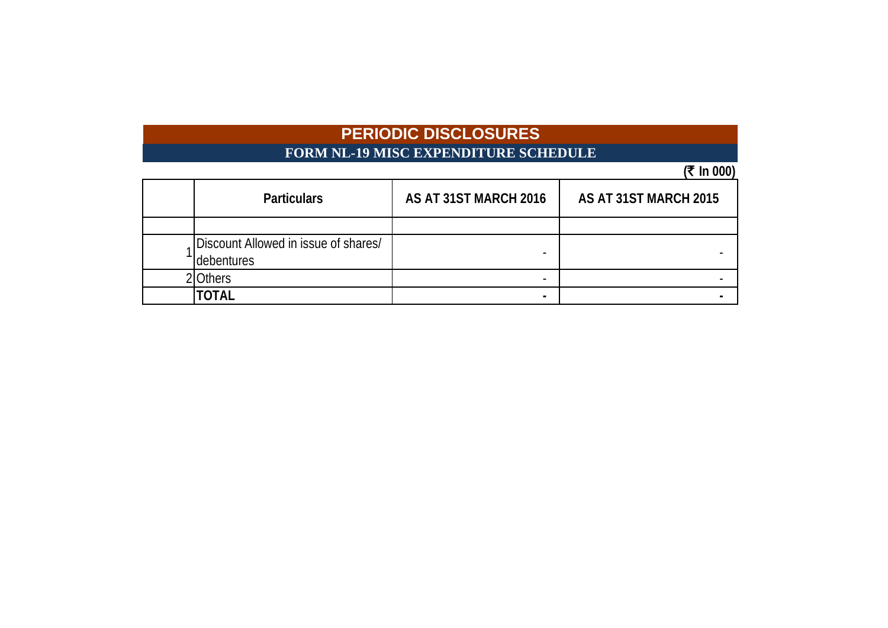# PERIODIC DISCLOSURES

## FORM NL-19 MISC EXPENDITURE SCHEDULE

**(₹ In 000)**

| | Particulars | AS AT 31ST MARCH 2016 | AS AT 31ST MARCH 2015 |
|---|---|---|---|
| | | | |
| 1 | Discount Allowed in issue of shares/ debentures | - | - |
| 2 | Others | - | - |
| | **TOTAL** | **-** | **-** |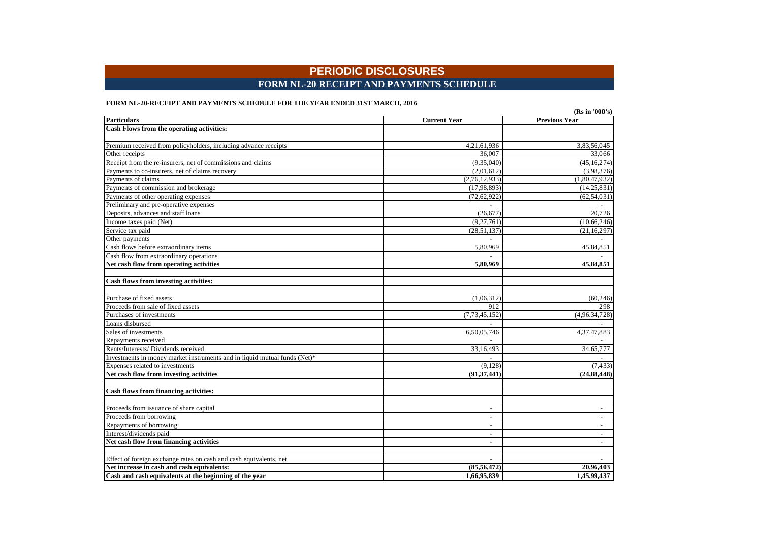# PERIODIC DISCLOSURES

## FORM NL-20 RECEIPT AND PAYMENTS SCHEDULE

**FORM NL-20-RECEIPT AND PAYMENTS SCHEDULE FOR THE YEAR ENDED 31ST MARCH, 2016**

**(Rs in '000's)**

| **Particulars** | **Current Year** | **Previous Year** |
|---|---|---|
| **Cash Flows from the operating activities:** | | |
| | | |
| Premium received from policyholders, including advance receipts | 4,21,61,936 | 3,83,56,045 |
| Other receipts | 36,007 | 33,066 |
| Receipt from the re-insurers, net of commissions and claims | (9,35,040) | (45,16,274) |
| Payments to co-insurers, net of claims recovery | (2,01,612) | (3,98,376) |
| Payments of claims | (2,76,12,933) | (1,80,47,932) |
| Payments of commission and brokerage | (17,98,893) | (14,25,831) |
| Payments of other operating expenses | (72,62,922) | (62,54,031) |
| Preliminary and pre-operative expenses | - | - |
| Deposits, advances and staff loans | (26,677) | 20,726 |
| Income taxes paid (Net) | (9,27,761) | (10,66,246) |
| Service tax paid | (28,51,137) | (21,16,297) |
| Other payments | - | - |
| Cash flows before extraordinary items | 5,80,969 | 45,84,851 |
| Cash flow from extraordinary operations | - | - |
| **Net cash flow from operating activities** | **5,80,969** | **45,84,851** |
| | | |
| **Cash flows from investing activities:** | | |
| | | |
| Purchase of fixed assets | (1,06,312) | (60,246) |
| Proceeds from sale of fixed assets | 912 | 298 |
| Purchases of investments | (7,73,45,152) | (4,96,34,728) |
| Loans disbursed | - | - |
| Sales of investments | 6,50,05,746 | 4,37,47,883 |
| Repayments received | - | - |
| Rents/Interests/ Dividends received | 33,16,493 | 34,65,777 |
| Investments in money market instruments and in liquid mutual funds (Net)* | - | - |
| Expenses related to investments | (9,128) | (7,433) |
| **Net cash flow from investing activities** | **(91,37,441)** | **(24,88,448)** |
| | | |
| **Cash flows from financing activities:** | | |
| | | |
| Proceeds from issuance of share capital | - | - |
| Proceeds from borrowing | - | - |
| Repayments of borrowing | - | - |
| Interest/dividends paid | - | - |
| **Net cash flow from financing activities** | - | - |
| | | |
| Effect of foreign exchange rates on cash and cash equivalents, net | - | - |
| **Net increase in cash and cash equivalents:** | **(85,56,472)** | **20,96,403** |
| **Cash and cash equivalents at the beginning of the year** | **1,66,95,839** | **1,45,99,437** |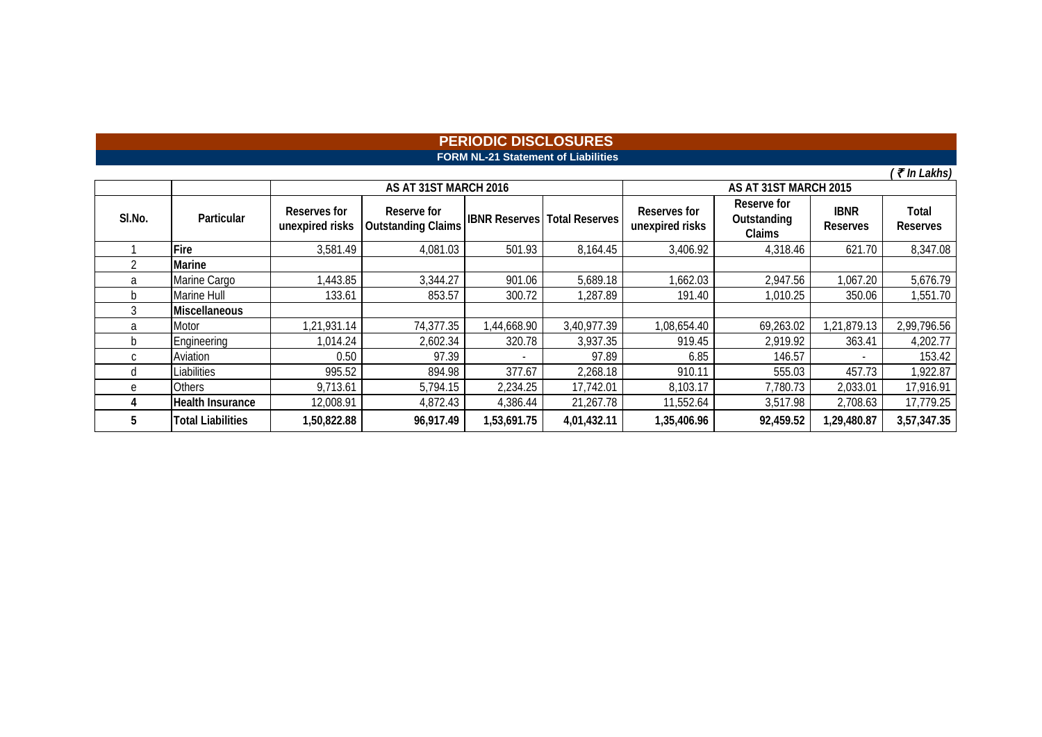# PERIODIC DISCLOSURES

## FORM NL-21 Statement of Liabilities

*( ₹ In Lakhs)*

| | | AS AT 31ST MARCH 2016 | | | | AS AT 31ST MARCH 2015 | | | |
|---|---|---|---|---|---|---|---|---|---|
| Sl.No. | Particular | Reserves for unexpired risks | Reserve for Outstanding Claims | IBNR Reserves | Total Reserves | Reserves for unexpired risks | Reserve for Outstanding Claims | IBNR Reserves | Total Reserves |
| 1 | **Fire** | 3,581.49 | 4,081.03 | 501.93 | 8,164.45 | 3,406.92 | 4,318.46 | 621.70 | 8,347.08 |
| 2 | **Marine** | | | | | | | | |
| a | Marine Cargo | 1,443.85 | 3,344.27 | 901.06 | 5,689.18 | 1,662.03 | 2,947.56 | 1,067.20 | 5,676.79 |
| b | Marine Hull | 133.61 | 853.57 | 300.72 | 1,287.89 | 191.40 | 1,010.25 | 350.06 | 1,551.70 |
| 3 | **Miscellaneous** | | | | | | | | |
| a | Motor | 1,21,931.14 | 74,377.35 | 1,44,668.90 | 3,40,977.39 | 1,08,654.40 | 69,263.02 | 1,21,879.13 | 2,99,796.56 |
| b | Engineering | 1,014.24 | 2,602.34 | 320.78 | 3,937.35 | 919.45 | 2,919.92 | 363.41 | 4,202.77 |
| c | Aviation | 0.50 | 97.39 | - | 97.89 | 6.85 | 146.57 | - | 153.42 |
| d | Liabilities | 995.52 | 894.98 | 377.67 | 2,268.18 | 910.11 | 555.03 | 457.73 | 1,922.87 |
| e | Others | 9,713.61 | 5,794.15 | 2,234.25 | 17,742.01 | 8,103.17 | 7,780.73 | 2,033.01 | 17,916.91 |
| 4 | **Health Insurance** | 12,008.91 | 4,872.43 | 4,386.44 | 21,267.78 | 11,552.64 | 3,517.98 | 2,708.63 | 17,779.25 |
| **5** | **Total Liabilities** | **1,50,822.88** | **96,917.49** | **1,53,691.75** | **4,01,432.11** | **1,35,406.96** | **92,459.52** | **1,29,480.87** | **3,57,347.35** |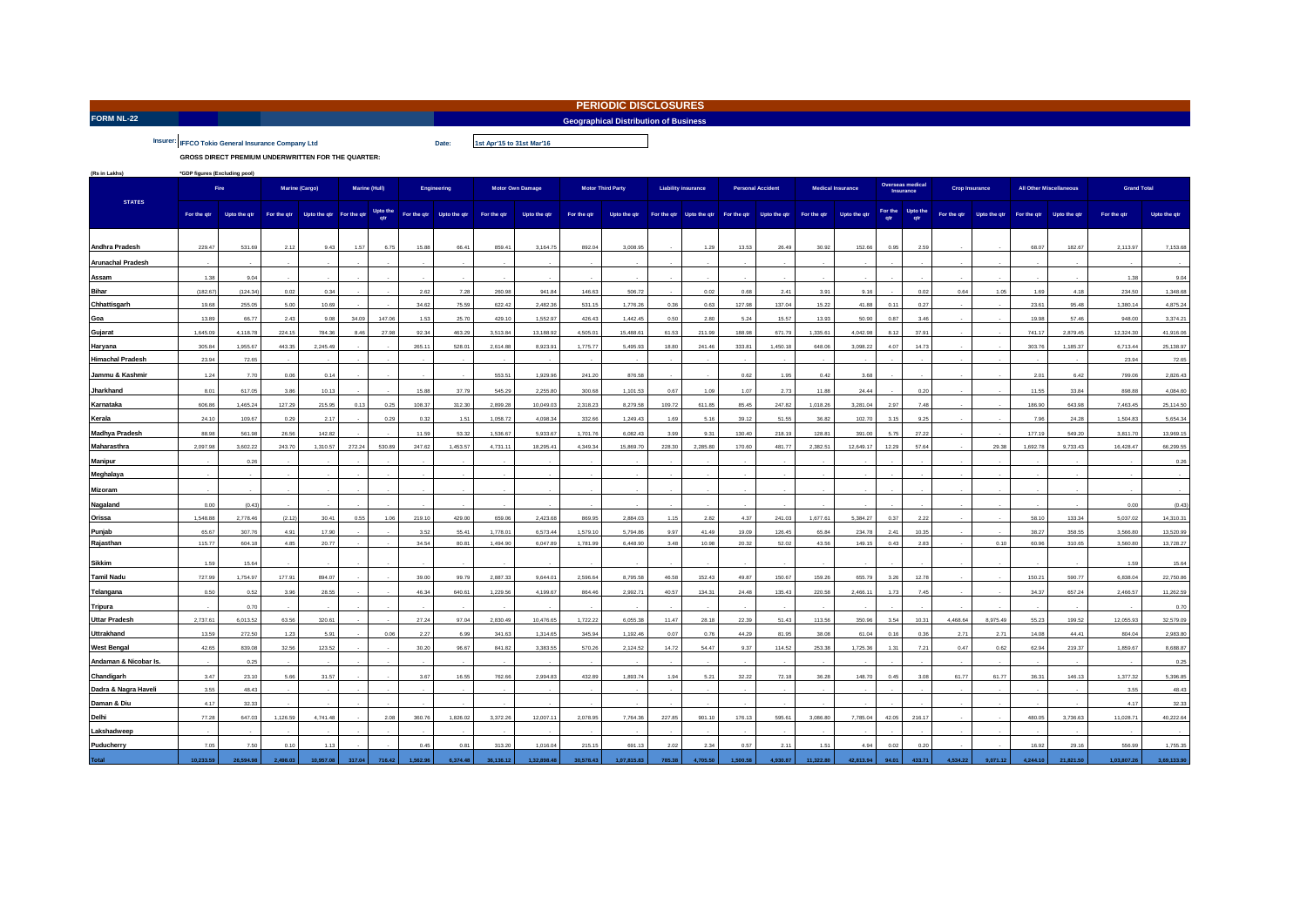# PERIODIC DISCLOSURES

**FORM NL-22** — **Geographical Distribution of Business**

Insurer: IFFCO Tokio General Insurance Company Ltd

Date: 1st Apr'15 to 31st Mar'16

GROSS DIRECT PREMIUM UNDERWRITTEN FOR THE QUARTER:

(Rs in Lakhs)

*GDP figures (Excluding pool)

| STATES | Fire | | Marine (Cargo) | | Marine (Hull) | | Engineering | | Motor Own Damage | | Motor Third Party | | Liability insurance | | Personal Accident | | Medical Insurance | | Overseas medical Insurance | | Crop Insurance | | All Other Miscellaneous | | Grand Total | |
|---|---|---|---|---|---|---|---|---|---|---|---|---|---|---|---|---|---|---|---|---|---|---|---|---|---|---|
| | For the qtr | Upto the qtr | For the qtr | Upto the qtr | For the qtr | Upto the qtr | For the qtr | Upto the qtr | For the qtr | Upto the qtr | For the qtr | Upto the qtr | For the qtr | Upto the qtr | For the qtr | Upto the qtr | For the qtr | Upto the qtr | For the qtr | Upto the qtr | For the qtr | Upto the qtr | For the qtr | Upto the qtr | For the qtr | Upto the qtr |
| Andhra Pradesh | 229.47 | 531.69 | 2.12 | 9.43 | 1.57 | 6.75 | 15.88 | 66.41 | 859.41 | 3,164.75 | 892.04 | 3,008.95 | - | 1.29 | 13.53 | 26.49 | 30.92 | 152.66 | 0.95 | 2.59 | - | - | 68.07 | 182.67 | 2,113.97 | 7,153.68 |
| Arunachal Pradesh | - | - | - | - | - | - | - | - | - | - | - | - | - | - | - | - | - | - | - | - | - | - | - | - | - | - |
| Assam | 1.38 | 9.04 | - | - | - | - | - | - | - | - | - | - | - | - | - | - | - | - | - | - | - | - | - | - | 1.38 | 9.04 |
| Bihar | (182.67) | (124.34) | 0.02 | 0.34 | - | - | 2.62 | 7.28 | 260.98 | 941.84 | 146.63 | 506.72 | - | 0.02 | 0.68 | 2.41 | 3.91 | 9.16 | - | 0.02 | 0.64 | 1.05 | 1.69 | 4.18 | 234.50 | 1,348.68 |
| Chhattisgarh | 19.68 | 255.05 | 5.00 | 10.69 | - | - | 34.62 | 75.59 | 622.42 | 2,482.36 | 531.15 | 1,776.26 | 0.36 | 0.63 | 127.98 | 137.04 | 15.22 | 41.88 | 0.11 | 0.27 | - | - | 23.61 | 95.48 | 1,380.14 | 4,875.24 |
| Goa | 13.89 | 66.77 | 2.43 | 9.08 | 34.09 | 147.06 | 1.53 | 25.70 | 429.10 | 1,552.97 | 426.43 | 1,442.45 | 0.50 | 2.80 | 5.24 | 15.57 | 13.93 | 50.90 | 0.87 | 3.46 | - | - | 19.98 | 57.46 | 948.00 | 3,374.21 |
| Gujarat | 1,645.09 | 4,118.78 | 224.15 | 784.36 | 8.46 | 27.98 | 92.34 | 463.29 | 3,513.84 | 13,188.92 | 4,505.01 | 15,488.61 | 61.53 | 211.99 | 188.98 | 671.79 | 1,335.61 | 4,042.98 | 8.12 | 37.91 | - | - | 741.17 | 2,879.45 | 12,324.30 | 41,916.06 |
| Haryana | 305.84 | 1,955.67 | 443.35 | 2,245.49 | - | - | 265.11 | 528.01 | 2,614.88 | 8,923.91 | 1,775.77 | 5,495.93 | 18.80 | 241.46 | 333.81 | 1,450.18 | 648.06 | 3,098.22 | 4.07 | 14.73 | - | - | 303.76 | 1,185.37 | 6,713.44 | 25,138.97 |
| Himachal Pradesh | 23.94 | 72.65 | - | - | - | - | - | - | - | - | - | - | - | - | - | - | - | - | - | - | - | - | - | - | 23.94 | 72.65 |
| Jammu & Kashmir | 1.24 | 7.70 | 0.06 | 0.14 | - | - | - | - | 553.51 | 1,929.96 | 241.20 | 876.58 | - | - | 0.62 | 1.95 | 0.42 | 3.68 | - | - | - | - | 2.01 | 6.42 | 799.06 | 2,826.43 |
| Jharkhand | 8.01 | 617.05 | 3.86 | 10.13 | - | - | 15.88 | 37.79 | 545.29 | 2,255.80 | 300.68 | 1,101.53 | 0.67 | 1.09 | 1.07 | 2.73 | 11.88 | 24.44 | - | 0.20 | - | - | 11.55 | 33.84 | 898.88 | 4,084.60 |
| Karnataka | 606.86 | 1,465.24 | 127.29 | 215.95 | 0.13 | 0.25 | 108.37 | 312.30 | 2,899.28 | 10,049.03 | 2,318.23 | 8,279.58 | 109.72 | 611.85 | 85.45 | 247.82 | 1,018.26 | 3,281.04 | 2.97 | 7.48 | - | - | 186.90 | 643.98 | 7,463.45 | 25,114.50 |
| Kerala | 24.10 | 109.67 | 0.29 | 2.17 | - | 0.29 | 0.32 | 1.51 | 1,058.72 | 4,098.34 | 332.66 | 1,249.43 | 1.69 | 5.16 | 39.12 | 51.55 | 36.82 | 102.70 | 3.15 | 9.25 | - | - | 7.96 | 24.28 | 1,504.83 | 5,654.34 |
| Madhya Pradesh | 88.98 | 561.98 | 26.56 | 142.82 | - | - | 11.59 | 53.32 | 1,536.67 | 5,933.67 | 1,701.76 | 6,082.43 | 3.99 | 9.31 | 130.40 | 218.19 | 128.81 | 391.00 | 5.75 | 27.22 | - | - | 177.19 | 549.20 | 3,811.70 | 13,969.15 |
| Maharasthra | 2,097.98 | 3,602.22 | 243.70 | 1,310.57 | 272.24 | 530.89 | 247.62 | 1,453.57 | 4,731.11 | 18,295.41 | 4,349.34 | 15,869.70 | 228.30 | 2,285.80 | 170.60 | 481.77 | 2,382.51 | 12,649.17 | 12.29 | 57.64 | - | 29.38 | 1,692.78 | 9,733.43 | 16,428.47 | 66,299.55 |
| Manipur | - | 0.26 | - | - | - | - | - | - | - | - | - | - | - | - | - | - | - | - | - | - | - | - | - | - | - | 0.26 |
| Meghalaya | - | - | - | - | - | - | - | - | - | - | - | - | - | - | - | - | - | - | - | - | - | - | - | - | - | - |
| Mizoram | - | - | - | - | - | - | - | - | - | - | - | - | - | - | - | - | - | - | - | - | - | - | - | - | - | - |
| Nagaland | 0.00 | (0.43) | - | - | - | - | - | - | - | - | - | - | - | - | - | - | - | - | - | - | - | - | - | - | 0.00 | (0.43) |
| Orissa | 1,548.88 | 2,778.46 | (2.12) | 30.41 | 0.55 | 1.06 | 219.10 | 429.00 | 659.06 | 2,423.68 | 869.95 | 2,864.03 | 1.15 | 2.82 | 4.37 | 241.03 | 1,677.61 | 5,384.27 | 0.37 | 2.22 | - | - | 58.10 | 133.34 | 5,037.02 | 14,310.31 |
| Punjab | 65.67 | 307.76 | 4.91 | 17.90 | - | - | 3.52 | 55.41 | 1,778.01 | 6,573.44 | 1,579.10 | 5,794.86 | 9.97 | 41.49 | 19.09 | 126.45 | 65.84 | 234.78 | 2.41 | 10.35 | - | - | 38.27 | 358.55 | 3,566.80 | 13,520.99 |
| Rajasthan | 115.77 | 604.18 | 4.85 | 20.77 | - | - | 34.54 | 80.81 | 1,494.90 | 6,047.89 | 1,781.99 | 6,448.90 | 3.48 | 10.98 | 20.32 | 52.02 | 43.56 | 149.15 | 0.43 | 2.83 | - | 0.10 | 60.96 | 310.65 | 3,560.80 | 13,728.27 |
| Sikkim | 1.59 | 15.64 | - | - | - | - | - | - | - | - | - | - | - | - | - | - | - | - | - | - | - | - | - | - | 1.59 | 15.64 |
| Tamil Nadu | 727.99 | 1,754.97 | 177.91 | 894.07 | - | - | 39.00 | 99.79 | 2,887.33 | 9,644.01 | 2,596.64 | 8,795.58 | 46.58 | 152.43 | 49.87 | 150.67 | 159.26 | 655.79 | 3.26 | 12.78 | - | - | 150.21 | 590.77 | 6,838.04 | 22,750.86 |
| Telangana | 0.50 | 0.52 | 3.96 | 28.55 | - | - | 46.34 | 640.61 | 1,229.56 | 4,199.67 | 864.46 | 2,992.71 | 40.57 | 134.31 | 24.48 | 135.43 | 220.58 | 2,466.11 | 1.73 | 7.45 | - | - | 34.37 | 657.24 | 2,466.57 | 11,262.59 |
| Tripura | - | 0.70 | - | - | - | - | - | - | - | - | - | - | - | - | - | - | - | - | - | - | - | - | - | - | - | 0.70 |
| Uttar Pradesh | 2,737.61 | 6,013.52 | 63.56 | 320.61 | - | - | 27.24 | 97.04 | 2,830.49 | 10,476.65 | 1,722.22 | 6,055.38 | 11.47 | 28.18 | 22.39 | 51.43 | 113.56 | 350.96 | 3.54 | 10.31 | 4,468.64 | 8,975.49 | 55.23 | 199.52 | 12,055.93 | 32,579.09 |
| Uttrakhand | 13.59 | 272.50 | 1.23 | 5.91 | - | 0.06 | 2.27 | 6.99 | 341.63 | 1,314.65 | 345.94 | 1,192.46 | 0.07 | 0.76 | 44.29 | 81.95 | 38.08 | 61.04 | 0.16 | 0.36 | 2.71 | 2.71 | 14.08 | 44.41 | 804.04 | 2,983.80 |
| West Bengal | 42.65 | 839.08 | 32.56 | 123.52 | - | - | 30.20 | 96.67 | 841.82 | 3,383.55 | 570.26 | 2,124.52 | 14.72 | 54.47 | 9.37 | 114.52 | 253.38 | 1,725.36 | 1.31 | 7.21 | 0.47 | 0.62 | 62.94 | 219.37 | 1,859.67 | 8,688.87 |
| Andaman & Nicobar Is. | - | 0.25 | - | - | - | - | - | - | - | - | - | - | - | - | - | - | - | - | - | - | - | - | - | - | - | 0.25 |
| Chandigarh | 3.47 | 23.10 | 5.66 | 31.57 | - | - | 3.67 | 16.55 | 762.66 | 2,994.83 | 432.89 | 1,893.74 | 1.94 | 5.21 | 32.22 | 72.18 | 36.28 | 148.70 | 0.45 | 3.08 | 61.77 | 61.77 | 36.31 | 146.13 | 1,377.32 | 5,396.85 |
| Dadra & Nagra Haveli | 3.55 | 48.43 | - | - | - | - | - | - | - | - | - | - | - | - | - | - | - | - | - | - | - | - | - | - | 3.55 | 48.43 |
| Daman & Diu | 4.17 | 32.33 | - | - | - | - | - | - | - | - | - | - | - | - | - | - | - | - | - | - | - | - | - | - | 4.17 | 32.33 |
| Delhi | 77.28 | 647.03 | 1,126.59 | 4,741.48 | - | 2.08 | 360.76 | 1,826.02 | 3,372.26 | 12,007.11 | 2,078.95 | 7,764.36 | 227.85 | 901.10 | 176.13 | 595.61 | 3,086.80 | 7,785.04 | 42.05 | 216.17 | - | - | 480.05 | 3,736.63 | 11,028.71 | 40,222.64 |
| Lakshadweep | - | - | - | - | - | - | - | - | - | - | - | - | - | - | - | - | - | - | - | - | - | - | - | - | - | - |
| Puducherry | 7.05 | 7.50 | 0.10 | 1.13 | - | - | 0.45 | 0.81 | 313.20 | 1,016.04 | 215.15 | 691.13 | 2.02 | 2.34 | 0.57 | 2.11 | 1.51 | 4.94 | 0.02 | 0.20 | - | - | 16.92 | 29.16 | 556.99 | 1,755.35 |
| **Total** | **10,233.59** | **26,594.98** | **2,498.03** | **10,957.08** | **317.04** | **716.42** | **1,562.96** | **6,374.48** | **36,136.12** | **1,32,898.48** | **30,578.43** | **1,07,815.83** | **785.38** | **4,705.50** | **1,500.58** | **4,930.87** | **11,322.80** | **42,813.94** | **94.01** | **433.71** | **4,534.22** | **9,071.12** | **4,244.10** | **21,821.50** | **1,03,807.26** | **3,69,133.90** |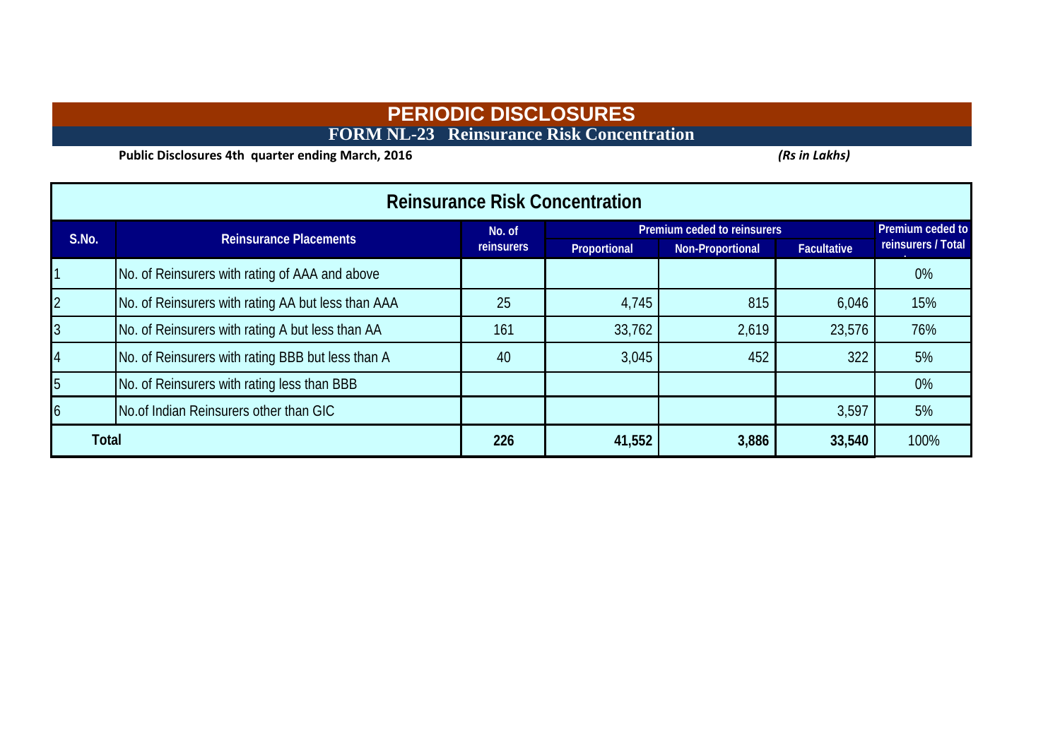# PERIODIC DISCLOSURES

## FORM NL-23 Reinsurance Risk Concentration

**Public Disclosures 4th quarter ending March, 2016** *(Rs in Lakhs)*

### Reinsurance Risk Concentration

| S.No. | Reinsurance Placements | No. of reinsurers | Premium ceded to reinsurers | | | Premium ceded to reinsurers / Total |
|---|---|---|---|---|---|---|
| | | | Proportional | Non-Proportional | Facultative | |
| 1 | No. of Reinsurers with rating of AAA and above | | | | | 0% |
| 2 | No. of Reinsurers with rating AA but less than AAA | 25 | 4,745 | 815 | 6,046 | 15% |
| 3 | No. of Reinsurers with rating A but less than AA | 161 | 33,762 | 2,619 | 23,576 | 76% |
| 4 | No. of Reinsurers with rating BBB but less than A | 40 | 3,045 | 452 | 322 | 5% |
| 5 | No. of Reinsurers with rating less than BBB | | | | | 0% |
| 6 | No.of Indian Reinsurers other than GIC | | | | 3,597 | 5% |
| **Total** | | **226** | **41,552** | **3,886** | **33,540** | 100% |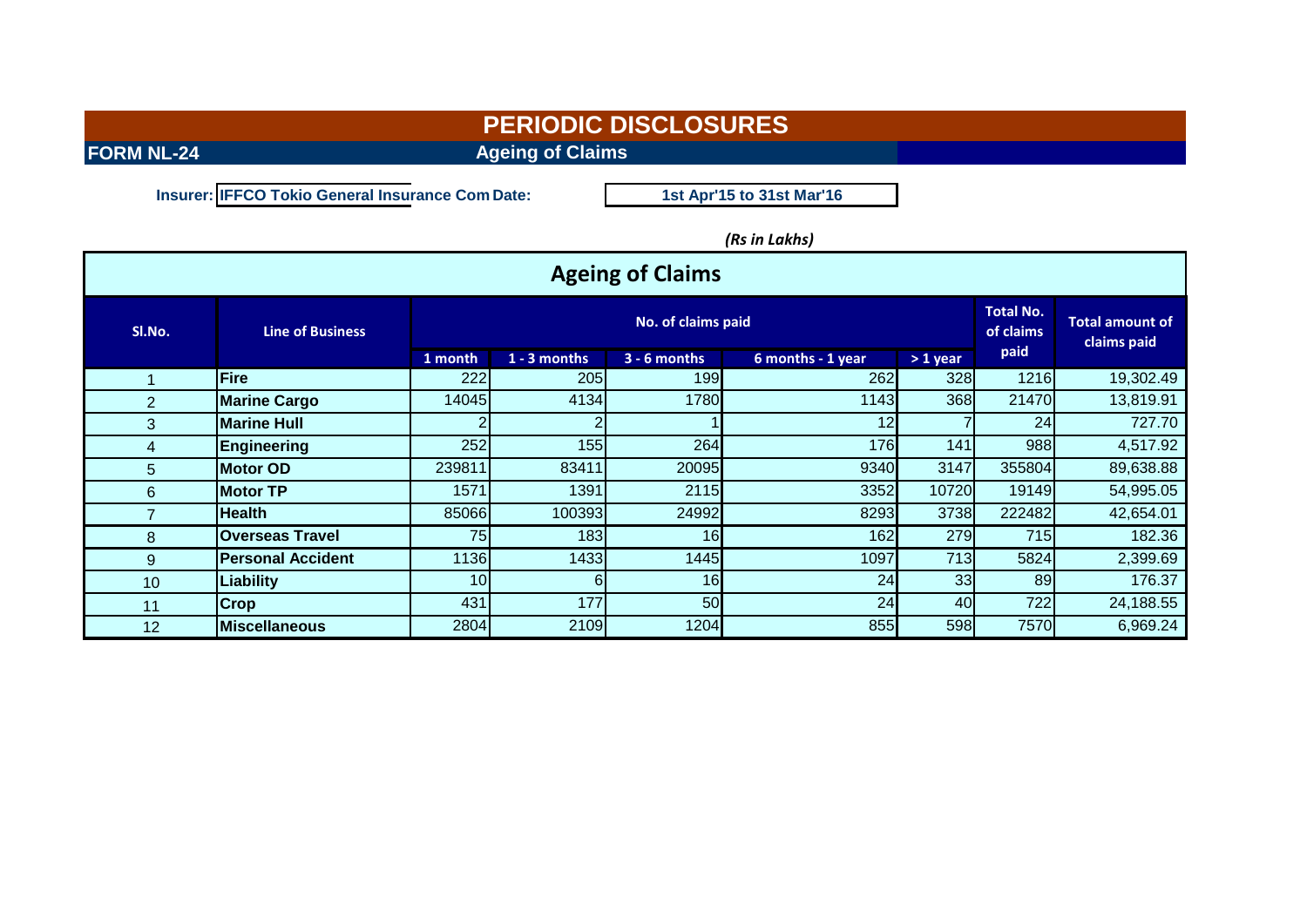# PERIODIC DISCLOSURES

**FORM NL-24** **Ageing of Claims**

**Insurer:** **IFFCO Tokio General Insurance Com** **Date:** **1st Apr'15 to 31st Mar'16**

*(Rs in Lakhs)*

## Ageing of Claims

| Sl.No. | Line of Business | No. of claims paid | | | | | Total No. of claims paid | Total amount of claims paid |
|---|---|---|---|---|---|---|---|---|
| | | 1 month | 1 - 3 months | 3 - 6 months | 6 months - 1 year | > 1 year | | |
| 1 | **Fire** | 222 | 205 | 199 | 262 | 328 | 1216 | 19,302.49 |
| 2 | **Marine Cargo** | 14045 | 4134 | 1780 | 1143 | 368 | 21470 | 13,819.91 |
| 3 | **Marine Hull** | 2 | 2 | 1 | 12 | 7 | 24 | 727.70 |
| 4 | **Engineering** | 252 | 155 | 264 | 176 | 141 | 988 | 4,517.92 |
| 5 | **Motor OD** | 239811 | 83411 | 20095 | 9340 | 3147 | 355804 | 89,638.88 |
| 6 | **Motor TP** | 1571 | 1391 | 2115 | 3352 | 10720 | 19149 | 54,995.05 |
| 7 | **Health** | 85066 | 100393 | 24992 | 8293 | 3738 | 222482 | 42,654.01 |
| 8 | **Overseas Travel** | 75 | 183 | 16 | 162 | 279 | 715 | 182.36 |
| 9 | **Personal Accident** | 1136 | 1433 | 1445 | 1097 | 713 | 5824 | 2,399.69 |
| 10 | **Liability** | 10 | 6 | 16 | 24 | 33 | 89 | 176.37 |
| 11 | **Crop** | 431 | 177 | 50 | 24 | 40 | 722 | 24,188.55 |
| 12 | **Miscellaneous** | 2804 | 2109 | 1204 | 855 | 598 | 7570 | 6,969.24 |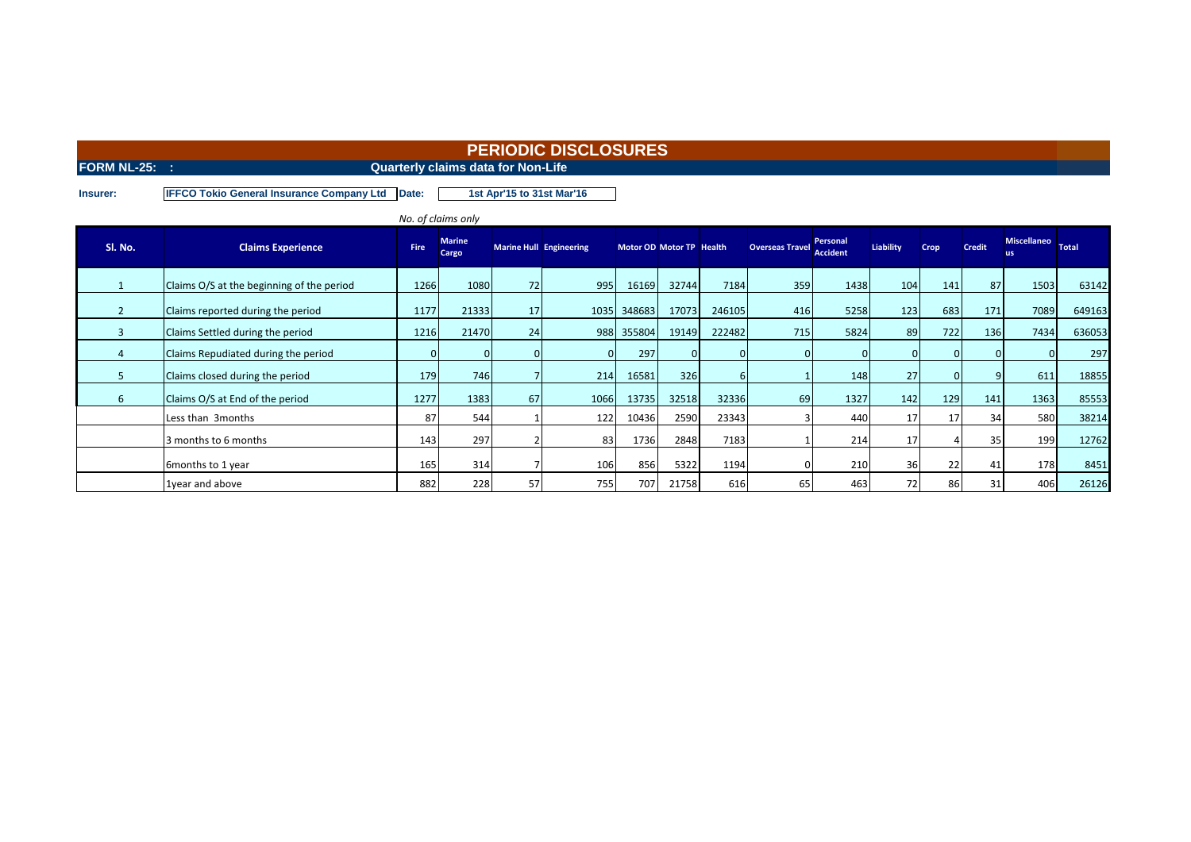# PERIODIC DISCLOSURES

**FORM NL-25: :** **Quarterly claims data for Non-Life**

**Insurer:** **IFFCO Tokio General Insurance Company Ltd** **Date:** **1st Apr'15 to 31st Mar'16**

*No. of claims only*

| Sl. No. | Claims Experience | Fire | Marine Cargo | Marine Hull | Engineering | Motor OD | Motor TP | Health | Overseas Travel | Personal Accident | Liability | Crop | Credit | Miscellaneous | Total |
|---|---|---|---|---|---|---|---|---|---|---|---|---|---|---|---|
| 1 | Claims O/S at the beginning of the period | 1266 | 1080 | 72 | 995 | 16169 | 32744 | 7184 | 359 | 1438 | 104 | 141 | 87 | 1503 | 63142 |
| 2 | Claims reported during the period | 1177 | 21333 | 17 | 1035 | 348683 | 17073 | 246105 | 416 | 5258 | 123 | 683 | 171 | 7089 | 649163 |
| 3 | Claims Settled during the period | 1216 | 21470 | 24 | 988 | 355804 | 19149 | 222482 | 715 | 5824 | 89 | 722 | 136 | 7434 | 636053 |
| 4 | Claims Repudiated during the period | 0 | 0 | 0 | 0 | 297 | 0 | 0 | 0 | 0 | 0 | 0 | 0 | 0 | 297 |
| 5 | Claims closed during the period | 179 | 746 | 7 | 214 | 16581 | 326 | 6 | 1 | 148 | 27 | 0 | 9 | 611 | 18855 |
| 6 | Claims O/S at End of the period | 1277 | 1383 | 67 | 1066 | 13735 | 32518 | 32336 | 69 | 1327 | 142 | 129 | 141 | 1363 | 85553 |
| | Less than 3months | 87 | 544 | 1 | 122 | 10436 | 2590 | 23343 | 3 | 440 | 17 | 17 | 34 | 580 | 38214 |
| | 3 months to 6 months | 143 | 297 | 2 | 83 | 1736 | 2848 | 7183 | 1 | 214 | 17 | 4 | 35 | 199 | 12762 |
| | 6months to 1 year | 165 | 314 | 7 | 106 | 856 | 5322 | 1194 | 0 | 210 | 36 | 22 | 41 | 178 | 8451 |
| | 1year and above | 882 | 228 | 57 | 755 | 707 | 21758 | 616 | 65 | 463 | 72 | 86 | 31 | 406 | 26126 |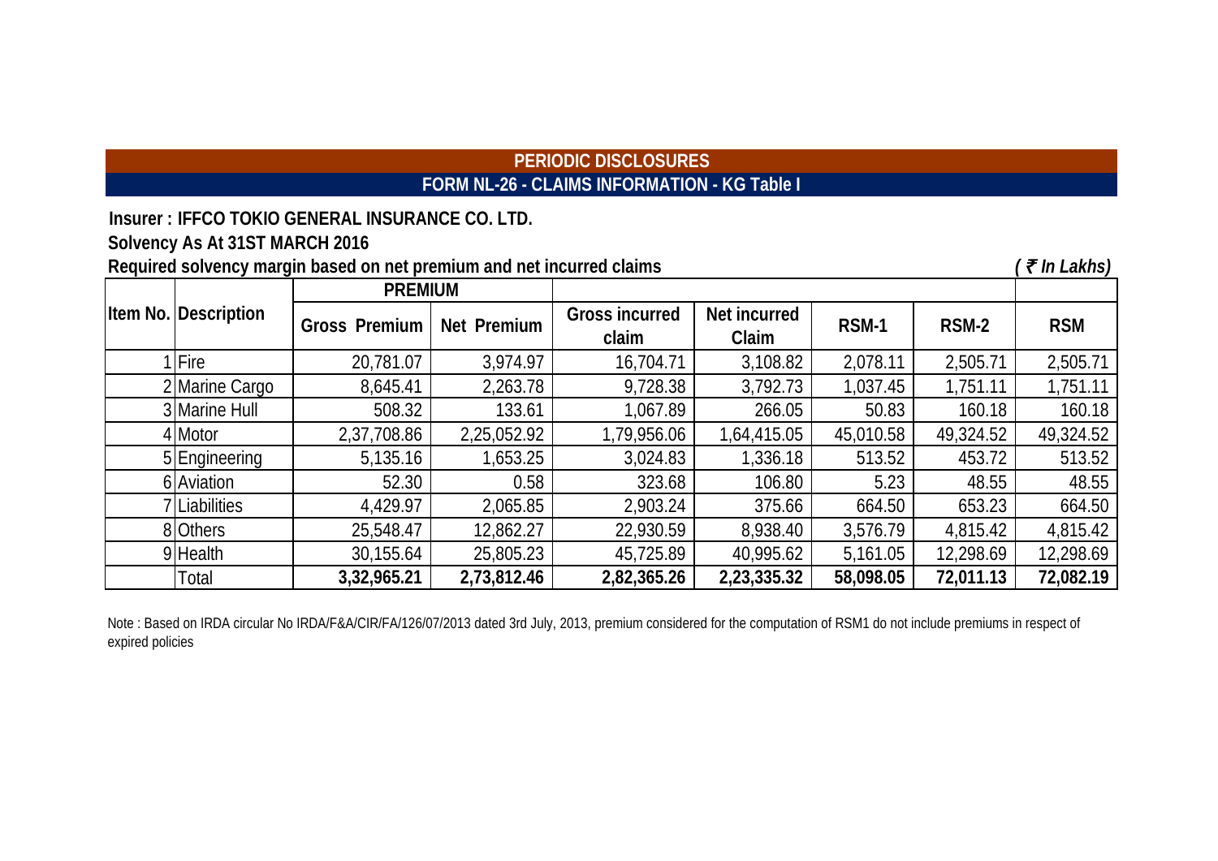## PERIODIC DISCLOSURES

## FORM NL-26 - CLAIMS INFORMATION - KG Table I

**Insurer : IFFCO TOKIO GENERAL INSURANCE CO. LTD.**

**Solvency As At 31ST MARCH 2016**

**Required solvency margin based on net premium and net incurred claims** *( ₹ In Lakhs)*

| Item No. | Description | PREMIUM | | | | | | |
|---|---|---|---|---|---|---|---|---|
| | | Gross Premium | Net Premium | Gross incurred claim | Net incurred Claim | RSM-1 | RSM-2 | RSM |
| 1 | Fire | 20,781.07 | 3,974.97 | 16,704.71 | 3,108.82 | 2,078.11 | 2,505.71 | 2,505.71 |
| 2 | Marine Cargo | 8,645.41 | 2,263.78 | 9,728.38 | 3,792.73 | 1,037.45 | 1,751.11 | 1,751.11 |
| 3 | Marine Hull | 508.32 | 133.61 | 1,067.89 | 266.05 | 50.83 | 160.18 | 160.18 |
| 4 | Motor | 2,37,708.86 | 2,25,052.92 | 1,79,956.06 | 1,64,415.05 | 45,010.58 | 49,324.52 | 49,324.52 |
| 5 | Engineering | 5,135.16 | 1,653.25 | 3,024.83 | 1,336.18 | 513.52 | 453.72 | 513.52 |
| 6 | Aviation | 52.30 | 0.58 | 323.68 | 106.80 | 5.23 | 48.55 | 48.55 |
| 7 | Liabilities | 4,429.97 | 2,065.85 | 2,903.24 | 375.66 | 664.50 | 653.23 | 664.50 |
| 8 | Others | 25,548.47 | 12,862.27 | 22,930.59 | 8,938.40 | 3,576.79 | 4,815.42 | 4,815.42 |
| 9 | Health | 30,155.64 | 25,805.23 | 45,725.89 | 40,995.62 | 5,161.05 | 12,298.69 | 12,298.69 |
| | Total | **3,32,965.21** | **2,73,812.46** | **2,82,365.26** | **2,23,335.32** | **58,098.05** | **72,011.13** | **72,082.19** |

Note : Based on IRDA circular No IRDA/F&A/CIR/FA/126/07/2013 dated 3rd July, 2013, premium considered for the computation of RSM1 do not include premiums in respect of expired policies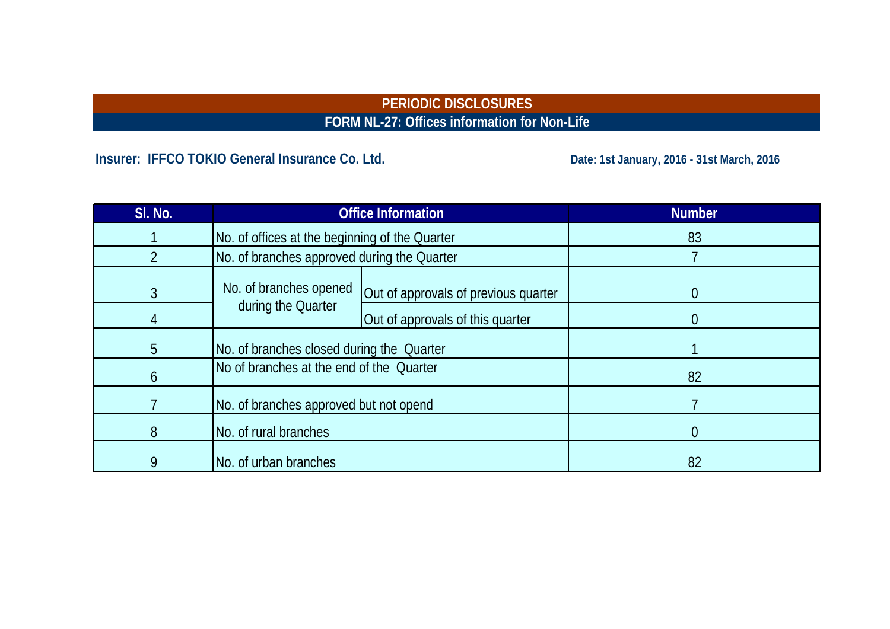# PERIODIC DISCLOSURES

## FORM NL-27: Offices information for Non-Life

**Insurer: IFFCO TOKIO General Insurance Co. Ltd.**

**Date: 1st January, 2016 - 31st March, 2016**

| Sl. No. | Office Information | | Number |
|---|---|---|---|
| 1 | No. of offices at the beginning of the Quarter | | 83 |
| 2 | No. of branches approved during the Quarter | | 7 |
| 3 | No. of branches opened during the Quarter | Out of approvals of previous quarter | 0 |
| 4 | | Out of approvals of this quarter | 0 |
| 5 | No. of branches closed during the Quarter | | 1 |
| 6 | No of branches at the end of the Quarter | | 82 |
| 7 | No. of branches approved but not opend | | 7 |
| 8 | No. of rural branches | | 0 |
| 9 | No. of urban branches | | 82 |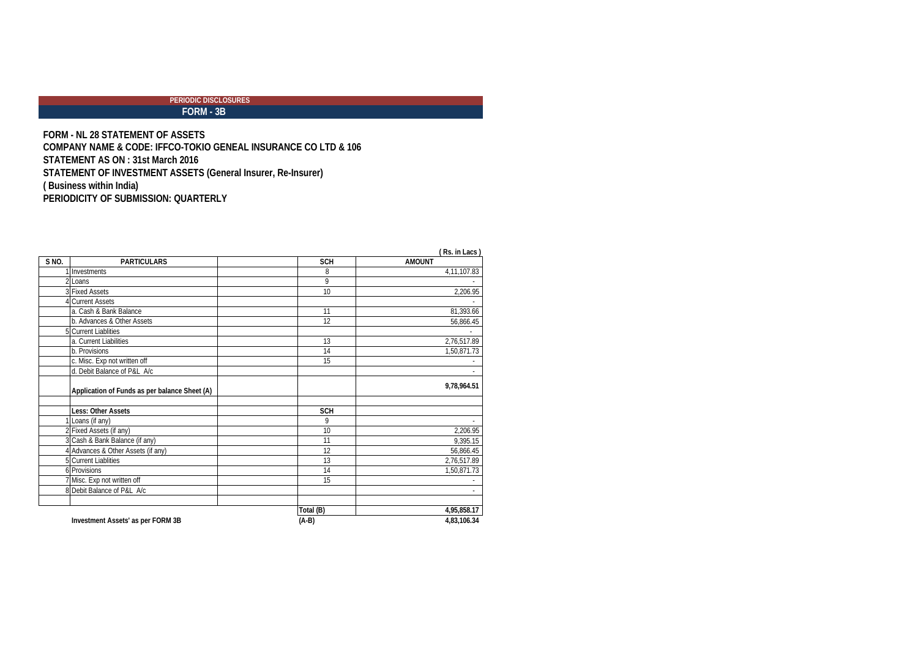**PERIODIC DISCLOSURES**

**FORM - 3B**

**FORM - NL 28 STATEMENT OF ASSETS**

**COMPANY NAME & CODE: IFFCO-TOKIO GENEAL INSURANCE CO LTD & 106**

**STATEMENT AS ON : 31st March 2016**

**STATEMENT OF INVESTMENT ASSETS (General Insurer, Re-Insurer)**

**( Business within India)**

**PERIODICITY OF SUBMISSION: QUARTERLY**

( Rs. in Lacs )

| S NO. | PARTICULARS | | SCH | AMOUNT |
|---|---|---|---|---|
| 1 | Investments | | 8 | 4,11,107.83 |
| 2 | Loans | | 9 | - |
| 3 | Fixed Assets | | 10 | 2,206.95 |
| 4 | Current Assets | | | - |
| | a. Cash & Bank Balance | | 11 | 81,393.66 |
| | b. Advances & Other Assets | | 12 | 56,866.45 |
| 5 | Current Liablities | | | - |
| | a. Current Liabilities | | 13 | 2,76,517.89 |
| | b. Provisions | | 14 | 1,50,871.73 |
| | c. Misc. Exp not written off | | 15 | - |
| | d. Debit Balance of P&L A/c | | | - |
| | **Application of Funds as per balance Sheet (A)** | | | **9,78,964.51** |
| | | | | |
| | **Less: Other Assets** | | **SCH** | |
| 1 | Loans (if any) | | 9 | - |
| 2 | Fixed Assets (if any) | | 10 | 2,206.95 |
| 3 | Cash & Bank Balance (if any) | | 11 | 9,395.15 |
| 4 | Advances & Other Assets (if any) | | 12 | 56,866.45 |
| 5 | Current Liablities | | 13 | 2,76,517.89 |
| 6 | Provisions | | 14 | 1,50,871.73 |
| 7 | Misc. Exp not written off | | 15 | - |
| 8 | Debit Balance of P&L A/c | | | - |
| | | | | |
| | | | **Total (B)** | **4,95,858.17** |
| | **Investment Assets' as per FORM 3B** | | **(A-B)** | **4,83,106.34** |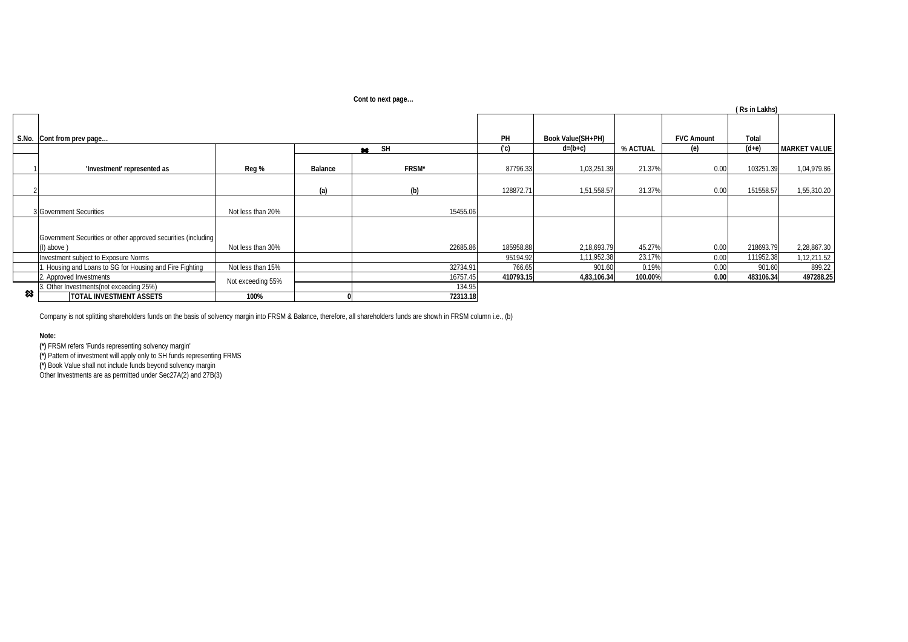Cont to next page…

( Rs in Lakhs)

| S.No. | Cont from prev page… | | | | PH | Book Value(SH+PH) | | FVC Amount | Total | |
|---|---|---|---|---|---|---|---|---|---|---|
| | | | SH | | ('c) | d=(b+c) | % ACTUAL | (e) | (d+e) | MARKET VALUE |
| 1 | 'Investment' represented as | Reg % | Balance | FRSM* | 87796.33 | 1,03,251.39 | 21.37% | 0.00 | 103251.39 | 1,04,979.86 |
| 2 | | | (a) | (b) | 128872.71 | 1,51,558.57 | 31.37% | 0.00 | 151558.57 | 1,55,310.20 |
| 3 | Government Securities | Not less than 20% | | 15455.06 | | | | | | |
| | Government Securities or other approved securities (including (I) above ) | Not less than 30% | | 22685.86 | 185958.88 | 2,18,693.79 | 45.27% | 0.00 | 218693.79 | 2,28,867.30 |
| | Investment subject to Exposure Norms | | | | 95194.92 | 1,11,952.38 | 23.17% | 0.00 | 111952.38 | 1,12,211.52 |
| | 1. Housing and Loans to SG for Housing and Fire Fighting | Not less than 15% | | 32734.91 | 766.65 | 901.60 | 0.19% | 0.00 | 901.60 | 899.22 |
| | 2. Approved Investments | Not exceeding 55% | | 16757.45 | **410793.15** | **4,83,106.34** | **100.00%** | **0.00** | **483106.34** | **497288.25** |
| | 3. Other Investments(not exceeding 25%) | | | 134.95 | | | | | | |
| | **TOTAL INVESTMENT ASSETS** | **100%** | **0** | **72313.18** | | | | | | |

Company is not splitting shareholders funds on the basis of solvency margin into FRSM & Balance, therefore, all shareholders funds are showh in FRSM column i.e., (b)

**Note:**

**(*)** FRSM refers 'Funds representing solvency margin'

**(*)** Pattern of investment will apply only to SH funds representing FRMS

**(*)** Book Value shall not include funds beyond solvency margin

Other Investments are as permitted under Sec27A(2) and 27B(3)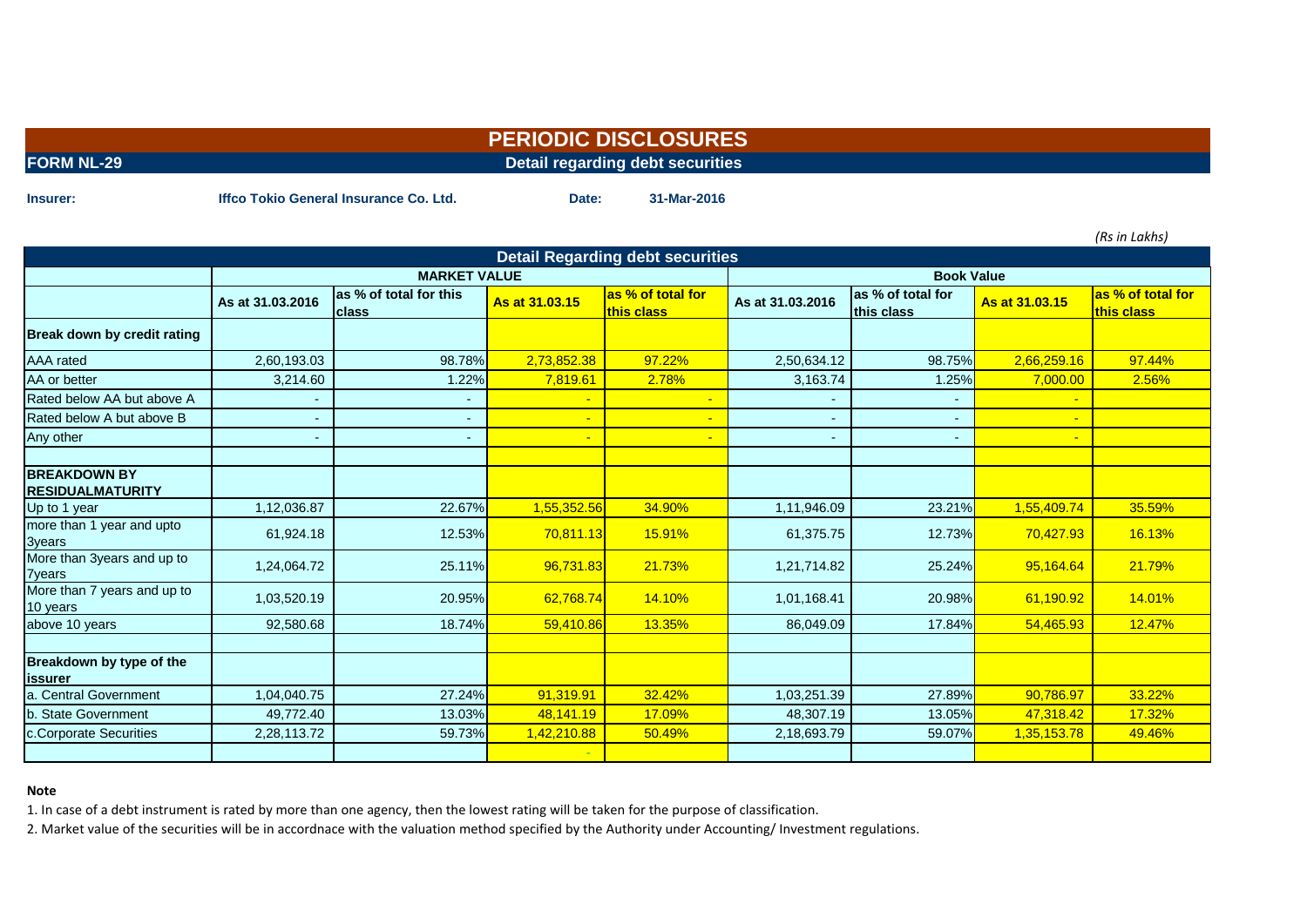# PERIODIC DISCLOSURES

**FORM NL-29** — **Detail regarding debt securities**

**Insurer:** **Iffco Tokio General Insurance Co. Ltd.** **Date:** **31-Mar-2016**

*(Rs in Lakhs)*

| Detail Regarding debt securities | | | | | | | | |
|---|---|---|---|---|---|---|---|---|
| | MARKET VALUE | | | | Book Value | | | |
| | As at 31.03.2016 | as % of total for this class | As at 31.03.15 | as % of total for this class | As at 31.03.2016 | as % of total for this class | As at 31.03.15 | as % of total for this class |
| **Break down by credit rating** | | | | | | | | |
| AAA rated | 2,60,193.03 | 98.78% | 2,73,852.38 | 97.22% | 2,50,634.12 | 98.75% | 2,66,259.16 | 97.44% |
| AA or better | 3,214.60 | 1.22% | 7,819.61 | 2.78% | 3,163.74 | 1.25% | 7,000.00 | 2.56% |
| Rated below AA but above A | - | - | - | - | - | - | - | |
| Rated below A but above B | - | - | - | - | - | - | - | |
| Any other | - | - | - | - | - | - | - | |
| | | | | | | | | |
| **BREAKDOWN BY RESIDUALMATURITY** | | | | | | | | |
| Up to 1 year | 1,12,036.87 | 22.67% | 1,55,352.56 | 34.90% | 1,11,946.09 | 23.21% | 1,55,409.74 | 35.59% |
| more than 1 year and upto 3years | 61,924.18 | 12.53% | 70,811.13 | 15.91% | 61,375.75 | 12.73% | 70,427.93 | 16.13% |
| More than 3years and up to 7years | 1,24,064.72 | 25.11% | 96,731.83 | 21.73% | 1,21,714.82 | 25.24% | 95,164.64 | 21.79% |
| More than 7 years and up to 10 years | 1,03,520.19 | 20.95% | 62,768.74 | 14.10% | 1,01,168.41 | 20.98% | 61,190.92 | 14.01% |
| above 10 years | 92,580.68 | 18.74% | 59,410.86 | 13.35% | 86,049.09 | 17.84% | 54,465.93 | 12.47% |
| | | | | | | | | |
| **Breakdown by type of the issurer** | | | | | | | | |
| a. Central Government | 1,04,040.75 | 27.24% | 91,319.91 | 32.42% | 1,03,251.39 | 27.89% | 90,786.97 | 33.22% |
| b. State Government | 49,772.40 | 13.03% | 48,141.19 | 17.09% | 48,307.19 | 13.05% | 47,318.42 | 17.32% |
| c.Corporate Securities | 2,28,113.72 | 59.73% | 1,42,210.88 | 50.49% | 2,18,693.79 | 59.07% | 1,35,153.78 | 49.46% |
| | | | - | | | | | |

**Note**

1. In case of a debt instrument is rated by more than one agency, then the lowest rating will be taken for the purpose of classification.
2. Market value of the securities will be in accordnace with the valuation method specified by the Authority under Accounting/ Investment regulations.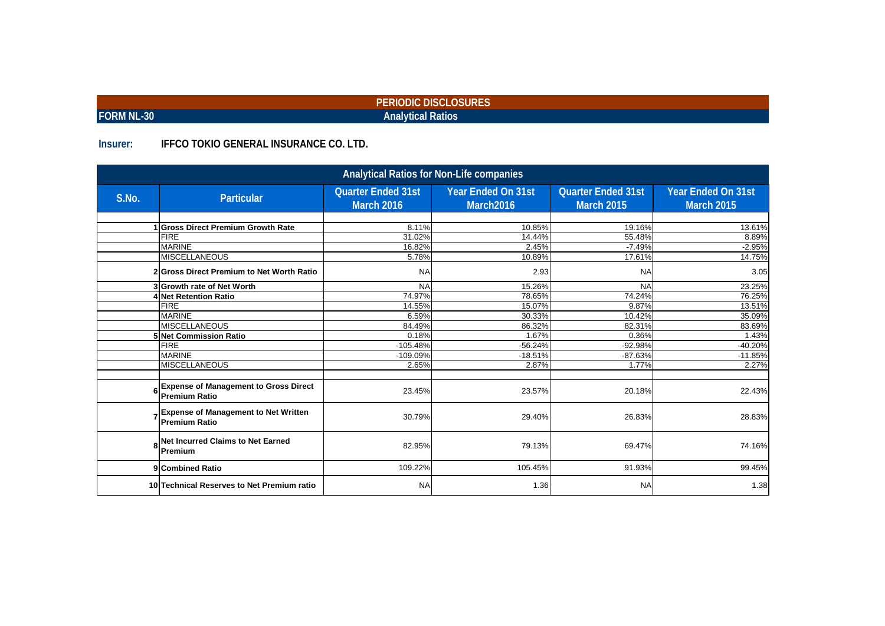## PERIODIC DISCLOSURES

**FORM NL-30** — **Analytical Ratios**

**Insurer:** **IFFCO TOKIO GENERAL INSURANCE CO. LTD.**

### Analytical Ratios for Non-Life companies

| S.No. | Particular | Quarter Ended 31st March 2016 | Year Ended On 31st March2016 | Quarter Ended 31st March 2015 | Year Ended On 31st March 2015 |
|---|---|---|---|---|---|
| 1 | **Gross Direct Premium Growth Rate** | 8.11% | 10.85% | 19.16% | 13.61% |
| | FIRE | 31.02% | 14.44% | 55.48% | 8.89% |
| | MARINE | 16.82% | 2.45% | -7.49% | -2.95% |
| | MISCELLANEOUS | 5.78% | 10.89% | 17.61% | 14.75% |
| 2 | **Gross Direct Premium to Net Worth Ratio** | NA | 2.93 | NA | 3.05 |
| 3 | **Growth rate of Net Worth** | NA | 15.26% | NA | 23.25% |
| 4 | **Net Retention Ratio** | 74.97% | 78.65% | 74.24% | 76.25% |
| | FIRE | 14.55% | 15.07% | 9.87% | 13.51% |
| | MARINE | 6.59% | 30.33% | 10.42% | 35.09% |
| | MISCELLANEOUS | 84.49% | 86.32% | 82.31% | 83.69% |
| 5 | **Net Commission Ratio** | 0.18% | 1.67% | 0.36% | 1.43% |
| | FIRE | -105.48% | -56.24% | -92.98% | -40.20% |
| | MARINE | -109.09% | -18.51% | -87.63% | -11.85% |
| | MISCELLANEOUS | 2.65% | 2.87% | 1.77% | 2.27% |
| 6 | **Expense of Management to Gross Direct Premium Ratio** | 23.45% | 23.57% | 20.18% | 22.43% |
| 7 | **Expense of Management to Net Written Premium Ratio** | 30.79% | 29.40% | 26.83% | 28.83% |
| 8 | **Net Incurred Claims to Net Earned Premium** | 82.95% | 79.13% | 69.47% | 74.16% |
| 9 | **Combined Ratio** | 109.22% | 105.45% | 91.93% | 99.45% |
| 10 | **Technical Reserves to Net Premium ratio** | NA | 1.36 | NA | 1.38 |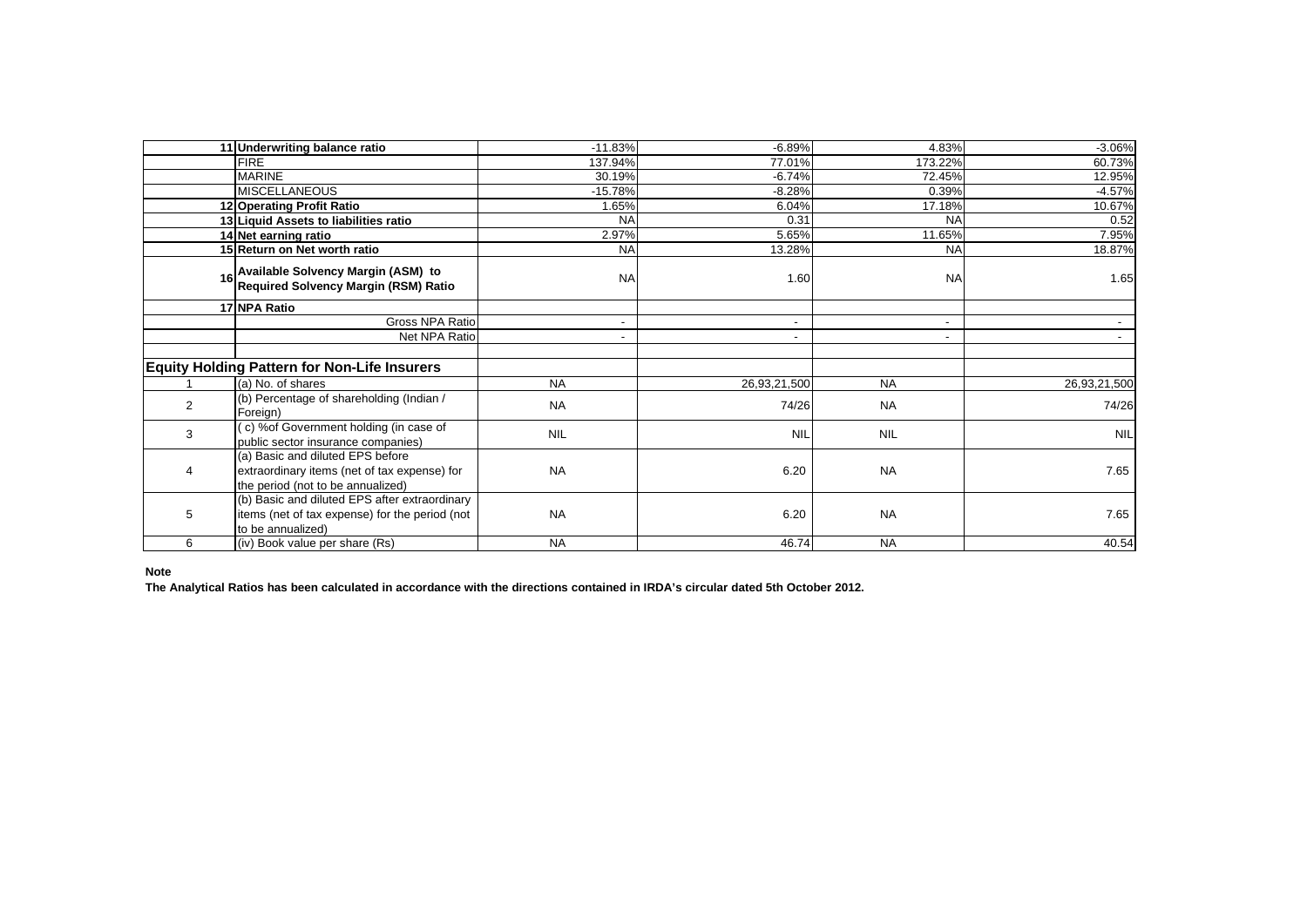| | | | | | |
|---|---|---|---|---|---|
| 11 | **Underwriting balance ratio** | -11.83% | -6.89% | 4.83% | -3.06% |
| | FIRE | 137.94% | 77.01% | 173.22% | 60.73% |
| | MARINE | 30.19% | -6.74% | 72.45% | 12.95% |
| | MISCELLANEOUS | -15.78% | -8.28% | 0.39% | -4.57% |
| 12 | **Operating Profit Ratio** | 1.65% | 6.04% | 17.18% | 10.67% |
| 13 | **Liquid Assets to liabilities ratio** | NA | 0.31 | NA | 0.52 |
| 14 | **Net earning ratio** | 2.97% | 5.65% | 11.65% | 7.95% |
| 15 | **Return on Net worth ratio** | NA | 13.28% | NA | 18.87% |
| 16 | **Available Solvency Margin (ASM) to Required Solvency Margin (RSM) Ratio** | NA | 1.60 | NA | 1.65 |
| 17 | **NPA Ratio** | | | | |
| | Gross NPA Ratio | - | - | - | - |
| | Net NPA Ratio | - | - | - | - |
| | | | | | |
| **Equity Holding Pattern for Non-Life Insurers** | | | | | |
| 1 | (a) No. of shares | NA | 26,93,21,500 | NA | 26,93,21,500 |
| 2 | (b) Percentage of shareholding (Indian / Foreign) | NA | 74/26 | NA | 74/26 |
| 3 | ( c) %of Government holding (in case of public sector insurance companies) | NIL | NIL | NIL | NIL |
| 4 | (a) Basic and diluted EPS before extraordinary items (net of tax expense) for the period (not to be annualized) | NA | 6.20 | NA | 7.65 |
| 5 | (b) Basic and diluted EPS after extraordinary items (net of tax expense) for the period (not to be annualized) | NA | 6.20 | NA | 7.65 |
| 6 | (iv) Book value per share (Rs) | NA | 46.74 | NA | 40.54 |

**Note**

**The Analytical Ratios has been calculated in accordance with the directions contained in IRDA's circular dated 5th October 2012.**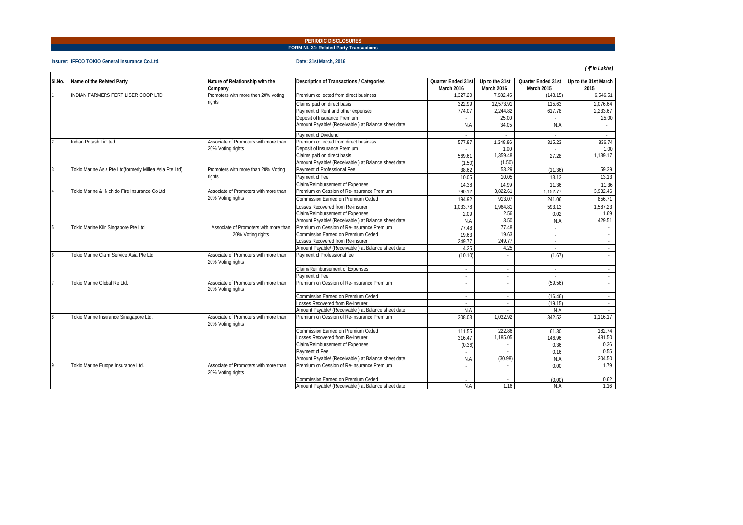**PERIODIC DISCLOSURES**

**FORM NL-31: Related Party Transactions**

**Insurer: IFFCO TOKIO General Insurance Co.Ltd.**

**Date: 31st March, 2016**

*( ₹ In Lakhs)*

| Sl.No. | Name of the Related Party | Nature of Relationship with the Company | Description of Transactions / Categories | Quarter Ended 31st March 2016 | Up to the 31st March 2016 | Quarter Ended 31st March 2015 | Up to the 31st March 2015 |
|---|---|---|---|---|---|---|---|
| 1 | INDIAN FARMERS FERTILISER COOP LTD | Promoters with more then 20% voting rights | Premium collected from direct business | 1,327.20 | 7,982.45 | (148.15) | 6,546.51 |
| | | | Claims paid on direct basis | 322.99 | 12,573.91 | 115.63 | 2,076.64 |
| | | | Payment of Rent and other expenses | 774.07 | 2,244.82 | 617.78 | 2,233.67 |
| | | | Deposit of Insurance Premium | - | 25.00 | - | 25.00 |
| | | | Amount Payable/ (Receivable ) at Balance sheet date | N.A | 34.05 | N.A | - |
| | | | Payment of Dividend | - | - | - | - |
| 2 | Indian Potash Limited | Associate of Promoters with more than 20% Voting rights | Premium collected from direct business | 577.87 | 1,348.86 | 315.23 | 836.74 |
| | | | Deposit of Insurance Premium | - | 1.00 | - | 1.00 |
| | | | Claims paid on direct basis | 569.61 | 1,359.48 | 27.28 | 1,139.17 |
| | | | Amount Payable/ (Receivable ) at Balance sheet date | (1.50) | (1.50) | | |
| 3 | Tokio Marine Asia Pte Ltd(formerly Millea Asia Pte Ltd) | Promoters with more than 20% Voting rights | Payment of Professional Fee | 38.62 | 53.29 | (11.36) | 59.39 |
| | | | Payment of Fee | 10.05 | 10.05 | 13.13 | 13.13 |
| | | | Claim/Reimbursement of Expenses | 14.38 | 14.99 | 11.36 | 11.36 |
| 4 | Tokio Marine & Nichido Fire Insurance Co Ltd | Associate of Promoters with more than 20% Voting rights | Premium on Cession of Re-insurance Premium | 790.12 | 3,822.61 | 1,152.77 | 3,932.46 |
| | | | Commission Earned on Premium Ceded | 194.92 | 913.07 | 241.06 | 856.71 |
| | | | Losses Recovered from Re-insurer | 1,033.78 | 1,964.81 | 593.13 | 1,587.23 |
| | | | Claim/Reimbursement of Expenses | 2.09 | 2.56 | 0.02 | 1.69 |
| | | | Amount Payable/ (Receivable ) at Balance sheet date | N.A | 3.50 | N.A | 429.51 |
| 5 | Tokio Marine Kiln Singapore Pte Ltd | Associate of Promoters with more than 20% Voting rights | Premium on Cession of Re-insurance Premium | 77.48 | 77.48 | - | - |
| | | | Commission Earned on Premium Ceded | 19.63 | 19.63 | - | - |
| | | | Losses Recovered from Re-insurer | 249.77 | 249.77 | - | - |
| | | | Amount Payable/ (Receivable ) at Balance sheet date | 4.25 | 4.25 | - | - |
| 6 | Tokio Marine Claim Service Asia Pte Ltd | Associate of Promoters with more than 20% Voting rights | Payment of Professional fee | (10.10) | - | (1.67) | - |
| | | | Claim/Reimbursement of Expenses | - | - | - | - |
| | | | Payment of Fee | - | - | - | - |
| 7 | Tokio Marine Global Re Ltd. | Associate of Promoters with more than 20% Voting rights | Premium on Cession of Re-insurance Premium | - | - | (59.56) | - |
| | | | Commission Earned on Premium Ceded | - | - | (16.46) | - |
| | | | Losses Recovered from Re-insurer | - | - | (19.15) | - |
| | | | Amount Payable/ (Receivable ) at Balance sheet date | N.A | - | N.A | - |
| 8 | Tokio Marine Insurance Sinagapore Ltd. | Associate of Promoters with more than 20% Voting rights | Premium on Cession of Re-insurance Premium | 308.03 | 1,032.92 | 342.52 | 1,116.17 |
| | | | Commission Earned on Premium Ceded | 111.55 | 222.86 | 61.30 | 182.74 |
| | | | Losses Recovered from Re-insurer | 316.47 | 1,185.05 | 146.96 | 481.50 |
| | | | Claim/Reimbursement of Expenses | (0.36) | - | 0.36 | 0.36 |
| | | | Payment of Fee | - | - | 0.16 | 0.55 |
| | | | Amount Payable/ (Receivable ) at Balance sheet date | N.A | (30.98) | N.A | 204.50 |
| 9 | Tokio Marine Europe Insurance Ltd. | Associate of Promoters with more than 20% Voting rights | Premium on Cession of Re-insurance Premium | - | - | 0.00 | 1.79 |
| | | | Commission Earned on Premium Ceded | - | - | (0.00) | 0.62 |
| | | | Amount Payable/ (Receivable ) at Balance sheet date | N.A | 1.16 | N.A | 1.16 |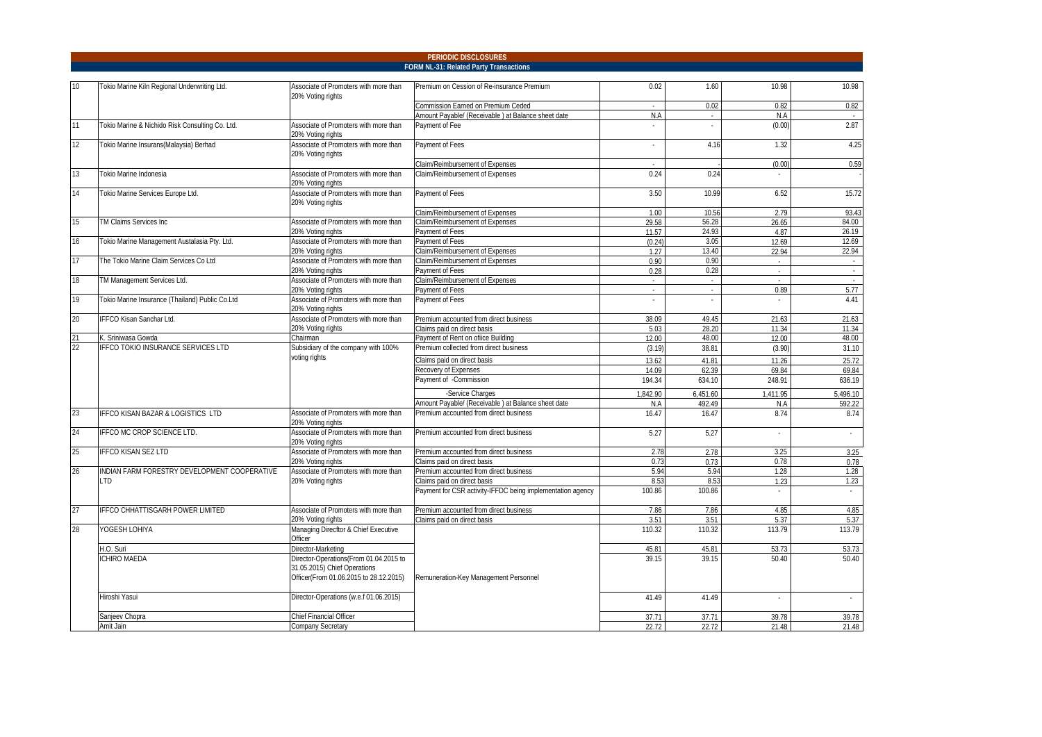## PERIODIC DISCLOSURES

### FORM NL-31: Related Party Transactions

| | | | | | | | |
|---|---|---|---|---|---|---|---|
| 10 | Tokio Marine Kiln Regional Underwriting Ltd. | Associate of Promoters with more than 20% Voting rights | Premium on Cession of Re-insurance Premium | 0.02 | 1.60 | 10.98 | 10.98 |
| | | | Commission Earned on Premium Ceded | - | 0.02 | 0.82 | 0.82 |
| | | | Amount Payable/ (Receivable ) at Balance sheet date | N.A | - | N.A | - |
| 11 | Tokio Marine & Nichido Risk Consulting Co. Ltd. | Associate of Promoters with more than 20% Voting rights | Payment of Fee | - | - | (0.00) | 2.87 |
| 12 | Tokio Marine Insurans(Malaysia) Berhad | Associate of Promoters with more than 20% Voting rights | Payment of Fees | - | 4.16 | 1.32 | 4.25 |
| | | | Claim/Reimbursement of Expenses | - | - | (0.00) | 0.59 |
| 13 | Tokio Marine Indonesia | Associate of Promoters with more than 20% Voting rights | Claim/Reimbursement of Expenses | 0.24 | 0.24 | - | - |
| 14 | Tokio Marine Services Europe Ltd. | Associate of Promoters with more than 20% Voting rights | Payment of Fees | 3.50 | 10.99 | 6.52 | 15.72 |
| | | | Claim/Reimbursement of Expenses | 1.00 | 10.56 | 2.79 | 93.43 |
| 15 | TM Claims Services Inc | Associate of Promoters with more than 20% Voting rights | Claim/Reimbursement of Expenses | 29.58 | 56.28 | 26.65 | 84.00 |
| | | | Payment of Fees | 11.57 | 24.93 | 4.87 | 26.19 |
| 16 | Tokio Marine Management Austalasia Pty. Ltd. | Associate of Promoters with more than 20% Voting rights | Payment of Fees | (0.24) | 3.05 | 12.69 | 12.69 |
| | | | Claim/Reimbursement of Expenses | 1.27 | 13.40 | 22.94 | 22.94 |
| 17 | The Tokio Marine Claim Services Co Ltd | Associate of Promoters with more than 20% Voting rights | Claim/Reimbursement of Expenses | 0.90 | 0.90 | - | - |
| | | | Payment of Fees | 0.28 | 0.28 | - | - |
| 18 | TM Management Services Ltd. | Associate of Promoters with more than 20% Voting rights | Claim/Reimbursement of Expenses | - | - | - | - |
| | | | Payment of Fees | - | - | 0.89 | 5.77 |
| 19 | Tokio Marine Insurance (Thailand) Public Co.Ltd | Associate of Promoters with more than 20% Voting rights | Payment of Fees | - | - | - | 4.41 |
| 20 | IFFCO Kisan Sanchar Ltd. | Associate of Promoters with more than 20% Voting rights | Premium accounted from direct business | 38.09 | 49.45 | 21.63 | 21.63 |
| | | | Claims paid on direct basis | 5.03 | 28.20 | 11.34 | 11.34 |
| 21 | K. Sriniwasa Gowda | Chairman | Payment of Rent on ofiice Building | 12.00 | 48.00 | 12.00 | 48.00 |
| 22 | IFFCO TOKIO INSURANCE SERVICES LTD | Subsidiary of the company with 100% voting rights | Premium collected from direct business | (3.19) | 38.81 | (3.90) | 31.10 |
| | | | Claims paid on direct basis | 13.62 | 41.81 | 11.26 | 25.72 |
| | | | Recovery of Expenses | 14.09 | 62.39 | 69.84 | 69.84 |
| | | | Payment of -Commission | 194.34 | 634.10 | 248.91 | 636.19 |
| | | | -Service Charges | 1,842.90 | 6,451.60 | 1,411.95 | 5,496.10 |
| | | | Amount Payable/ (Receivable ) at Balance sheet date | N.A | 492.49 | N.A | 592.22 |
| 23 | IFFCO KISAN BAZAR & LOGISTICS LTD | Associate of Promoters with more than 20% Voting rights | Premium accounted from direct business | 16.47 | 16.47 | 8.74 | 8.74 |
| 24 | IFFCO MC CROP SCIENCE LTD. | Associate of Promoters with more than 20% Voting rights | Premium accounted from direct business | 5.27 | 5.27 | - | - |
| 25 | IFFCO KISAN SEZ LTD | Associate of Promoters with more than 20% Voting rights | Premium accounted from direct business | 2.78 | 2.78 | 3.25 | 3.25 |
| | | | Claims paid on direct basis | 0.73 | 0.73 | 0.78 | 0.78 |
| 26 | INDIAN FARM FORESTRY DEVELOPMENT COOPERATIVE LTD | Associate of Promoters with more than 20% Voting rights | Premium accounted from direct business | 5.94 | 5.94 | 1.28 | 1.28 |
| | | | Claims paid on direct basis | 8.53 | 8.53 | 1.23 | 1.23 |
| | | | Payment for CSR activity-IFFDC being implementation agency | 100.86 | 100.86 | - | - |
| 27 | IFFCO CHHATTISGARH POWER LIMITED | Associate of Promoters with more than 20% Voting rights | Premium accounted from direct business | 7.86 | 7.86 | 4.85 | 4.85 |
| | | | Claims paid on direct basis | 3.51 | 3.51 | 5.37 | 5.37 |
| 28 | YOGESH LOHIYA | Managing Direcftor & Chief Executive Officer | Remuneration-Key Management Personnel | 110.32 | 110.32 | 113.79 | 113.79 |
| | H.O. Suri | Director-Marketing | | 45.81 | 45.81 | 53.73 | 53.73 |
| | ICHIRO MAEDA | Director-Operations(From 01.04.2015 to 31.05.2015) Chief Operations Officer(From 01.06.2015 to 28.12.2015) | | 39.15 | 39.15 | 50.40 | 50.40 |
| | Hiroshi Yasui | Director-Operations (w.e.f 01.06.2015) | | 41.49 | 41.49 | - | - |
| | Sanjeev Chopra | Chief Financial Officer | | 37.71 | 37.71 | 39.78 | 39.78 |
| | Amit Jain | Company Secretary | | 22.72 | 22.72 | 21.48 | 21.48 |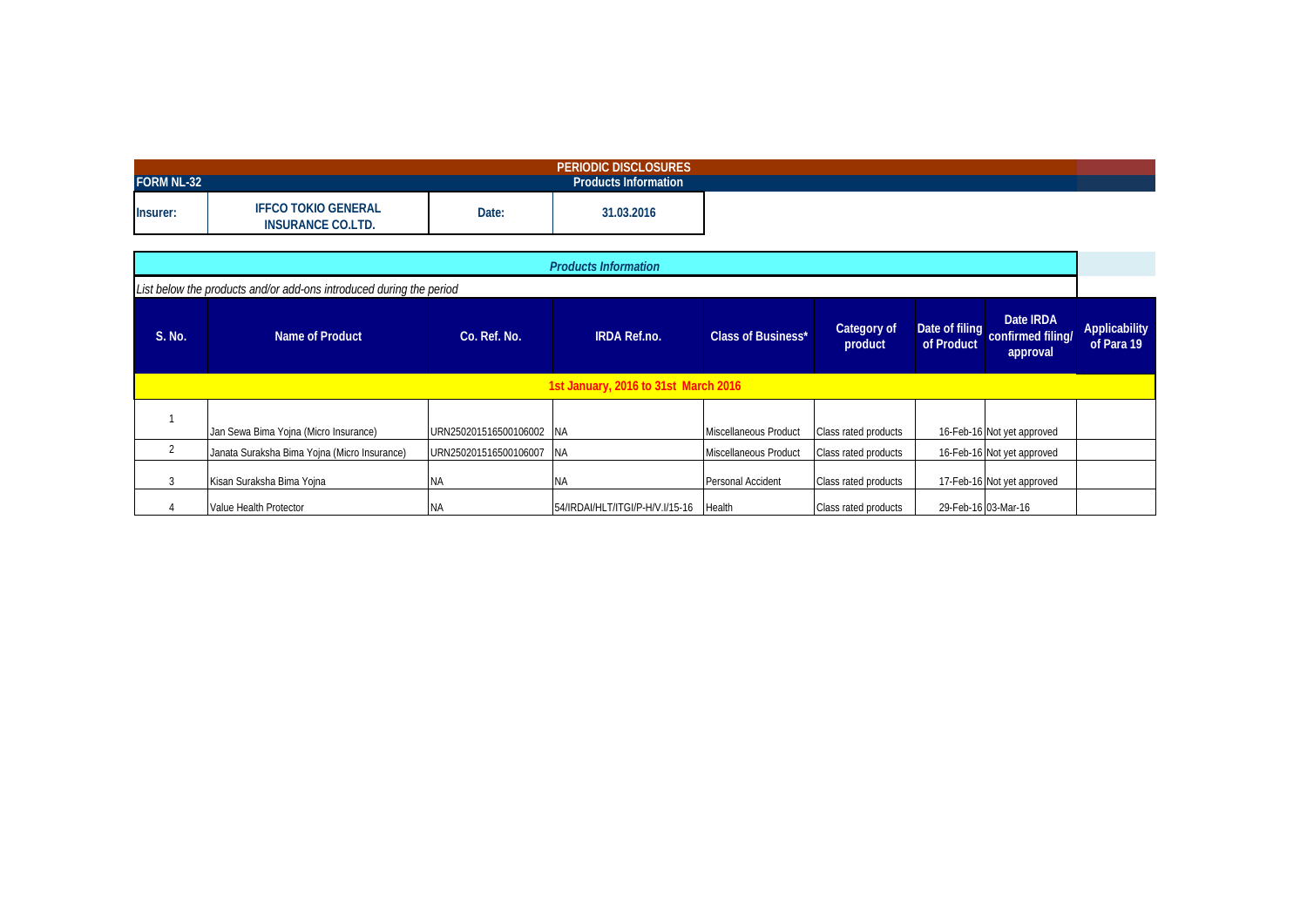**PERIODIC DISCLOSURES**

**FORM NL-32** — **Products Information**

| **Insurer:** | **IFFCO TOKIO GENERAL INSURANCE CO.LTD.** | **Date:** | **31.03.2016** |
|---|---|---|---|

***Products Information***

*List below the products and/or add-ons introduced during the period*

| S. No. | Name of Product | Co. Ref. No. | IRDA Ref.no. | Class of Business* | Category of product | Date of filing of Product | Date IRDA confirmed filing/ approval | Applicability of Para 19 |
|---|---|---|---|---|---|---|---|---|
| **1st January, 2016 to 31st March 2016** | | | | | | | | |
| 1 | Jan Sewa Bima Yojna (Micro Insurance) | URN250201516500106002 | NA | Miscellaneous Product | Class rated products | 16-Feb-16 | Not yet approved | |
| 2 | Janata Suraksha Bima Yojna (Micro Insurance) | URN250201516500106007 | NA | Miscellaneous Product | Class rated products | 16-Feb-16 | Not yet approved | |
| 3 | Kisan Suraksha Bima Yojna | NA | NA | Personal Accident | Class rated products | 17-Feb-16 | Not yet approved | |
| 4 | Value Health Protector | NA | 54/IRDAI/HLT/ITGI/P-H/V.I/15-16 | Health | Class rated products | 29-Feb-16 | 03-Mar-16 | |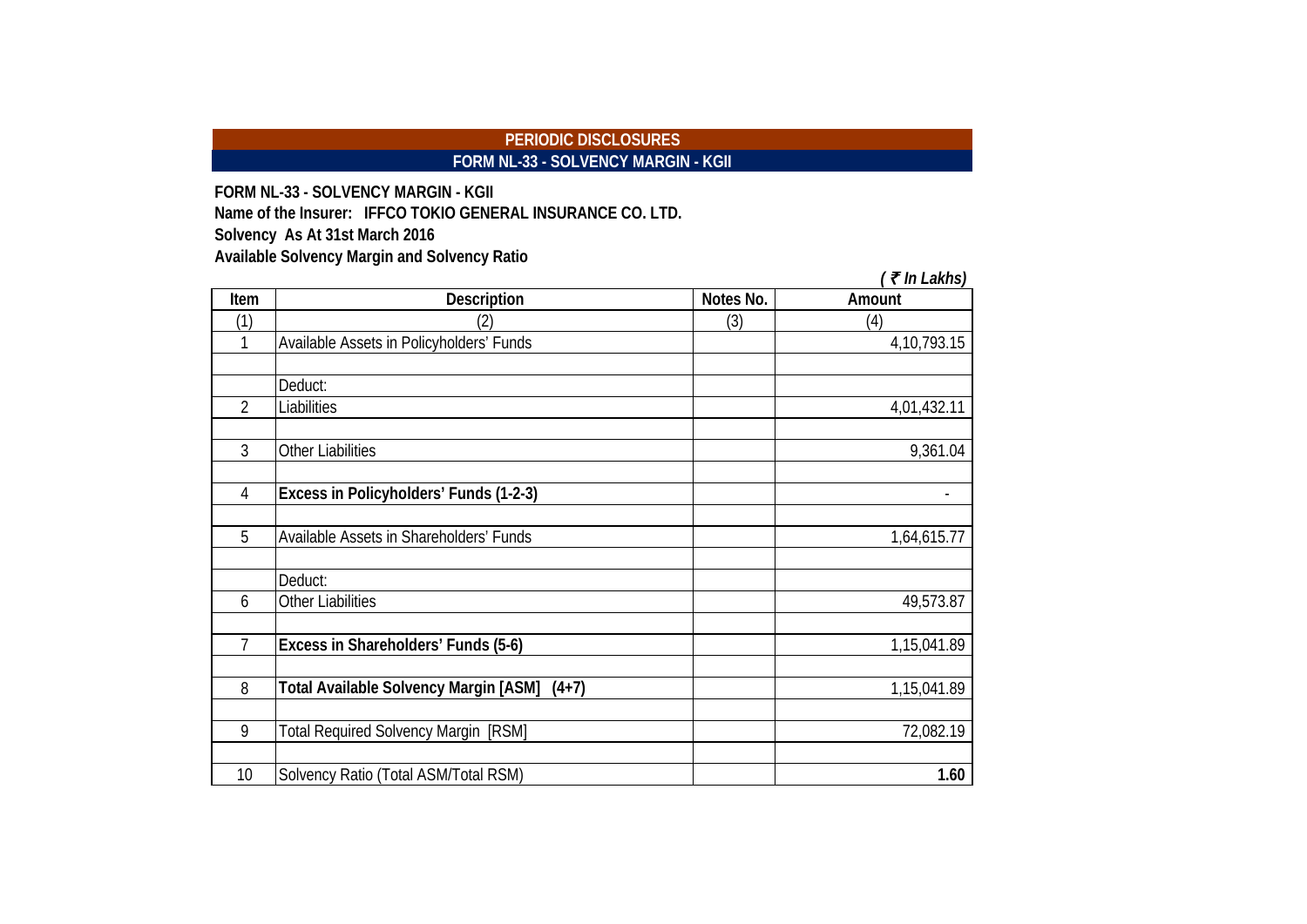# PERIODIC DISCLOSURES

## FORM NL-33 - SOLVENCY MARGIN - KGII

**FORM NL-33 - SOLVENCY MARGIN - KGII**

**Name of the Insurer: IFFCO TOKIO GENERAL INSURANCE CO. LTD.**

**Solvency As At 31st March 2016**

**Available Solvency Margin and Solvency Ratio**

*( ₹ In Lakhs)*

| Item | Description | Notes No. | Amount |
|---|---|---|---|
| (1) | (2) | (3) | (4) |
| 1 | Available Assets in Policyholders' Funds | | 4,10,793.15 |
| | | | |
| | Deduct: | | |
| 2 | Liabilities | | 4,01,432.11 |
| | | | |
| 3 | Other Liabilities | | 9,361.04 |
| | | | |
| 4 | **Excess in Policyholders' Funds (1-2-3)** | | - |
| | | | |
| 5 | Available Assets in Shareholders' Funds | | 1,64,615.77 |
| | | | |
| | Deduct: | | |
| 6 | Other Liabilities | | 49,573.87 |
| | | | |
| 7 | **Excess in Shareholders' Funds (5-6)** | | 1,15,041.89 |
| | | | |
| 8 | **Total Available Solvency Margin [ASM] (4+7)** | | 1,15,041.89 |
| | | | |
| 9 | Total Required Solvency Margin [RSM] | | 72,082.19 |
| | | | |
| 10 | Solvency Ratio (Total ASM/Total RSM) | | **1.60** |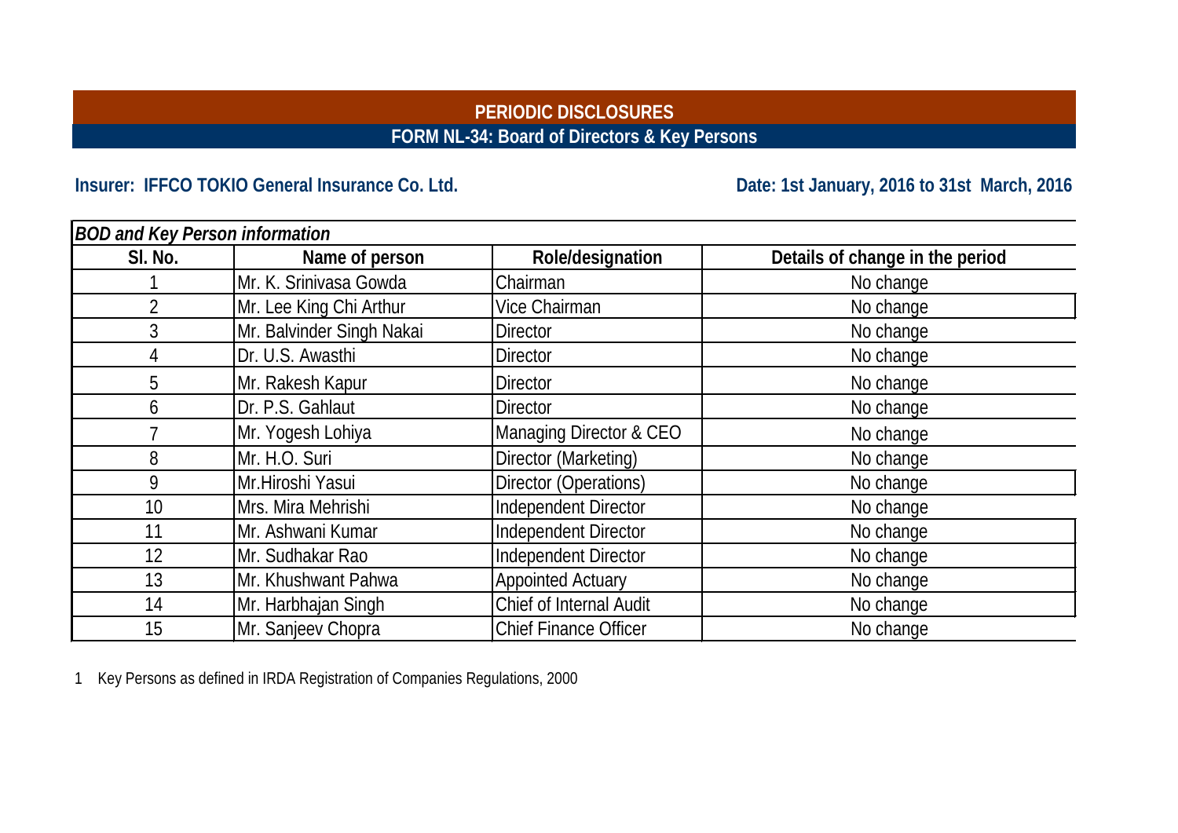# PERIODIC DISCLOSURES

## FORM NL-34: Board of Directors & Key Persons

**Insurer: IFFCO TOKIO General Insurance Co. Ltd.**

**Date: 1st January, 2016 to 31st March, 2016**

*BOD and Key Person information*

| Sl. No. | Name of person | Role/designation | Details of change in the period |
|---|---|---|---|
| 1 | Mr. K. Srinivasa Gowda | Chairman | No change |
| 2 | Mr. Lee King Chi Arthur | Vice Chairman | No change |
| 3 | Mr. Balvinder Singh Nakai | Director | No change |
| 4 | Dr. U.S. Awasthi | Director | No change |
| 5 | Mr. Rakesh Kapur | Director | No change |
| 6 | Dr. P.S. Gahlaut | Director | No change |
| 7 | Mr. Yogesh Lohiya | Managing Director & CEO | No change |
| 8 | Mr. H.O. Suri | Director (Marketing) | No change |
| 9 | Mr.Hiroshi Yasui | Director (Operations) | No change |
| 10 | Mrs. Mira Mehrishi | Independent Director | No change |
| 11 | Mr. Ashwani Kumar | Independent Director | No change |
| 12 | Mr. Sudhakar Rao | Independent Director | No change |
| 13 | Mr. Khushwant Pahwa | Appointed Actuary | No change |
| 14 | Mr. Harbhajan Singh | Chief of Internal Audit | No change |
| 15 | Mr. Sanjeev Chopra | Chief Finance Officer | No change |

1 Key Persons as defined in IRDA Registration of Companies Regulations, 2000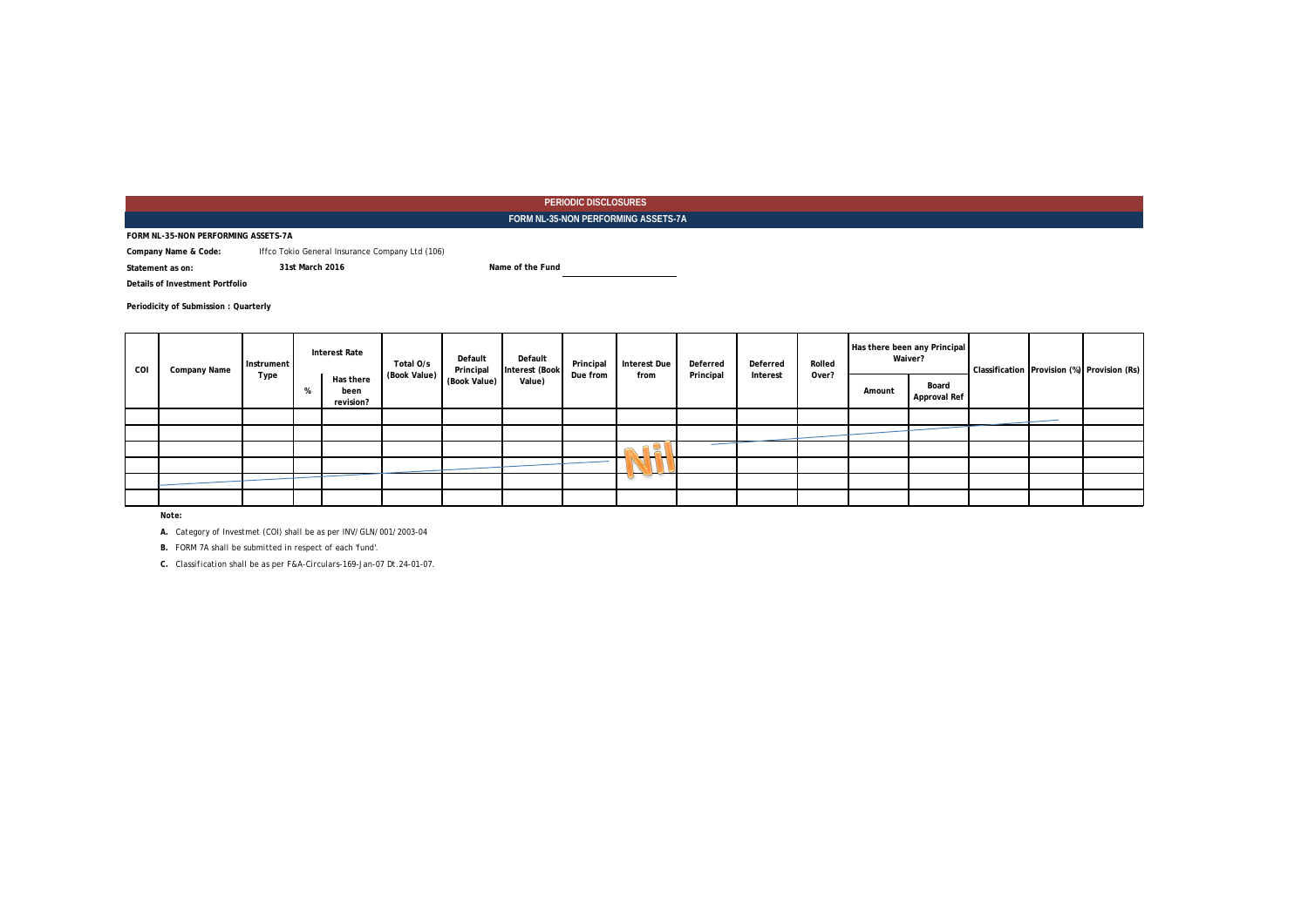**PERIODIC DISCLOSURES**

**FORM NL-35-NON PERFORMING ASSETS-7A**

**FORM NL-35-NON PERFORMING ASSETS-7A**

**Company Name & Code:** Iffco Tokio General Insurance Company Ltd (106)

**Statement as on:** 31st March 2016 **Name of the Fund**

**Details of Investment Portfolio**

**Periodicity of Submission : Quarterly**

| COI | Company Name | Instrument Type | Interest Rate | | Total O/s (Book Value) | Default Principal (Book Value) | Default Interest (Book Value) | Principal Due from | Interest Due from | Deferred Principal | Deferred Interest | Rolled Over? | Has there been any Principal Waiver? | | Classification | Provision (%) | Provision (Rs) |
|---|---|---|---|---|---|---|---|---|---|---|---|---|---|---|---|---|---|
| | | | % | Has there been revision? | | | | | | | | | Amount | Board Approval Ref | | | |
| | | | | | | | | | | | | | | | | | |
| | | | | | | | | | | | | | | | | | |
| | | | | | | | | | Nil | | | | | | | | |
| | | | | | | | | | | | | | | | | | |
| | | | | | | | | | | | | | | | | | |
| | | | | | | | | | | | | | | | | | |

**Note:**

**A.** Category of Investmet (COI) shall be as per INV/GLN/001/2003-04

**B.** FORM 7A shall be submitted in respect of each 'fund'.

**C.** Classification shall be as per F&A-Circulars-169-Jan-07 Dt.24-01-07.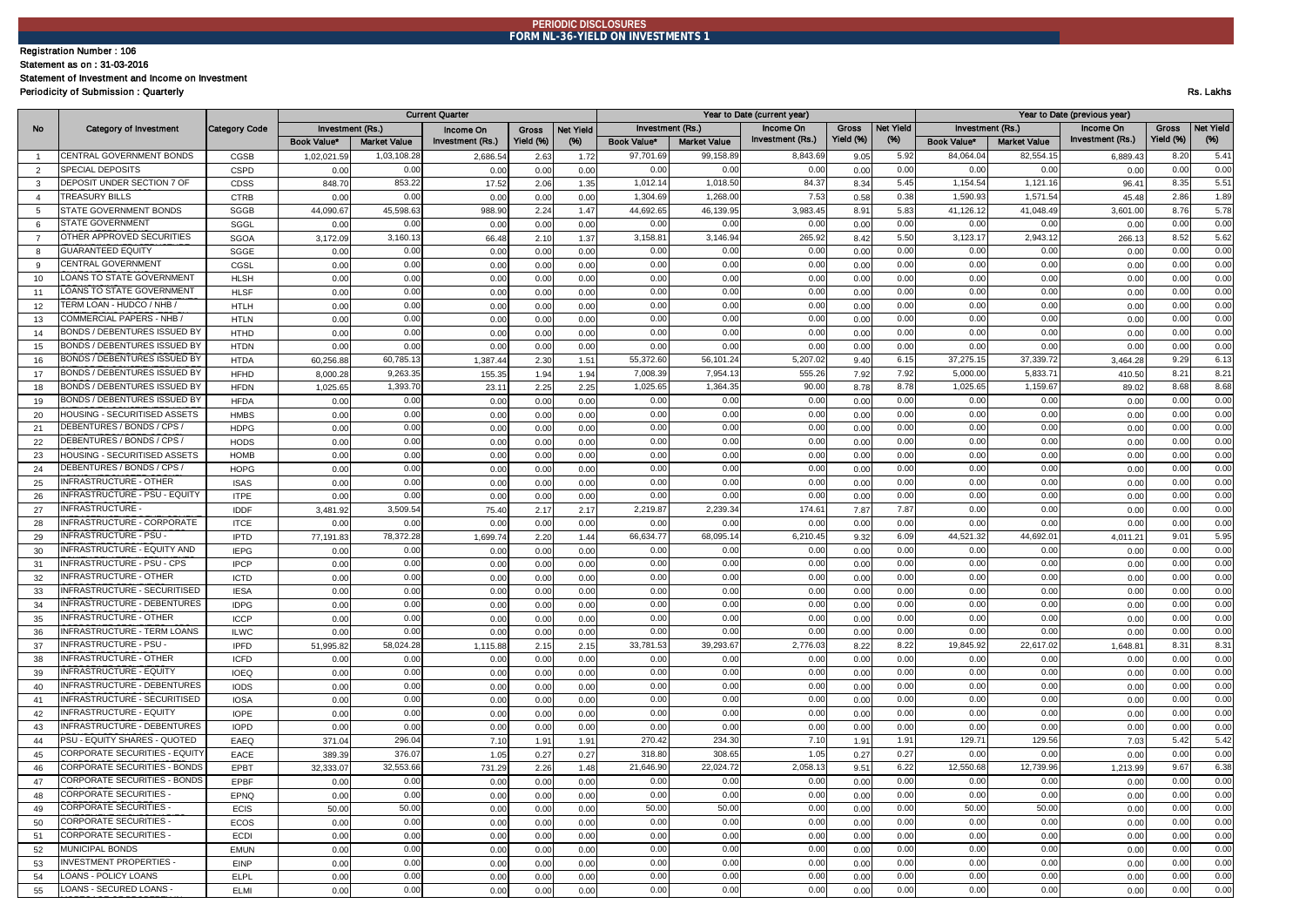**PERIODIC DISCLOSURES**
**FORM NL-36-YIELD ON INVESTMENTS 1**

Registration Number : 106
Statement as on : 31-03-2016
Statement of Investment and Income on Investment
Periodicity of Submission : Quarterly

Rs. Lakhs

| No | Category of Investment | Category Code | Current Quarter | | | | | Year to Date (current year) | | | | | Year to Date (previous year) | | | | |
|---|---|---|---|---|---|---|---|---|---|---|---|---|---|---|---|---|---|
| | | | Investment (Rs.) | | Income On Investment (Rs.) | Gross Yield (%) | Net Yield (%) | Investment (Rs.) | | Income On Investment (Rs.) | Gross Yield (%) | Net Yield (%) | Investment (Rs.) | | Income On Investment (Rs.) | Gross Yield (%) | Net Yield (%) |
| | | | Book Value* | Market Value | | | | Book Value* | Market Value | | | | Book Value* | Market Value | | | |
| 1 | CENTRAL GOVERNMENT BONDS | CGSB | 1,02,021.59 | 1,03,108.28 | 2,686.54 | 2.63 | 1.72 | 97,701.69 | 99,158.89 | 8,843.69 | 9.05 | 5.92 | 84,064.04 | 82,554.15 | 6,889.43 | 8.20 | 5.41 |
| 2 | SPECIAL DEPOSITS | CSPD | 0.00 | 0.00 | 0.00 | 0.00 | 0.00 | 0.00 | 0.00 | 0.00 | 0.00 | 0.00 | 0.00 | 0.00 | 0.00 | 0.00 | 0.00 |
| 3 | DEPOSIT UNDER SECTION 7 OF | CDSS | 848.70 | 853.22 | 17.52 | 2.06 | 1.35 | 1,012.14 | 1,018.50 | 84.37 | 8.34 | 5.45 | 1,154.54 | 1,121.16 | 96.41 | 8.35 | 5.51 |
| 4 | TREASURY BILLS | CTRB | 0.00 | 0.00 | 0.00 | 0.00 | 0.00 | 1,304.69 | 1,268.00 | 7.53 | 0.58 | 0.38 | 1,590.93 | 1,571.54 | 45.48 | 2.86 | 1.89 |
| 5 | STATE GOVERNMENT BONDS | SGGB | 44,090.67 | 45,598.63 | 988.90 | 2.24 | 1.47 | 44,692.65 | 46,139.95 | 3,983.45 | 8.91 | 5.83 | 41,126.12 | 41,048.49 | 3,601.00 | 8.76 | 5.78 |
| 6 | STATE GOVERNMENT | SGGL | 0.00 | 0.00 | 0.00 | 0.00 | 0.00 | 0.00 | 0.00 | 0.00 | 0.00 | 0.00 | 0.00 | 0.00 | 0.00 | 0.00 | 0.00 |
| 7 | OTHER APPROVED SECURITIES | SGOA | 3,172.09 | 3,160.13 | 66.48 | 2.10 | 1.37 | 3,158.81 | 3,146.94 | 265.92 | 8.42 | 5.50 | 3,123.17 | 2,943.12 | 266.13 | 8.52 | 5.62 |
| 8 | GUARANTEED EQUITY | SGGE | 0.00 | 0.00 | 0.00 | 0.00 | 0.00 | 0.00 | 0.00 | 0.00 | 0.00 | 0.00 | 0.00 | 0.00 | 0.00 | 0.00 | 0.00 |
| 9 | CENTRAL GOVERNMENT | CGSL | 0.00 | 0.00 | 0.00 | 0.00 | 0.00 | 0.00 | 0.00 | 0.00 | 0.00 | 0.00 | 0.00 | 0.00 | 0.00 | 0.00 | 0.00 |
| 10 | LOANS TO STATE GOVERNMENT | HLSH | 0.00 | 0.00 | 0.00 | 0.00 | 0.00 | 0.00 | 0.00 | 0.00 | 0.00 | 0.00 | 0.00 | 0.00 | 0.00 | 0.00 | 0.00 |
| 11 | LOANS TO STATE GOVERNMENT | HLSF | 0.00 | 0.00 | 0.00 | 0.00 | 0.00 | 0.00 | 0.00 | 0.00 | 0.00 | 0.00 | 0.00 | 0.00 | 0.00 | 0.00 | 0.00 |
| 12 | TERM LOAN - HUDCO / NHB / | HTLH | 0.00 | 0.00 | 0.00 | 0.00 | 0.00 | 0.00 | 0.00 | 0.00 | 0.00 | 0.00 | 0.00 | 0.00 | 0.00 | 0.00 | 0.00 |
| 13 | COMMERCIAL PAPERS - NHB / | HTLN | 0.00 | 0.00 | 0.00 | 0.00 | 0.00 | 0.00 | 0.00 | 0.00 | 0.00 | 0.00 | 0.00 | 0.00 | 0.00 | 0.00 | 0.00 |
| 14 | BONDS / DEBENTURES ISSUED BY | HTHD | 0.00 | 0.00 | 0.00 | 0.00 | 0.00 | 0.00 | 0.00 | 0.00 | 0.00 | 0.00 | 0.00 | 0.00 | 0.00 | 0.00 | 0.00 |
| 15 | BONDS / DEBENTURES ISSUED BY | HTDN | 0.00 | 0.00 | 0.00 | 0.00 | 0.00 | 0.00 | 0.00 | 0.00 | 0.00 | 0.00 | 0.00 | 0.00 | 0.00 | 0.00 | 0.00 |
| 16 | BONDS / DEBENTURES ISSUED BY | HTDA | 60,256.88 | 60,785.13 | 1,387.44 | 2.30 | 1.51 | 55,372.60 | 56,101.24 | 5,207.02 | 9.40 | 6.15 | 37,275.15 | 37,339.72 | 3,464.28 | 9.29 | 6.13 |
| 17 | BONDS / DEBENTURES ISSUED BY | HFHD | 8,000.28 | 9,263.35 | 155.35 | 1.94 | 1.94 | 7,008.39 | 7,954.13 | 555.26 | 7.92 | 7.92 | 5,000.00 | 5,833.71 | 410.50 | 8.21 | 8.21 |
| 18 | BONDS / DEBENTURES ISSUED BY | HFDN | 1,025.65 | 1,393.70 | 23.11 | 2.25 | 2.25 | 1,025.65 | 1,364.35 | 90.00 | 8.78 | 8.78 | 1,025.65 | 1,159.67 | 89.02 | 8.68 | 8.68 |
| 19 | BONDS / DEBENTURES ISSUED BY | HFDA | 0.00 | 0.00 | 0.00 | 0.00 | 0.00 | 0.00 | 0.00 | 0.00 | 0.00 | 0.00 | 0.00 | 0.00 | 0.00 | 0.00 | 0.00 |
| 20 | HOUSING - SECURITISED ASSETS | HMBS | 0.00 | 0.00 | 0.00 | 0.00 | 0.00 | 0.00 | 0.00 | 0.00 | 0.00 | 0.00 | 0.00 | 0.00 | 0.00 | 0.00 | 0.00 |
| 21 | DEBENTURES / BONDS / CPS / | HDPG | 0.00 | 0.00 | 0.00 | 0.00 | 0.00 | 0.00 | 0.00 | 0.00 | 0.00 | 0.00 | 0.00 | 0.00 | 0.00 | 0.00 | 0.00 |
| 22 | DEBENTURES / BONDS / CPS / | HODS | 0.00 | 0.00 | 0.00 | 0.00 | 0.00 | 0.00 | 0.00 | 0.00 | 0.00 | 0.00 | 0.00 | 0.00 | 0.00 | 0.00 | 0.00 |
| 23 | HOUSING - SECURITISED ASSETS | HOMB | 0.00 | 0.00 | 0.00 | 0.00 | 0.00 | 0.00 | 0.00 | 0.00 | 0.00 | 0.00 | 0.00 | 0.00 | 0.00 | 0.00 | 0.00 |
| 24 | DEBENTURES / BONDS / CPS / | HOPG | 0.00 | 0.00 | 0.00 | 0.00 | 0.00 | 0.00 | 0.00 | 0.00 | 0.00 | 0.00 | 0.00 | 0.00 | 0.00 | 0.00 | 0.00 |
| 25 | INFRASTRUCTURE - OTHER | ISAS | 0.00 | 0.00 | 0.00 | 0.00 | 0.00 | 0.00 | 0.00 | 0.00 | 0.00 | 0.00 | 0.00 | 0.00 | 0.00 | 0.00 | 0.00 |
| 26 | INFRASTRUCTURE - PSU - EQUITY | ITPE | 0.00 | 0.00 | 0.00 | 0.00 | 0.00 | 0.00 | 0.00 | 0.00 | 0.00 | 0.00 | 0.00 | 0.00 | 0.00 | 0.00 | 0.00 |
| 27 | INFRASTRUCTURE - | IDDF | 3,481.92 | 3,509.54 | 75.40 | 2.17 | 2.17 | 2,219.87 | 2,239.34 | 174.61 | 7.87 | 7.87 | 0.00 | 0.00 | 0.00 | 0.00 | 0.00 |
| 28 | INFRASTRUCTURE - CORPORATE | ITCE | 0.00 | 0.00 | 0.00 | 0.00 | 0.00 | 0.00 | 0.00 | 0.00 | 0.00 | 0.00 | 0.00 | 0.00 | 0.00 | 0.00 | 0.00 |
| 29 | INFRASTRUCTURE - PSU - | IPTD | 77,191.83 | 78,372.28 | 1,699.74 | 2.20 | 1.44 | 66,634.77 | 68,095.14 | 6,210.45 | 9.32 | 6.09 | 44,521.32 | 44,692.01 | 4,011.21 | 9.01 | 5.95 |
| 30 | INFRASTRUCTURE - EQUITY AND | IEPG | 0.00 | 0.00 | 0.00 | 0.00 | 0.00 | 0.00 | 0.00 | 0.00 | 0.00 | 0.00 | 0.00 | 0.00 | 0.00 | 0.00 | 0.00 |
| 31 | INFRASTRUCTURE - PSU - CPS | IPCP | 0.00 | 0.00 | 0.00 | 0.00 | 0.00 | 0.00 | 0.00 | 0.00 | 0.00 | 0.00 | 0.00 | 0.00 | 0.00 | 0.00 | 0.00 |
| 32 | INFRASTRUCTURE - OTHER | ICTD | 0.00 | 0.00 | 0.00 | 0.00 | 0.00 | 0.00 | 0.00 | 0.00 | 0.00 | 0.00 | 0.00 | 0.00 | 0.00 | 0.00 | 0.00 |
| 33 | INFRASTRUCTURE - SECURITISED | IESA | 0.00 | 0.00 | 0.00 | 0.00 | 0.00 | 0.00 | 0.00 | 0.00 | 0.00 | 0.00 | 0.00 | 0.00 | 0.00 | 0.00 | 0.00 |
| 34 | INFRASTRUCTURE - DEBENTURES | IDPG | 0.00 | 0.00 | 0.00 | 0.00 | 0.00 | 0.00 | 0.00 | 0.00 | 0.00 | 0.00 | 0.00 | 0.00 | 0.00 | 0.00 | 0.00 |
| 35 | INFRASTRUCTURE - OTHER | ICCP | 0.00 | 0.00 | 0.00 | 0.00 | 0.00 | 0.00 | 0.00 | 0.00 | 0.00 | 0.00 | 0.00 | 0.00 | 0.00 | 0.00 | 0.00 |
| 36 | INFRASTRUCTURE - TERM LOANS | ILWC | 0.00 | 0.00 | 0.00 | 0.00 | 0.00 | 0.00 | 0.00 | 0.00 | 0.00 | 0.00 | 0.00 | 0.00 | 0.00 | 0.00 | 0.00 |
| 37 | INFRASTRUCTURE - PSU - | IPFD | 51,995.82 | 58,024.28 | 1,115.88 | 2.15 | 2.15 | 33,781.53 | 39,293.67 | 2,776.03 | 8.22 | 8.22 | 19,845.92 | 22,617.02 | 1,648.81 | 8.31 | 8.31 |
| 38 | INFRASTRUCTURE - OTHER | ICFD | 0.00 | 0.00 | 0.00 | 0.00 | 0.00 | 0.00 | 0.00 | 0.00 | 0.00 | 0.00 | 0.00 | 0.00 | 0.00 | 0.00 | 0.00 |
| 39 | INFRASTRUCTURE - EQUITY | IOEQ | 0.00 | 0.00 | 0.00 | 0.00 | 0.00 | 0.00 | 0.00 | 0.00 | 0.00 | 0.00 | 0.00 | 0.00 | 0.00 | 0.00 | 0.00 |
| 40 | INFRASTRUCTURE - DEBENTURES | IODS | 0.00 | 0.00 | 0.00 | 0.00 | 0.00 | 0.00 | 0.00 | 0.00 | 0.00 | 0.00 | 0.00 | 0.00 | 0.00 | 0.00 | 0.00 |
| 41 | INFRASTRUCTURE - SECURITISED | IOSA | 0.00 | 0.00 | 0.00 | 0.00 | 0.00 | 0.00 | 0.00 | 0.00 | 0.00 | 0.00 | 0.00 | 0.00 | 0.00 | 0.00 | 0.00 |
| 42 | INFRASTRUCTURE - EQUITY | IOPE | 0.00 | 0.00 | 0.00 | 0.00 | 0.00 | 0.00 | 0.00 | 0.00 | 0.00 | 0.00 | 0.00 | 0.00 | 0.00 | 0.00 | 0.00 |
| 43 | INFRASTRUCTURE - DEBENTURES | IOPD | 0.00 | 0.00 | 0.00 | 0.00 | 0.00 | 0.00 | 0.00 | 0.00 | 0.00 | 0.00 | 0.00 | 0.00 | 0.00 | 0.00 | 0.00 |
| 44 | PSU - EQUITY SHARES - QUOTED | EAEQ | 371.04 | 296.04 | 7.10 | 1.91 | 1.91 | 270.42 | 234.30 | 7.10 | 1.91 | 1.91 | 129.71 | 129.56 | 7.03 | 5.42 | 5.42 |
| 45 | CORPORATE SECURITIES - EQUITY | EACE | 389.39 | 376.07 | 1.05 | 0.27 | 0.27 | 318.80 | 308.65 | 1.05 | 0.27 | 0.27 | 0.00 | 0.00 | 0.00 | 0.00 | 0.00 |
| 46 | CORPORATE SECURITIES - BONDS | EPBT | 32,333.07 | 32,553.66 | 731.29 | 2.26 | 1.48 | 21,646.90 | 22,024.72 | 2,058.13 | 9.51 | 6.22 | 12,550.68 | 12,739.96 | 1,213.99 | 9.67 | 6.38 |
| 47 | CORPORATE SECURITIES - BONDS | EPBF | 0.00 | 0.00 | 0.00 | 0.00 | 0.00 | 0.00 | 0.00 | 0.00 | 0.00 | 0.00 | 0.00 | 0.00 | 0.00 | 0.00 | 0.00 |
| 48 | CORPORATE SECURITIES - | EPNQ | 0.00 | 0.00 | 0.00 | 0.00 | 0.00 | 0.00 | 0.00 | 0.00 | 0.00 | 0.00 | 0.00 | 0.00 | 0.00 | 0.00 | 0.00 |
| 49 | CORPORATE SECURITIES - | ECIS | 50.00 | 50.00 | 0.00 | 0.00 | 0.00 | 50.00 | 50.00 | 0.00 | 0.00 | 0.00 | 50.00 | 50.00 | 0.00 | 0.00 | 0.00 |
| 50 | CORPORATE SECURITIES - | ECOS | 0.00 | 0.00 | 0.00 | 0.00 | 0.00 | 0.00 | 0.00 | 0.00 | 0.00 | 0.00 | 0.00 | 0.00 | 0.00 | 0.00 | 0.00 |
| 51 | CORPORATE SECURITIES - | ECDI | 0.00 | 0.00 | 0.00 | 0.00 | 0.00 | 0.00 | 0.00 | 0.00 | 0.00 | 0.00 | 0.00 | 0.00 | 0.00 | 0.00 | 0.00 |
| 52 | MUNICIPAL BONDS | EMUN | 0.00 | 0.00 | 0.00 | 0.00 | 0.00 | 0.00 | 0.00 | 0.00 | 0.00 | 0.00 | 0.00 | 0.00 | 0.00 | 0.00 | 0.00 |
| 53 | INVESTMENT PROPERTIES - | EINP | 0.00 | 0.00 | 0.00 | 0.00 | 0.00 | 0.00 | 0.00 | 0.00 | 0.00 | 0.00 | 0.00 | 0.00 | 0.00 | 0.00 | 0.00 |
| 54 | LOANS - POLICY LOANS | ELPL | 0.00 | 0.00 | 0.00 | 0.00 | 0.00 | 0.00 | 0.00 | 0.00 | 0.00 | 0.00 | 0.00 | 0.00 | 0.00 | 0.00 | 0.00 |
| 55 | LOANS - SECURED LOANS - | ELMI | 0.00 | 0.00 | 0.00 | 0.00 | 0.00 | 0.00 | 0.00 | 0.00 | 0.00 | 0.00 | 0.00 | 0.00 | 0.00 | 0.00 | 0.00 |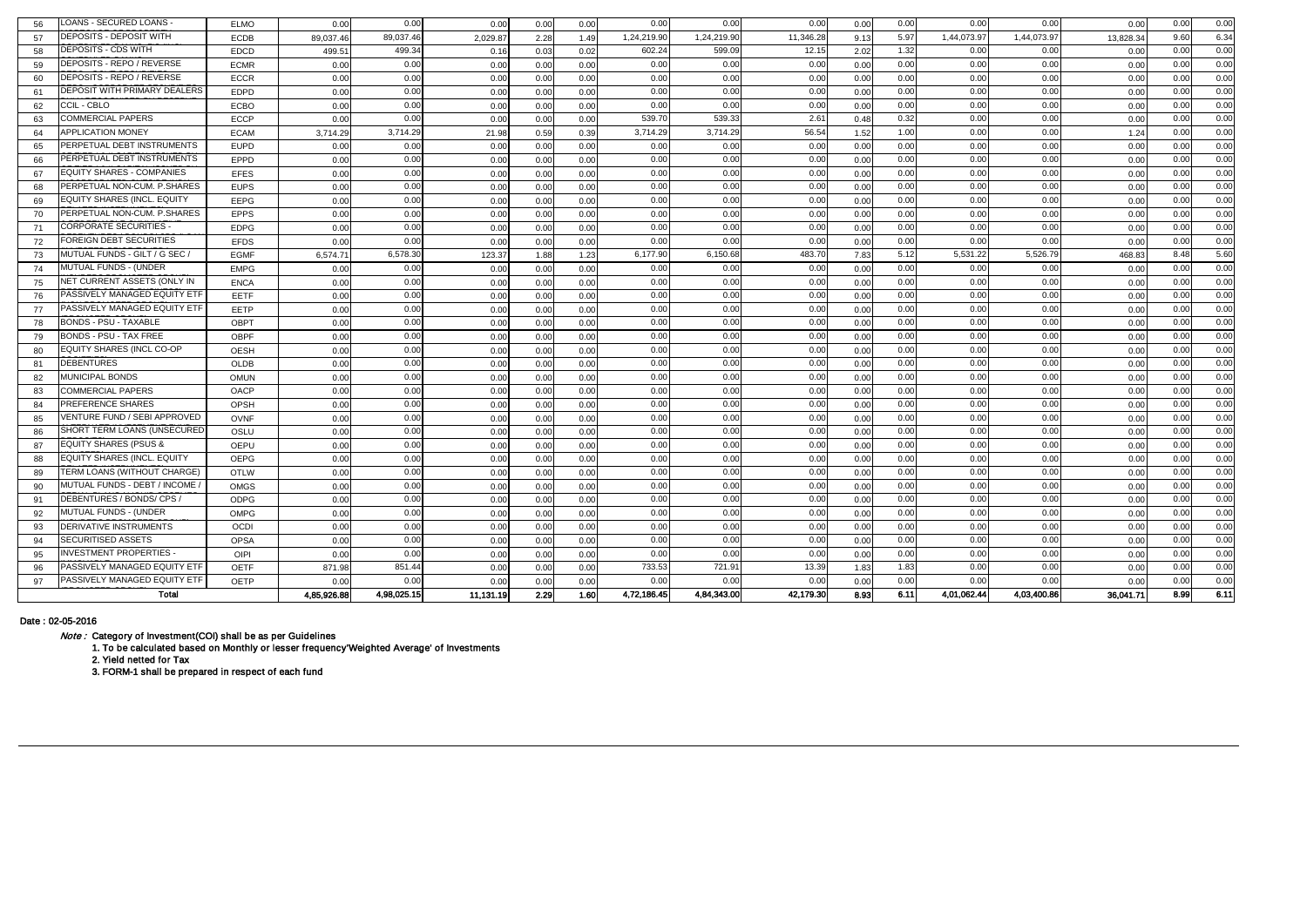| 56 | LOANS - SECURED LOANS - | ELMO | 0.00 | 0.00 | 0.00 | 0.00 | 0.00 | 0.00 | 0.00 | 0.00 | 0.00 | 0.00 | 0.00 | 0.00 | 0.00 | 0.00 | 0.00 |
|---|---|---|---|---|---|---|---|---|---|---|---|---|---|---|---|---|---|
| 57 | DEPOSITS - DEPOSIT WITH | ECDB | 89,037.46 | 89,037.46 | 2,029.87 | 2.28 | 1.49 | 1,24,219.90 | 1,24,219.90 | 11,346.28 | 9.13 | 5.97 | 1,44,073.97 | 1,44,073.97 | 13,828.34 | 9.60 | 6.34 |
| 58 | DEPOSITS - CDS WITH | EDCD | 499.51 | 499.34 | 0.16 | 0.03 | 0.02 | 602.24 | 599.09 | 12.15 | 2.02 | 1.32 | 0.00 | 0.00 | 0.00 | 0.00 | 0.00 |
| 59 | DEPOSITS - REPO / REVERSE | ECMR | 0.00 | 0.00 | 0.00 | 0.00 | 0.00 | 0.00 | 0.00 | 0.00 | 0.00 | 0.00 | 0.00 | 0.00 | 0.00 | 0.00 | 0.00 |
| 60 | DEPOSITS - REPO / REVERSE | ECCR | 0.00 | 0.00 | 0.00 | 0.00 | 0.00 | 0.00 | 0.00 | 0.00 | 0.00 | 0.00 | 0.00 | 0.00 | 0.00 | 0.00 | 0.00 |
| 61 | DEPOSIT WITH PRIMARY DEALERS | EDPD | 0.00 | 0.00 | 0.00 | 0.00 | 0.00 | 0.00 | 0.00 | 0.00 | 0.00 | 0.00 | 0.00 | 0.00 | 0.00 | 0.00 | 0.00 |
| 62 | CCIL - CBLO | ECBO | 0.00 | 0.00 | 0.00 | 0.00 | 0.00 | 0.00 | 0.00 | 0.00 | 0.00 | 0.00 | 0.00 | 0.00 | 0.00 | 0.00 | 0.00 |
| 63 | COMMERCIAL PAPERS | ECCP | 0.00 | 0.00 | 0.00 | 0.00 | 0.00 | 539.70 | 539.33 | 2.61 | 0.48 | 0.32 | 0.00 | 0.00 | 0.00 | 0.00 | 0.00 |
| 64 | APPLICATION MONEY | ECAM | 3,714.29 | 3,714.29 | 21.98 | 0.59 | 0.39 | 3,714.29 | 3,714.29 | 56.54 | 1.52 | 1.00 | 0.00 | 0.00 | 1.24 | 0.00 | 0.00 |
| 65 | PERPETUAL DEBT INSTRUMENTS | EUPD | 0.00 | 0.00 | 0.00 | 0.00 | 0.00 | 0.00 | 0.00 | 0.00 | 0.00 | 0.00 | 0.00 | 0.00 | 0.00 | 0.00 | 0.00 |
| 66 | PERPETUAL DEBT INSTRUMENTS | EPPD | 0.00 | 0.00 | 0.00 | 0.00 | 0.00 | 0.00 | 0.00 | 0.00 | 0.00 | 0.00 | 0.00 | 0.00 | 0.00 | 0.00 | 0.00 |
| 67 | EQUITY SHARES - COMPANIES | EFES | 0.00 | 0.00 | 0.00 | 0.00 | 0.00 | 0.00 | 0.00 | 0.00 | 0.00 | 0.00 | 0.00 | 0.00 | 0.00 | 0.00 | 0.00 |
| 68 | PERPETUAL NON-CUM. P.SHARES | EUPS | 0.00 | 0.00 | 0.00 | 0.00 | 0.00 | 0.00 | 0.00 | 0.00 | 0.00 | 0.00 | 0.00 | 0.00 | 0.00 | 0.00 | 0.00 |
| 69 | EQUITY SHARES (INCL. EQUITY | EEPG | 0.00 | 0.00 | 0.00 | 0.00 | 0.00 | 0.00 | 0.00 | 0.00 | 0.00 | 0.00 | 0.00 | 0.00 | 0.00 | 0.00 | 0.00 |
| 70 | PERPETUAL NON-CUM. P.SHARES | EPPS | 0.00 | 0.00 | 0.00 | 0.00 | 0.00 | 0.00 | 0.00 | 0.00 | 0.00 | 0.00 | 0.00 | 0.00 | 0.00 | 0.00 | 0.00 |
| 71 | CORPORATE SECURITIES - | EDPG | 0.00 | 0.00 | 0.00 | 0.00 | 0.00 | 0.00 | 0.00 | 0.00 | 0.00 | 0.00 | 0.00 | 0.00 | 0.00 | 0.00 | 0.00 |
| 72 | FOREIGN DEBT SECURITIES | EFDS | 0.00 | 0.00 | 0.00 | 0.00 | 0.00 | 0.00 | 0.00 | 0.00 | 0.00 | 0.00 | 0.00 | 0.00 | 0.00 | 0.00 | 0.00 |
| 73 | MUTUAL FUNDS - GILT / G SEC / | EGMF | 6,574.71 | 6,578.30 | 123.37 | 1.88 | 1.23 | 6,177.90 | 6,150.68 | 483.70 | 7.83 | 5.12 | 5,531.22 | 5,526.79 | 468.83 | 8.48 | 5.60 |
| 74 | MUTUAL FUNDS - (UNDER | EMPG | 0.00 | 0.00 | 0.00 | 0.00 | 0.00 | 0.00 | 0.00 | 0.00 | 0.00 | 0.00 | 0.00 | 0.00 | 0.00 | 0.00 | 0.00 |
| 75 | NET CURRENT ASSETS (ONLY IN | ENCA | 0.00 | 0.00 | 0.00 | 0.00 | 0.00 | 0.00 | 0.00 | 0.00 | 0.00 | 0.00 | 0.00 | 0.00 | 0.00 | 0.00 | 0.00 |
| 76 | PASSIVELY MANAGED EQUITY ETF | EETF | 0.00 | 0.00 | 0.00 | 0.00 | 0.00 | 0.00 | 0.00 | 0.00 | 0.00 | 0.00 | 0.00 | 0.00 | 0.00 | 0.00 | 0.00 |
| 77 | PASSIVELY MANAGED EQUITY ETF | EETP | 0.00 | 0.00 | 0.00 | 0.00 | 0.00 | 0.00 | 0.00 | 0.00 | 0.00 | 0.00 | 0.00 | 0.00 | 0.00 | 0.00 | 0.00 |
| 78 | BONDS - PSU - TAXABLE | OBPT | 0.00 | 0.00 | 0.00 | 0.00 | 0.00 | 0.00 | 0.00 | 0.00 | 0.00 | 0.00 | 0.00 | 0.00 | 0.00 | 0.00 | 0.00 |
| 79 | BONDS - PSU - TAX FREE | OBPF | 0.00 | 0.00 | 0.00 | 0.00 | 0.00 | 0.00 | 0.00 | 0.00 | 0.00 | 0.00 | 0.00 | 0.00 | 0.00 | 0.00 | 0.00 |
| 80 | EQUITY SHARES (INCL CO-OP | OESH | 0.00 | 0.00 | 0.00 | 0.00 | 0.00 | 0.00 | 0.00 | 0.00 | 0.00 | 0.00 | 0.00 | 0.00 | 0.00 | 0.00 | 0.00 |
| 81 | DEBENTURES | OLDB | 0.00 | 0.00 | 0.00 | 0.00 | 0.00 | 0.00 | 0.00 | 0.00 | 0.00 | 0.00 | 0.00 | 0.00 | 0.00 | 0.00 | 0.00 |
| 82 | MUNICIPAL BONDS | OMUN | 0.00 | 0.00 | 0.00 | 0.00 | 0.00 | 0.00 | 0.00 | 0.00 | 0.00 | 0.00 | 0.00 | 0.00 | 0.00 | 0.00 | 0.00 |
| 83 | COMMERCIAL PAPERS | OACP | 0.00 | 0.00 | 0.00 | 0.00 | 0.00 | 0.00 | 0.00 | 0.00 | 0.00 | 0.00 | 0.00 | 0.00 | 0.00 | 0.00 | 0.00 |
| 84 | PREFERENCE SHARES | OPSH | 0.00 | 0.00 | 0.00 | 0.00 | 0.00 | 0.00 | 0.00 | 0.00 | 0.00 | 0.00 | 0.00 | 0.00 | 0.00 | 0.00 | 0.00 |
| 85 | VENTURE FUND / SEBI APPROVED | OVNF | 0.00 | 0.00 | 0.00 | 0.00 | 0.00 | 0.00 | 0.00 | 0.00 | 0.00 | 0.00 | 0.00 | 0.00 | 0.00 | 0.00 | 0.00 |
| 86 | SHORT TERM LOANS (UNSECURED | OSLU | 0.00 | 0.00 | 0.00 | 0.00 | 0.00 | 0.00 | 0.00 | 0.00 | 0.00 | 0.00 | 0.00 | 0.00 | 0.00 | 0.00 | 0.00 |
| 87 | EQUITY SHARES (PSUS & | OEPU | 0.00 | 0.00 | 0.00 | 0.00 | 0.00 | 0.00 | 0.00 | 0.00 | 0.00 | 0.00 | 0.00 | 0.00 | 0.00 | 0.00 | 0.00 |
| 88 | EQUITY SHARES (INCL. EQUITY | OEPG | 0.00 | 0.00 | 0.00 | 0.00 | 0.00 | 0.00 | 0.00 | 0.00 | 0.00 | 0.00 | 0.00 | 0.00 | 0.00 | 0.00 | 0.00 |
| 89 | TERM LOANS (WITHOUT CHARGE) | OTLW | 0.00 | 0.00 | 0.00 | 0.00 | 0.00 | 0.00 | 0.00 | 0.00 | 0.00 | 0.00 | 0.00 | 0.00 | 0.00 | 0.00 | 0.00 |
| 90 | MUTUAL FUNDS - DEBT / INCOME / | OMGS | 0.00 | 0.00 | 0.00 | 0.00 | 0.00 | 0.00 | 0.00 | 0.00 | 0.00 | 0.00 | 0.00 | 0.00 | 0.00 | 0.00 | 0.00 |
| 91 | DEBENTURES / BONDS/ CPS / | ODPG | 0.00 | 0.00 | 0.00 | 0.00 | 0.00 | 0.00 | 0.00 | 0.00 | 0.00 | 0.00 | 0.00 | 0.00 | 0.00 | 0.00 | 0.00 |
| 92 | MUTUAL FUNDS - (UNDER | OMPG | 0.00 | 0.00 | 0.00 | 0.00 | 0.00 | 0.00 | 0.00 | 0.00 | 0.00 | 0.00 | 0.00 | 0.00 | 0.00 | 0.00 | 0.00 |
| 93 | DERIVATIVE INSTRUMENTS | OCDI | 0.00 | 0.00 | 0.00 | 0.00 | 0.00 | 0.00 | 0.00 | 0.00 | 0.00 | 0.00 | 0.00 | 0.00 | 0.00 | 0.00 | 0.00 |
| 94 | SECURITISED ASSETS | OPSA | 0.00 | 0.00 | 0.00 | 0.00 | 0.00 | 0.00 | 0.00 | 0.00 | 0.00 | 0.00 | 0.00 | 0.00 | 0.00 | 0.00 | 0.00 |
| 95 | INVESTMENT PROPERTIES - | OIPI | 0.00 | 0.00 | 0.00 | 0.00 | 0.00 | 0.00 | 0.00 | 0.00 | 0.00 | 0.00 | 0.00 | 0.00 | 0.00 | 0.00 | 0.00 |
| 96 | PASSIVELY MANAGED EQUITY ETF | OETF | 871.98 | 851.44 | 0.00 | 0.00 | 0.00 | 733.53 | 721.91 | 13.39 | 1.83 | 1.83 | 0.00 | 0.00 | 0.00 | 0.00 | 0.00 |
| 97 | PASSIVELY MANAGED EQUITY ETF | OETP | 0.00 | 0.00 | 0.00 | 0.00 | 0.00 | 0.00 | 0.00 | 0.00 | 0.00 | 0.00 | 0.00 | 0.00 | 0.00 | 0.00 | 0.00 |
| | Total | | 4,85,926.88 | 4,98,025.15 | 11,131.19 | 2.29 | 1.60 | 4,72,186.45 | 4,84,343.00 | 42,179.30 | 8.93 | 6.11 | 4,01,062.44 | 4,03,400.86 | 36,041.71 | 8.99 | 6.11 |

Date : 02-05-2016

*Note :* Category of Investment(COI) shall be as per Guidelines

1. To be calculated based on Monthly or lesser frequency'Weighted Average' of Investments
2. Yield netted for Tax
3. FORM-1 shall be prepared in respect of each fund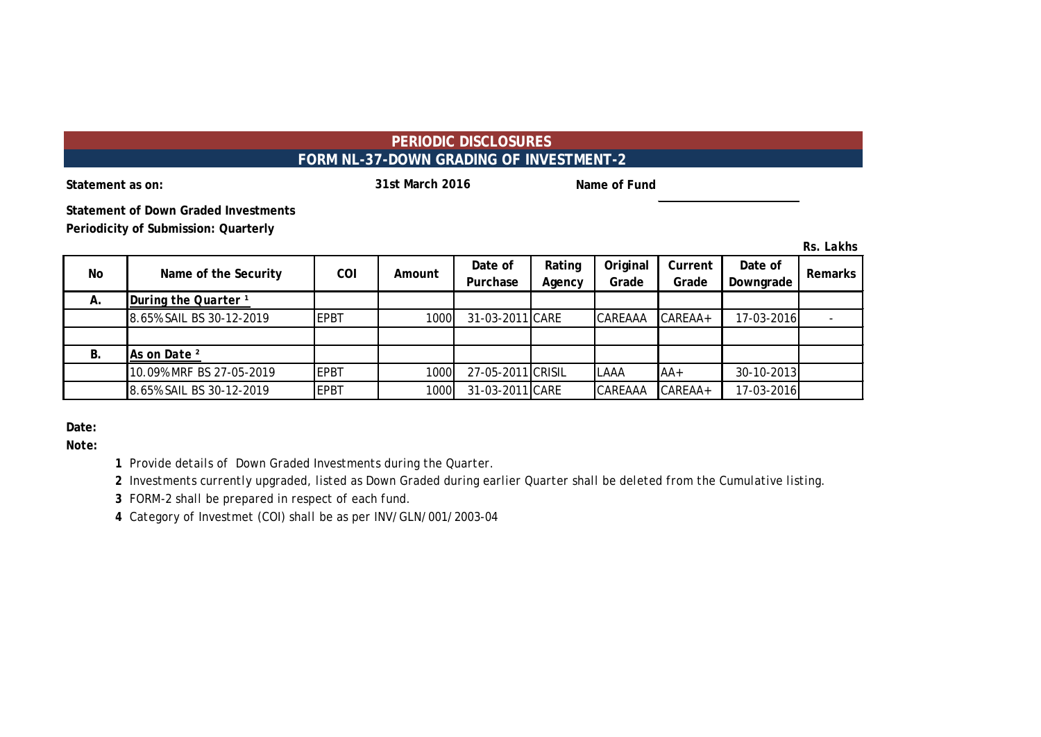# PERIODIC DISCLOSURES

## FORM NL-37-DOWN GRADING OF INVESTMENT-2

**Statement as on:** **31st March 2016** **Name of Fund**

**Statement of Down Graded Investments**

**Periodicity of Submission: Quarterly**

*Rs. Lakhs*

| No | Name of the Security | COI | Amount | Date of Purchase | Rating Agency | Original Grade | Current Grade | Date of Downgrade | Remarks |
|---|---|---|---|---|---|---|---|---|---|
| A. | During the Quarter [1] | | | | | | | | |
| | 8.65% SAIL BS 30-12-2019 | EPBT | 1000 | 31-03-2011 | CARE | CAREAAA | CAREAA+ | 17-03-2016 | - |
| | | | | | | | | | |
| B. | As on Date [2] | | | | | | | | |
| | 10.09% MRF BS 27-05-2019 | EPBT | 1000 | 27-05-2011 | CRISIL | LAAA | AA+ | 30-10-2013 | |
| | 8.65% SAIL BS 30-12-2019 | EPBT | 1000 | 31-03-2011 | CARE | CAREAAA | CAREAA+ | 17-03-2016 | |

**Date:**

**Note:**

1. Provide details of Down Graded Investments during the Quarter.
2. Investments currently upgraded, listed as Down Graded during earlier Quarter shall be deleted from the Cumulative listing.
3. FORM-2 shall be prepared in respect of each fund.
4. Category of Investmet (COI) shall be as per INV/GLN/001/2003-04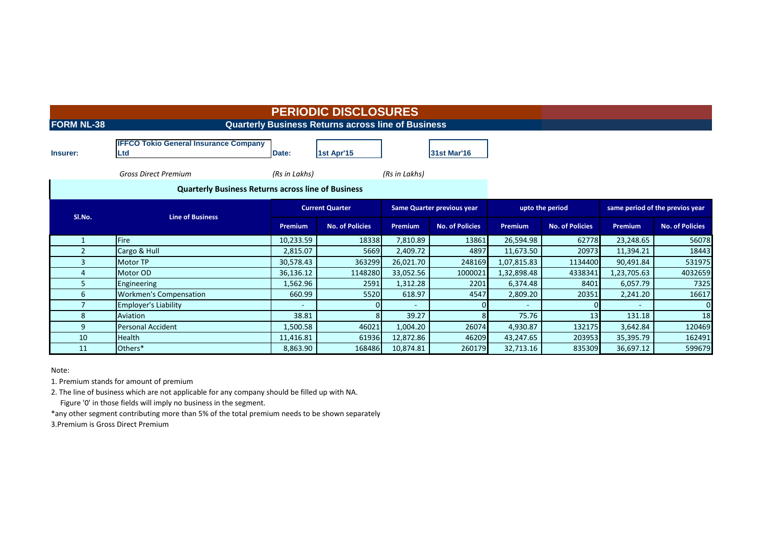# PERIODIC DISCLOSURES

**FORM NL-38** **Quarterly Business Returns across line of Business**

**Insurer:** **IFFCO Tokio General Insurance Company Ltd** **Date:** **1st Apr'15** **31st Mar'16**

*Gross Direct Premium* *(Rs in Lakhs)* *(Rs in Lakhs)*

**Quarterly Business Returns across line of Business**

| Sl.No. | Line of Business | Current Quarter | | Same Quarter previous year | | upto the period | | same period of the previos year | |
|---|---|---|---|---|---|---|---|---|---|
| | | Premium | No. of Policies | Premium | No. of Policies | Premium | No. of Policies | Premium | No. of Policies |
| 1 | Fire | 10,233.59 | 18338 | 7,810.89 | 13861 | 26,594.98 | 62778 | 23,248.65 | 56078 |
| 2 | Cargo & Hull | 2,815.07 | 5669 | 2,409.72 | 4897 | 11,673.50 | 20973 | 11,394.21 | 18443 |
| 3 | Motor TP | 30,578.43 | 363299 | 26,021.70 | 248169 | 1,07,815.83 | 1134400 | 90,491.84 | 531975 |
| 4 | Motor OD | 36,136.12 | 1148280 | 33,052.56 | 1000021 | 1,32,898.48 | 4338341 | 1,23,705.63 | 4032659 |
| 5 | Engineering | 1,562.96 | 2591 | 1,312.28 | 2201 | 6,374.48 | 8401 | 6,057.79 | 7325 |
| 6 | Workmen's Compensation | 660.99 | 5520 | 618.97 | 4547 | 2,809.20 | 20351 | 2,241.20 | 16617 |
| 7 | Employer's Liability | - | 0 | - | 0 | - | 0 | - | 0 |
| 8 | Aviation | 38.81 | 8 | 39.27 | 8 | 75.76 | 13 | 131.18 | 18 |
| 9 | Personal Accident | 1,500.58 | 46021 | 1,004.20 | 26074 | 4,930.87 | 132175 | 3,642.84 | 120469 |
| 10 | Health | 11,416.81 | 61936 | 12,872.86 | 46209 | 43,247.65 | 203953 | 35,395.79 | 162491 |
| 11 | Others* | 8,863.90 | 168486 | 10,874.81 | 260179 | 32,713.16 | 835309 | 36,697.12 | 599679 |

Note:

1. Premium stands for amount of premium
2. The line of business which are not applicable for any company should be filled up with NA.
   Figure '0' in those fields will imply no business in the segment.

*any other segment contributing more than 5% of the total premium needs to be shown separately

3.Premium is Gross Direct Premium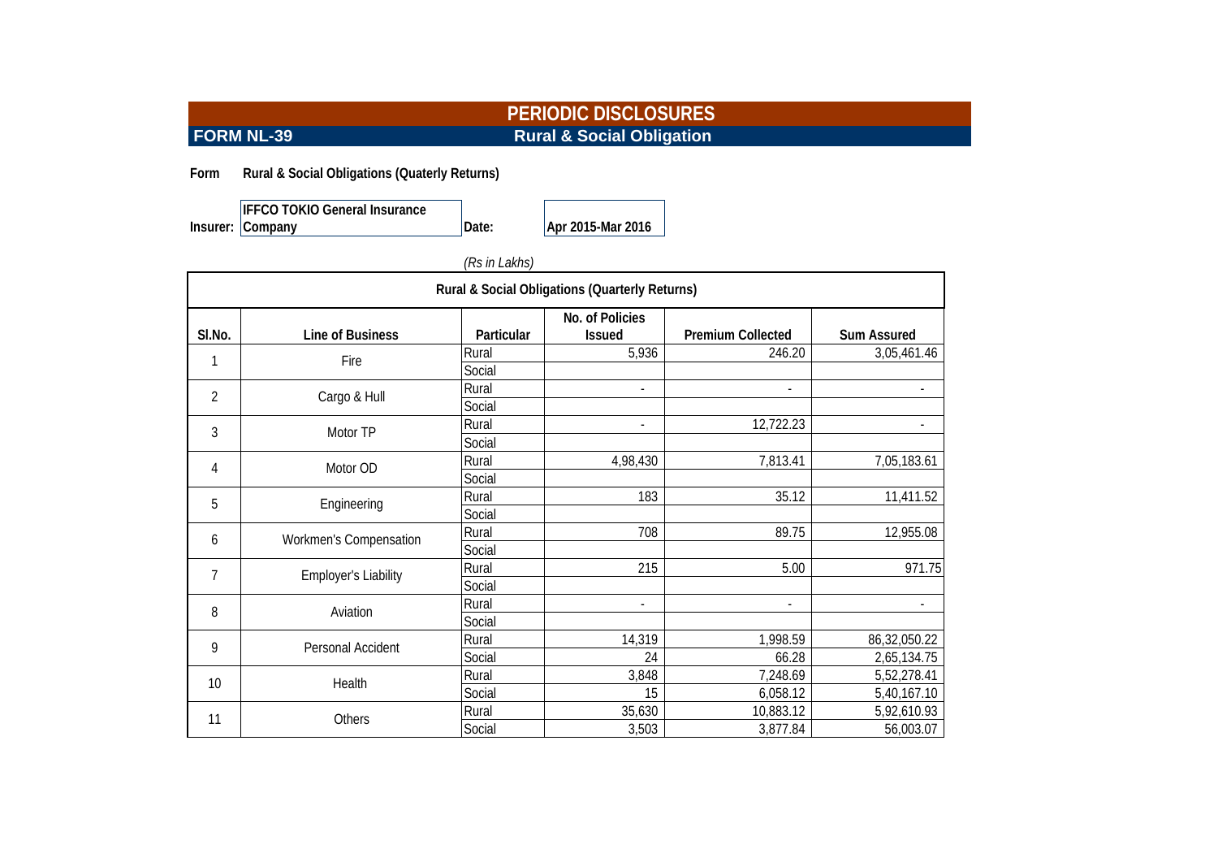# PERIODIC DISCLOSURES

## FORM NL-39 Rural & Social Obligation

**Form** **Rural & Social Obligations (Quaterly Returns)**

**Insurer:** **IFFCO TOKIO General Insurance Company** **Date:** **Apr 2015-Mar 2016**

*(Rs in Lakhs)*

**Rural & Social Obligations (Quarterly Returns)**

| Sl.No. | Line of Business | Particular | No. of Policies Issued | Premium Collected | Sum Assured |
|---|---|---|---|---|---|
| 1 | Fire | Rural | 5,936 | 246.20 | 3,05,461.46 |
| | | Social | | | |
| 2 | Cargo & Hull | Rural | - | - | - |
| | | Social | | | |
| 3 | Motor TP | Rural | - | 12,722.23 | - |
| | | Social | | | |
| 4 | Motor OD | Rural | 4,98,430 | 7,813.41 | 7,05,183.61 |
| | | Social | | | |
| 5 | Engineering | Rural | 183 | 35.12 | 11,411.52 |
| | | Social | | | |
| 6 | Workmen's Compensation | Rural | 708 | 89.75 | 12,955.08 |
| | | Social | | | |
| 7 | Employer's Liability | Rural | 215 | 5.00 | 971.75 |
| | | Social | | | |
| 8 | Aviation | Rural | - | - | - |
| | | Social | | | |
| 9 | Personal Accident | Rural | 14,319 | 1,998.59 | 86,32,050.22 |
| | | Social | 24 | 66.28 | 2,65,134.75 |
| 10 | Health | Rural | 3,848 | 7,248.69 | 5,52,278.41 |
| | | Social | 15 | 6,058.12 | 5,40,167.10 |
| 11 | Others | Rural | 35,630 | 10,883.12 | 5,92,610.93 |
| | | Social | 3,503 | 3,877.84 | 56,003.07 |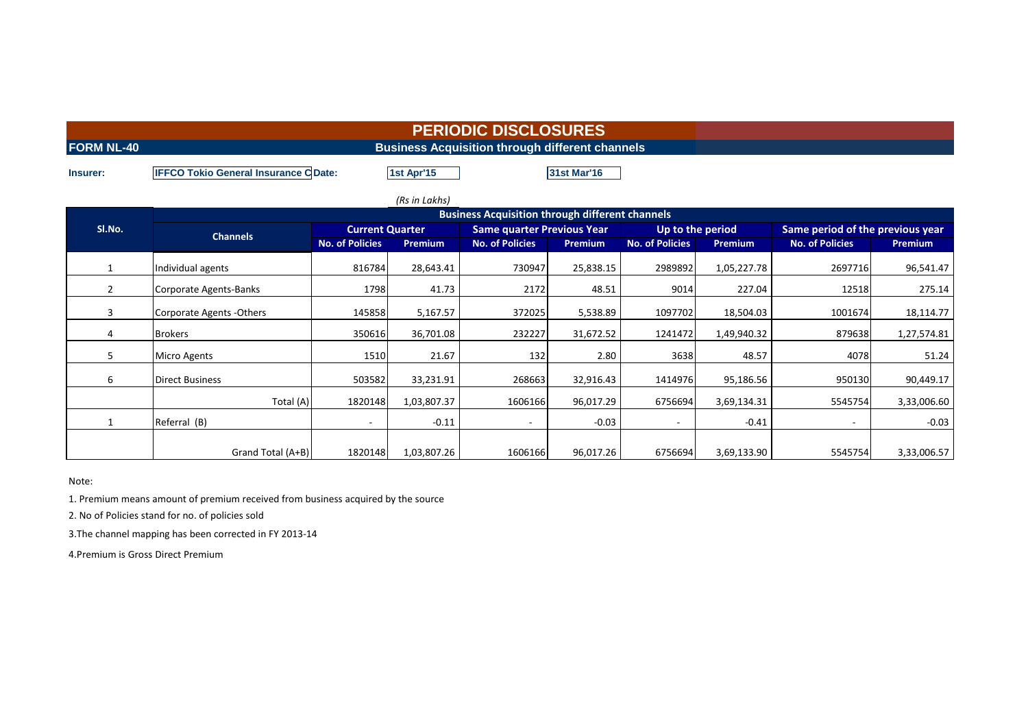# PERIODIC DISCLOSURES

**FORM NL-40** — **Business Acquisition through different channels**

**Insurer:** IFFCO Tokio General Insurance C **Date:** 1st Apr'15 31st Mar'16

*(Rs in Lakhs)*

| Sl.No. | Channels | Business Acquisition through different channels | | | | | | | |
|---|---|---|---|---|---|---|---|---|---|
| | | Current Quarter | | Same quarter Previous Year | | Up to the period | | Same period of the previous year | |
| | | No. of Policies | Premium | No. of Policies | Premium | No. of Policies | Premium | No. of Policies | Premium |
| 1 | Individual agents | 816784 | 28,643.41 | 730947 | 25,838.15 | 2989892 | 1,05,227.78 | 2697716 | 96,541.47 |
| 2 | Corporate Agents-Banks | 1798 | 41.73 | 2172 | 48.51 | 9014 | 227.04 | 12518 | 275.14 |
| 3 | Corporate Agents -Others | 145858 | 5,167.57 | 372025 | 5,538.89 | 1097702 | 18,504.03 | 1001674 | 18,114.77 |
| 4 | Brokers | 350616 | 36,701.08 | 232227 | 31,672.52 | 1241472 | 1,49,940.32 | 879638 | 1,27,574.81 |
| 5 | Micro Agents | 1510 | 21.67 | 132 | 2.80 | 3638 | 48.57 | 4078 | 51.24 |
| 6 | Direct Business | 503582 | 33,231.91 | 268663 | 32,916.43 | 1414976 | 95,186.56 | 950130 | 90,449.17 |
| | Total (A) | 1820148 | 1,03,807.37 | 1606166 | 96,017.29 | 6756694 | 3,69,134.31 | 5545754 | 3,33,006.60 |
| 1 | Referral (B) | - | -0.11 | - | -0.03 | - | -0.41 | - | -0.03 |
| | Grand Total (A+B) | 1820148 | 1,03,807.26 | 1606166 | 96,017.26 | 6756694 | 3,69,133.90 | 5545754 | 3,33,006.57 |

Note:

1. Premium means amount of premium received from business acquired by the source

2. No of Policies stand for no. of policies sold

3.The channel mapping has been corrected in FY 2013-14

4.Premium is Gross Direct Premium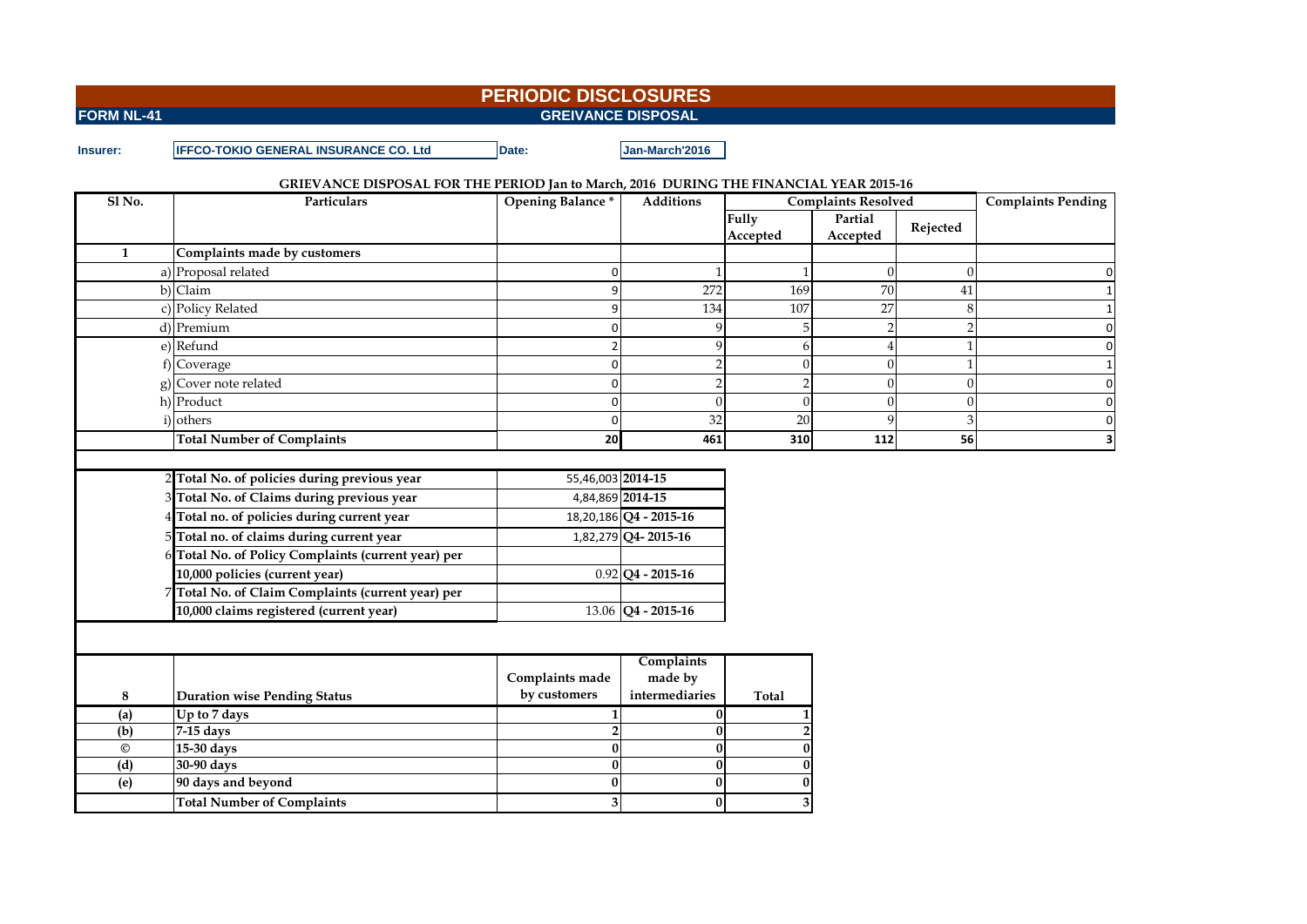# PERIODIC DISCLOSURES

**FORM NL-41** **GREIVANCE DISPOSAL**

**Insurer:** IFFCO-TOKIO GENERAL INSURANCE CO. Ltd **Date:** Jan-March'2016

**GRIEVANCE DISPOSAL FOR THE PERIOD Jan to March, 2016 DURING THE FINANCIAL YEAR 2015-16**

| Sl No. | Particulars | Opening Balance * | Additions | Complaints Resolved | | | Complaints Pending |
|---|---|---|---|---|---|---|---|
| | | | | Fully Accepted | Partial Accepted | Rejected | |
| 1 | **Complaints made by customers** | | | | | | |
| | a) Proposal related | 0 | 1 | 1 | 0 | 0 | 0 |
| | b) Claim | 9 | 272 | 169 | 70 | 41 | 1 |
| | c) Policy Related | 9 | 134 | 107 | 27 | 8 | 1 |
| | d) Premium | 0 | 9 | 5 | 2 | 2 | 0 |
| | e) Refund | 2 | 9 | 6 | 4 | 1 | 0 |
| | f) Coverage | 0 | 2 | 0 | 0 | 1 | 1 |
| | g) Cover note related | 0 | 2 | 2 | 0 | 0 | 0 |
| | h) Product | 0 | 0 | 0 | 0 | 0 | 0 |
| | i) others | 0 | 32 | 20 | 9 | 3 | 0 |
| | **Total Number of Complaints** | **20** | **461** | **310** | **112** | **56** | **3** |

| | | | |
|---|---|---|---|
| 2 | **Total No. of policies during previous year** | 55,46,003 | **2014-15** |
| 3 | **Total No. of Claims during previous year** | 4,84,869 | **2014-15** |
| 4 | **Total no. of policies during current year** | 18,20,186 | **Q4 - 2015-16** |
| 5 | **Total no. of claims during current year** | 1,82,279 | **Q4- 2015-16** |
| 6 | **Total No. of Policy Complaints (current year) per 10,000 policies (current year)** | 0.92 | **Q4 - 2015-16** |
| 7 | **Total No. of Claim Complaints (current year) per 10,000 claims registered (current year)** | 13.06 | **Q4 - 2015-16** |

| 8 | Duration wise Pending Status | Complaints made by customers | Complaints made by intermediaries | Total |
|---|---|---|---|---|
| (a) | Up to 7 days | 1 | 0 | 1 |
| (b) | 7-15 days | 2 | 0 | 2 |
| © | 15-30 days | 0 | 0 | 0 |
| (d) | 30-90 days | 0 | 0 | 0 |
| (e) | 90 days and beyond | 0 | 0 | 0 |
| | **Total Number of Complaints** | **3** | **0** | **3** |